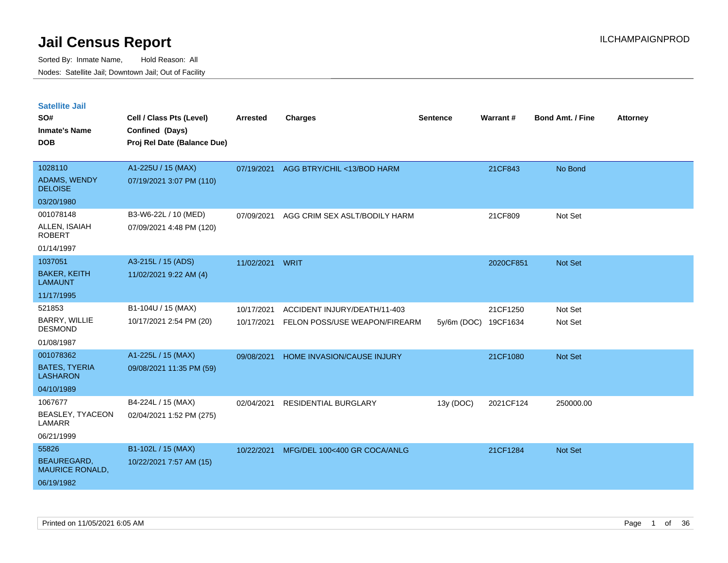# Jail Census Report

ILCHAMPAIGNPROD

Sorted By: Inmate Name, Hold Reason: All

Nodes: Satellite Jail; Downtown Jail; Out of Facility

## Satellite Jail

| SO# / Inmate's Name / DOB | Cell / Class Pts (Level) / Confined (Days) / Proj Rel Date (Balance Due) | Arrested | Charges | Sentence | Warrant # | Bond Amt. / Fine | Attorney |
|---|---|---|---|---|---|---|---|
| 1028110<br>ADAMS, WENDY DELOISE<br>03/20/1980 | A1-225U / 15 (MAX)<br>07/19/2021 3:07 PM (110) | 07/19/2021 | AGG BTRY/CHIL <13/BOD HARM | | 21CF843 | No Bond | |
| 001078148<br>ALLEN, ISAIAH ROBERT<br>01/14/1997 | B3-W6-22L / 10 (MED)<br>07/09/2021 4:48 PM (120) | 07/09/2021 | AGG CRIM SEX ASLT/BODILY HARM | | 21CF809 | Not Set | |
| 1037051<br>BAKER, KEITH LAMAUNT<br>11/17/1995 | A3-215L / 15 (ADS)<br>11/02/2021 9:22 AM (4) | 11/02/2021 | WRIT | | 2020CF851 | Not Set | |
| 521853<br>BARRY, WILLIE DESMOND<br>01/08/1987 | B1-104U / 15 (MAX)<br>10/17/2021 2:54 PM (20) | 10/17/2021 | ACCIDENT INJURY/DEATH/11-403 | | 21CF1250 | Not Set | |
| | | 10/17/2021 | FELON POSS/USE WEAPON/FIREARM | 5y/6m (DOC) | 19CF1634 | Not Set | |
| 001078362<br>BATES, TYERIA LASHARON<br>04/10/1989 | A1-225L / 15 (MAX)<br>09/08/2021 11:35 PM (59) | 09/08/2021 | HOME INVASION/CAUSE INJURY | | 21CF1080 | Not Set | |
| 1067677<br>BEASLEY, TYACEON LAMARR<br>06/21/1999 | B4-224L / 15 (MAX)<br>02/04/2021 1:52 PM (275) | 02/04/2021 | RESIDENTIAL BURGLARY | 13y (DOC) | 2021CF124 | 250000.00 | |
| 55826<br>BEAUREGARD, MAURICE RONALD,<br>06/19/1982 | B1-102L / 15 (MAX)<br>10/22/2021 7:57 AM (15) | 10/22/2021 | MFG/DEL 100<400 GR COCA/ANLG | | 21CF1284 | Not Set | |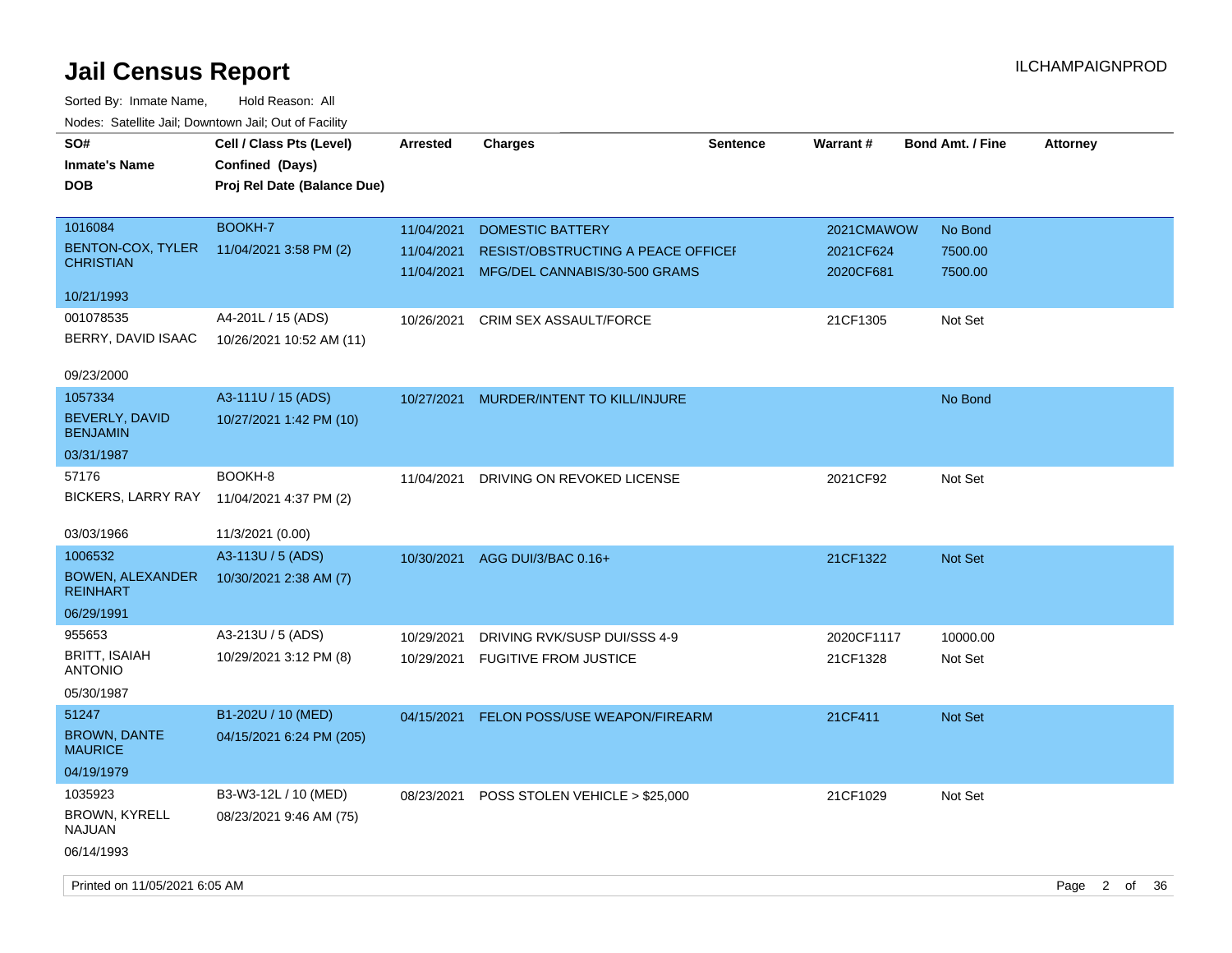# Jail Census Report

ILCHAMPAIGNPROD

Sorted By: Inmate Name, Hold Reason: All

Nodes: Satellite Jail; Downtown Jail; Out of Facility

| SO# / Inmate's Name / DOB | Cell / Class Pts (Level) / Confined (Days) / Proj Rel Date (Balance Due) | Arrested | Charges | Sentence | Warrant # | Bond Amt. / Fine | Attorney |
|---|---|---|---|---|---|---|---|
| 1016084<br>BENTON-COX, TYLER CHRISTIAN<br>10/21/1993 | BOOKH-7<br>11/04/2021 3:58 PM (2) | 11/04/2021<br>11/04/2021<br>11/04/2021 | DOMESTIC BATTERY<br>RESIST/OBSTRUCTING A PEACE OFFICEI<br>MFG/DEL CANNABIS/30-500 GRAMS | | 2021CMAWOW<br>2021CF624<br>2020CF681 | No Bond<br>7500.00<br>7500.00 | |
| 001078535<br>BERRY, DAVID ISAAC<br>09/23/2000 | A4-201L / 15 (ADS)<br>10/26/2021 10:52 AM (11) | 10/26/2021 | CRIM SEX ASSAULT/FORCE | | 21CF1305 | Not Set | |
| 1057334<br>BEVERLY, DAVID BENJAMIN<br>03/31/1987 | A3-111U / 15 (ADS)<br>10/27/2021 1:42 PM (10) | 10/27/2021 | MURDER/INTENT TO KILL/INJURE | | | No Bond | |
| 57176<br>BICKERS, LARRY RAY<br>03/03/1966 | BOOKH-8<br>11/04/2021 4:37 PM (2)<br>11/3/2021 (0.00) | 11/04/2021 | DRIVING ON REVOKED LICENSE | | 2021CF92 | Not Set | |
| 1006532<br>BOWEN, ALEXANDER REINHART<br>06/29/1991 | A3-113U / 5 (ADS)<br>10/30/2021 2:38 AM (7) | 10/30/2021 | AGG DUI/3/BAC 0.16+ | | 21CF1322 | Not Set | |
| 955653<br>BRITT, ISAIAH ANTONIO<br>05/30/1987 | A3-213U / 5 (ADS)<br>10/29/2021 3:12 PM (8) | 10/29/2021<br>10/29/2021 | DRIVING RVK/SUSP DUI/SSS 4-9<br>FUGITIVE FROM JUSTICE | | 2020CF1117<br>21CF1328 | 10000.00<br>Not Set | |
| 51247<br>BROWN, DANTE MAURICE<br>04/19/1979 | B1-202U / 10 (MED)<br>04/15/2021 6:24 PM (205) | 04/15/2021 | FELON POSS/USE WEAPON/FIREARM | | 21CF411 | Not Set | |
| 1035923<br>BROWN, KYRELL NAJUAN<br>06/14/1993 | B3-W3-12L / 10 (MED)<br>08/23/2021 9:46 AM (75) | 08/23/2021 | POSS STOLEN VEHICLE > $25,000 | | 21CF1029 | Not Set | |

Printed on 11/05/2021 6:05 AM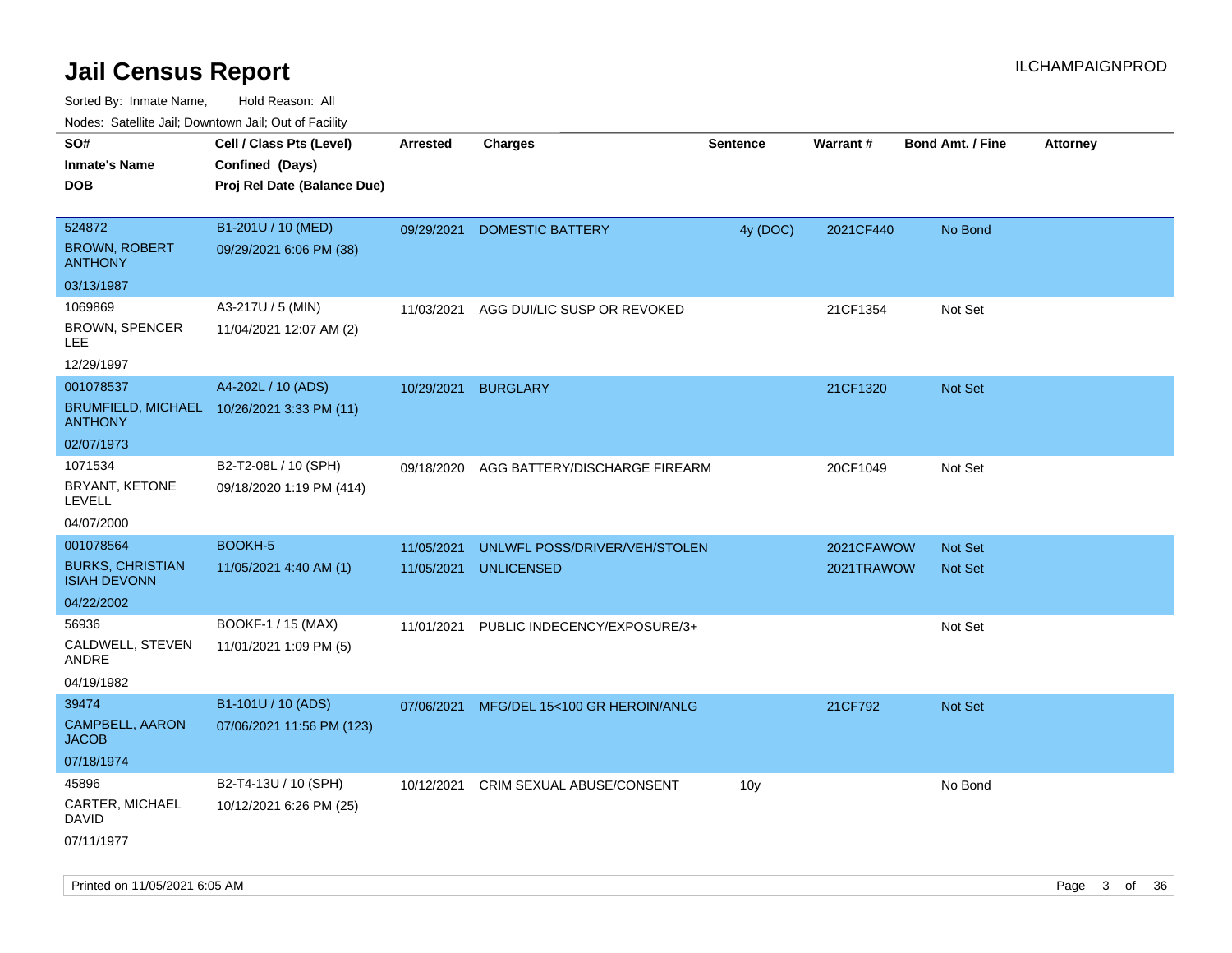# Jail Census Report

ILCHAMPAIGNPROD

Sorted By: Inmate Name, Hold Reason: All

Nodes: Satellite Jail; Downtown Jail; Out of Facility

| SO# / Inmate's Name / DOB | Cell / Class Pts (Level) / Confined (Days) / Proj Rel Date (Balance Due) | Arrested | Charges | Sentence | Warrant # | Bond Amt. / Fine | Attorney |
|---|---|---|---|---|---|---|---|
| 524872 BROWN, ROBERT ANTHONY 03/13/1987 | B1-201U / 10 (MED) 09/29/2021 6:06 PM (38) | 09/29/2021 | DOMESTIC BATTERY | 4y (DOC) | 2021CF440 | No Bond | |
| 1069869 BROWN, SPENCER LEE 12/29/1997 | A3-217U / 5 (MIN) 11/04/2021 12:07 AM (2) | 11/03/2021 | AGG DUI/LIC SUSP OR REVOKED | | 21CF1354 | Not Set | |
| 001078537 BRUMFIELD, MICHAEL ANTHONY 02/07/1973 | A4-202L / 10 (ADS) 10/26/2021 3:33 PM (11) | 10/29/2021 | BURGLARY | | 21CF1320 | Not Set | |
| 1071534 BRYANT, KETONE LEVELL 04/07/2000 | B2-T2-08L / 10 (SPH) 09/18/2020 1:19 PM (414) | 09/18/2020 | AGG BATTERY/DISCHARGE FIREARM | | 20CF1049 | Not Set | |
| 001078564 BURKS, CHRISTIAN ISIAH DEVONN 04/22/2002 | BOOKH-5 11/05/2021 4:40 AM (1) | 11/05/2021 | UNLWFL POSS/DRIVER/VEH/STOLEN | | 2021CFAWOW | Not Set | |
| | | 11/05/2021 | UNLICENSED | | 2021TRAWOW | Not Set | |
| 56936 CALDWELL, STEVEN ANDRE 04/19/1982 | BOOKF-1 / 15 (MAX) 11/01/2021 1:09 PM (5) | 11/01/2021 | PUBLIC INDECENCY/EXPOSURE/3+ | | | Not Set | |
| 39474 CAMPBELL, AARON JACOB 07/18/1974 | B1-101U / 10 (ADS) 07/06/2021 11:56 PM (123) | 07/06/2021 | MFG/DEL 15<100 GR HEROIN/ANLG | | 21CF792 | Not Set | |
| 45896 CARTER, MICHAEL DAVID 07/11/1977 | B2-T4-13U / 10 (SPH) 10/12/2021 6:26 PM (25) | 10/12/2021 | CRIM SEXUAL ABUSE/CONSENT | 10y | | No Bond | |

Printed on 11/05/2021 6:05 AM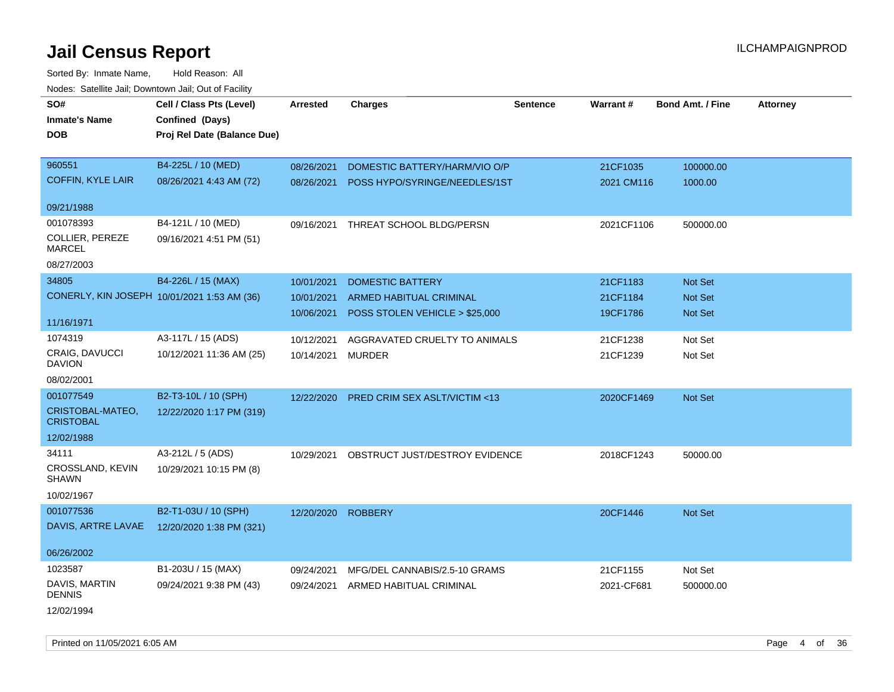# Jail Census Report

ILCHAMPAIGNPROD

Sorted By: Inmate Name, Hold Reason: All

Nodes: Satellite Jail; Downtown Jail; Out of Facility

| SO# / Inmate's Name / DOB | Cell / Class Pts (Level) / Confined (Days) / Proj Rel Date (Balance Due) | Arrested | Charges | Sentence | Warrant # | Bond Amt. / Fine | Attorney |
|---|---|---|---|---|---|---|---|
| 960551<br>COFFIN, KYLE LAIR<br>09/21/1988 | B4-225L / 10 (MED)<br>08/26/2021 4:43 AM (72) | 08/26/2021<br>08/26/2021 | DOMESTIC BATTERY/HARM/VIO O/P<br>POSS HYPO/SYRINGE/NEEDLES/1ST | | 21CF1035<br>2021 CM116 | 100000.00<br>1000.00 | |
| 001078393<br>COLLIER, PEREZE MARCEL<br>08/27/2003 | B4-121L / 10 (MED)<br>09/16/2021 4:51 PM (51) | 09/16/2021 | THREAT SCHOOL BLDG/PERSN | | 2021CF1106 | 500000.00 | |
| 34805<br>CONERLY, KIN JOSEPH<br>11/16/1971 | B4-226L / 15 (MAX)<br>10/01/2021 1:53 AM (36) | 10/01/2021<br>10/01/2021<br>10/06/2021 | DOMESTIC BATTERY<br>ARMED HABITUAL CRIMINAL<br>POSS STOLEN VEHICLE > $25,000 | | 21CF1183<br>21CF1184<br>19CF1786 | Not Set<br>Not Set<br>Not Set | |
| 1074319<br>CRAIG, DAVUCCI DAVION<br>08/02/2001 | A3-117L / 15 (ADS)<br>10/12/2021 11:36 AM (25) | 10/12/2021<br>10/14/2021 | AGGRAVATED CRUELTY TO ANIMALS<br>MURDER | | 21CF1238<br>21CF1239 | Not Set<br>Not Set | |
| 001077549<br>CRISTOBAL-MATEO, CRISTOBAL<br>12/02/1988 | B2-T3-10L / 10 (SPH)<br>12/22/2020 1:17 PM (319) | 12/22/2020 | PRED CRIM SEX ASLT/VICTIM <13 | | 2020CF1469 | Not Set | |
| 34111<br>CROSSLAND, KEVIN SHAWN<br>10/02/1967 | A3-212L / 5 (ADS)<br>10/29/2021 10:15 PM (8) | 10/29/2021 | OBSTRUCT JUST/DESTROY EVIDENCE | | 2018CF1243 | 50000.00 | |
| 001077536<br>DAVIS, ARTRE LAVAE<br>06/26/2002 | B2-T1-03U / 10 (SPH)<br>12/20/2020 1:38 PM (321) | 12/20/2020 | ROBBERY | | 20CF1446 | Not Set | |
| 1023587<br>DAVIS, MARTIN DENNIS<br>12/02/1994 | B1-203U / 15 (MAX)<br>09/24/2021 9:38 PM (43) | 09/24/2021<br>09/24/2021 | MFG/DEL CANNABIS/2.5-10 GRAMS<br>ARMED HABITUAL CRIMINAL | | 21CF1155<br>2021-CF681 | Not Set<br>500000.00 | |

Printed on 11/05/2021 6:05 AM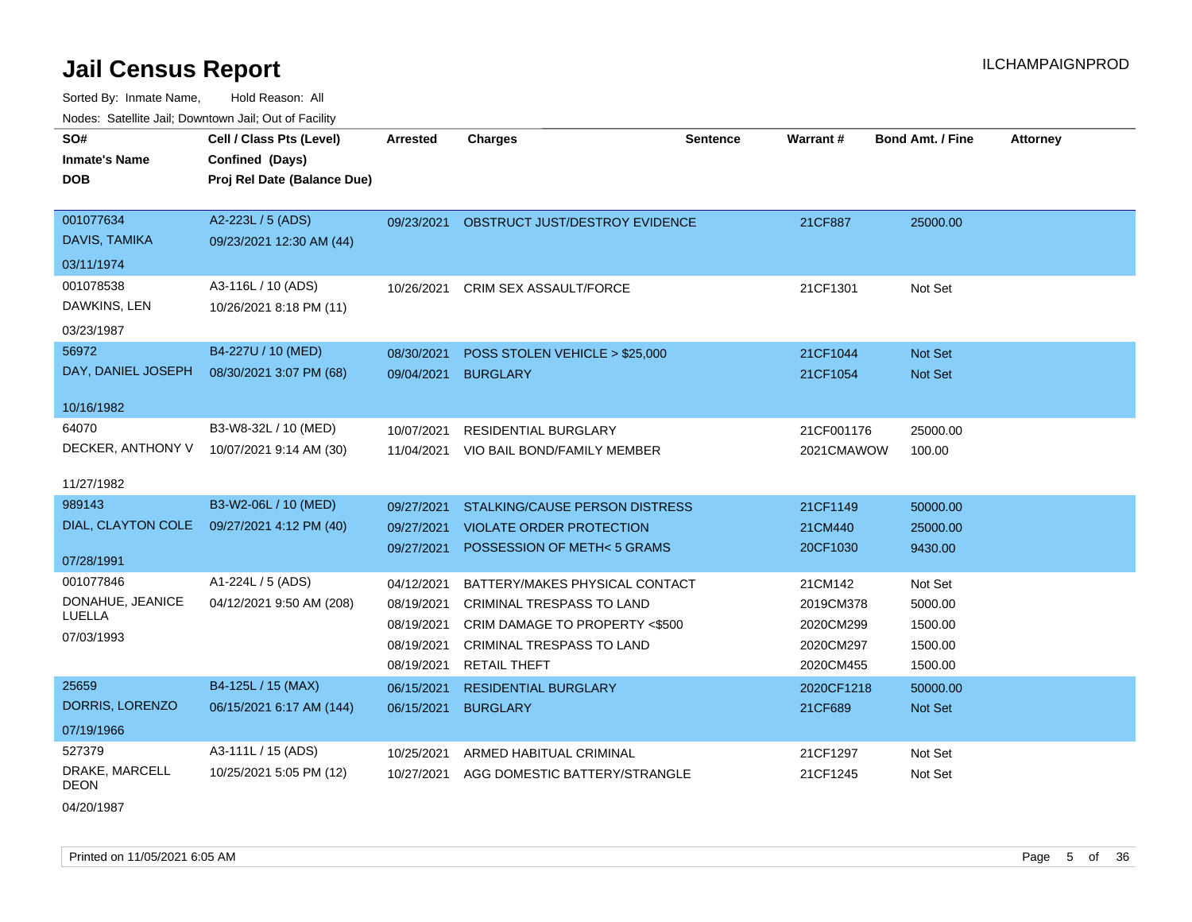# Jail Census Report

ILCHAMPAIGNPROD

Sorted By: Inmate Name, Hold Reason: All

Nodes: Satellite Jail; Downtown Jail; Out of Facility

| SO# / Inmate's Name / DOB | Cell / Class Pts (Level) / Confined (Days) / Proj Rel Date (Balance Due) | Arrested | Charges | Sentence | Warrant # | Bond Amt. / Fine | Attorney |
|---|---|---|---|---|---|---|---|
| 001077634 DAVIS, TAMIKA 03/11/1974 | A2-223L / 5 (ADS) 09/23/2021 12:30 AM (44) | 09/23/2021 | OBSTRUCT JUST/DESTROY EVIDENCE | | 21CF887 | 25000.00 | |
| 001078538 DAWKINS, LEN 03/23/1987 | A3-116L / 10 (ADS) 10/26/2021 8:18 PM (11) | 10/26/2021 | CRIM SEX ASSAULT/FORCE | | 21CF1301 | Not Set | |
| 56972 DAY, DANIEL JOSEPH 10/16/1982 | B4-227U / 10 (MED) 08/30/2021 3:07 PM (68) | 08/30/2021 | POSS STOLEN VEHICLE > $25,000 | | 21CF1044 | Not Set | |
| | | 09/04/2021 | BURGLARY | | 21CF1054 | Not Set | |
| 64070 DECKER, ANTHONY V 11/27/1982 | B3-W8-32L / 10 (MED) 10/07/2021 9:14 AM (30) | 10/07/2021 | RESIDENTIAL BURGLARY | | 21CF001176 | 25000.00 | |
| | | 11/04/2021 | VIO BAIL BOND/FAMILY MEMBER | | 2021CMAWOW | 100.00 | |
| 989143 DIAL, CLAYTON COLE 07/28/1991 | B3-W2-06L / 10 (MED) 09/27/2021 4:12 PM (40) | 09/27/2021 | STALKING/CAUSE PERSON DISTRESS | | 21CF1149 | 50000.00 | |
| | | 09/27/2021 | VIOLATE ORDER PROTECTION | | 21CM440 | 25000.00 | |
| | | 09/27/2021 | POSSESSION OF METH< 5 GRAMS | | 20CF1030 | 9430.00 | |
| 001077846 DONAHUE, JEANICE LUELLA 07/03/1993 | A1-224L / 5 (ADS) 04/12/2021 9:50 AM (208) | 04/12/2021 | BATTERY/MAKES PHYSICAL CONTACT | | 21CM142 | Not Set | |
| | | 08/19/2021 | CRIMINAL TRESPASS TO LAND | | 2019CM378 | 5000.00 | |
| | | 08/19/2021 | CRIM DAMAGE TO PROPERTY <$500 | | 2020CM299 | 1500.00 | |
| | | 08/19/2021 | CRIMINAL TRESPASS TO LAND | | 2020CM297 | 1500.00 | |
| | | 08/19/2021 | RETAIL THEFT | | 2020CM455 | 1500.00 | |
| 25659 DORRIS, LORENZO 07/19/1966 | B4-125L / 15 (MAX) 06/15/2021 6:17 AM (144) | 06/15/2021 | RESIDENTIAL BURGLARY | | 2020CF1218 | 50000.00 | |
| | | 06/15/2021 | BURGLARY | | 21CF689 | Not Set | |
| 527379 DRAKE, MARCELL DEON 04/20/1987 | A3-111L / 15 (ADS) 10/25/2021 5:05 PM (12) | 10/25/2021 | ARMED HABITUAL CRIMINAL | | 21CF1297 | Not Set | |
| | | 10/27/2021 | AGG DOMESTIC BATTERY/STRANGLE | | 21CF1245 | Not Set | |

Printed on 11/05/2021 6:05 AM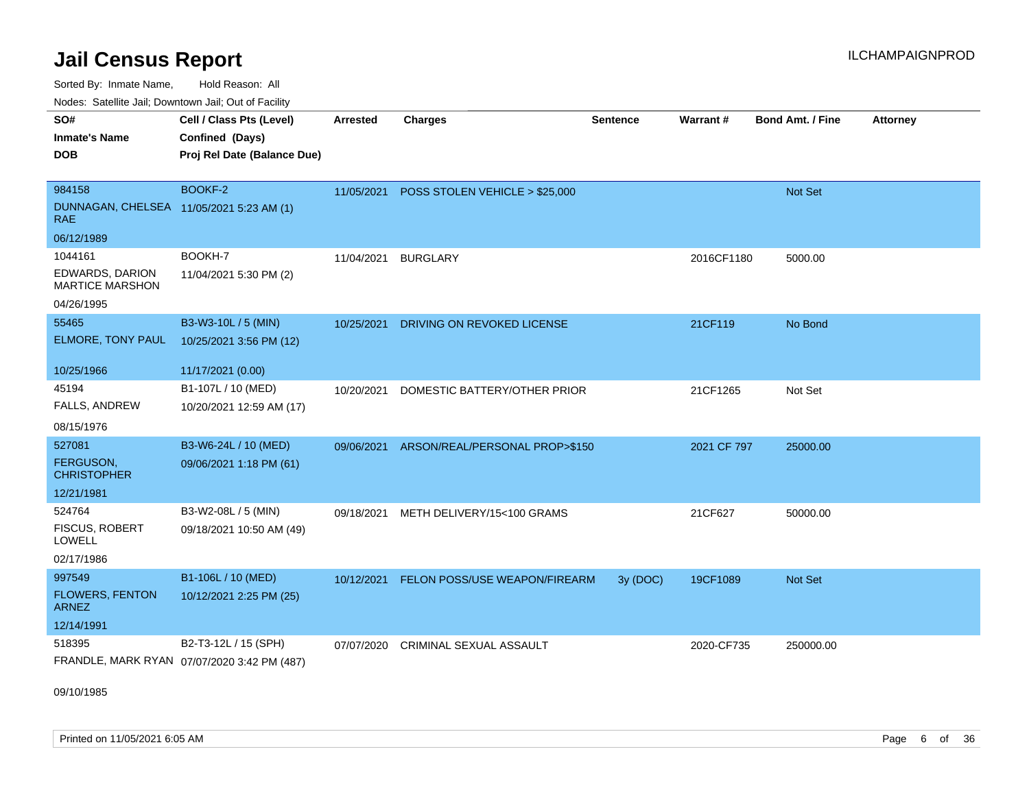# Jail Census Report

ILCHAMPAIGNPROD

Sorted By: Inmate Name, Hold Reason: All

Nodes: Satellite Jail; Downtown Jail; Out of Facility

| SO# / Inmate's Name / DOB | Cell / Class Pts (Level) / Confined (Days) / Proj Rel Date (Balance Due) | Arrested | Charges | Sentence | Warrant # | Bond Amt. / Fine | Attorney |
|---|---|---|---|---|---|---|---|
| 984158 DUNNAGAN, CHELSEA RAE 06/12/1989 | BOOKF-2 11/05/2021 5:23 AM (1) | 11/05/2021 | POSS STOLEN VEHICLE > $25,000 | | | Not Set | |
| 1044161 EDWARDS, DARION MARTICE MARSHON 04/26/1995 | BOOKH-7 11/04/2021 5:30 PM (2) | 11/04/2021 | BURGLARY | | 2016CF1180 | 5000.00 | |
| 55465 ELMORE, TONY PAUL 10/25/1966 | B3-W3-10L / 5 (MIN) 10/25/2021 3:56 PM (12) 11/17/2021 (0.00) | 10/25/2021 | DRIVING ON REVOKED LICENSE | | 21CF119 | No Bond | |
| 45194 FALLS, ANDREW 08/15/1976 | B1-107L / 10 (MED) 10/20/2021 12:59 AM (17) | 10/20/2021 | DOMESTIC BATTERY/OTHER PRIOR | | 21CF1265 | Not Set | |
| 527081 FERGUSON, CHRISTOPHER 12/21/1981 | B3-W6-24L / 10 (MED) 09/06/2021 1:18 PM (61) | 09/06/2021 | ARSON/REAL/PERSONAL PROP>$150 | | 2021 CF 797 | 25000.00 | |
| 524764 FISCUS, ROBERT LOWELL 02/17/1986 | B3-W2-08L / 5 (MIN) 09/18/2021 10:50 AM (49) | 09/18/2021 | METH DELIVERY/15<100 GRAMS | | 21CF627 | 50000.00 | |
| 997549 FLOWERS, FENTON ARNEZ 12/14/1991 | B1-106L / 10 (MED) 10/12/2021 2:25 PM (25) | 10/12/2021 | FELON POSS/USE WEAPON/FIREARM | 3y (DOC) | 19CF1089 | Not Set | |
| 518395 FRANDLE, MARK RYAN 09/10/1985 | B2-T3-12L / 15 (SPH) 07/07/2020 3:42 PM (487) | 07/07/2020 | CRIMINAL SEXUAL ASSAULT | | 2020-CF735 | 250000.00 | |

Printed on 11/05/2021 6:05 AM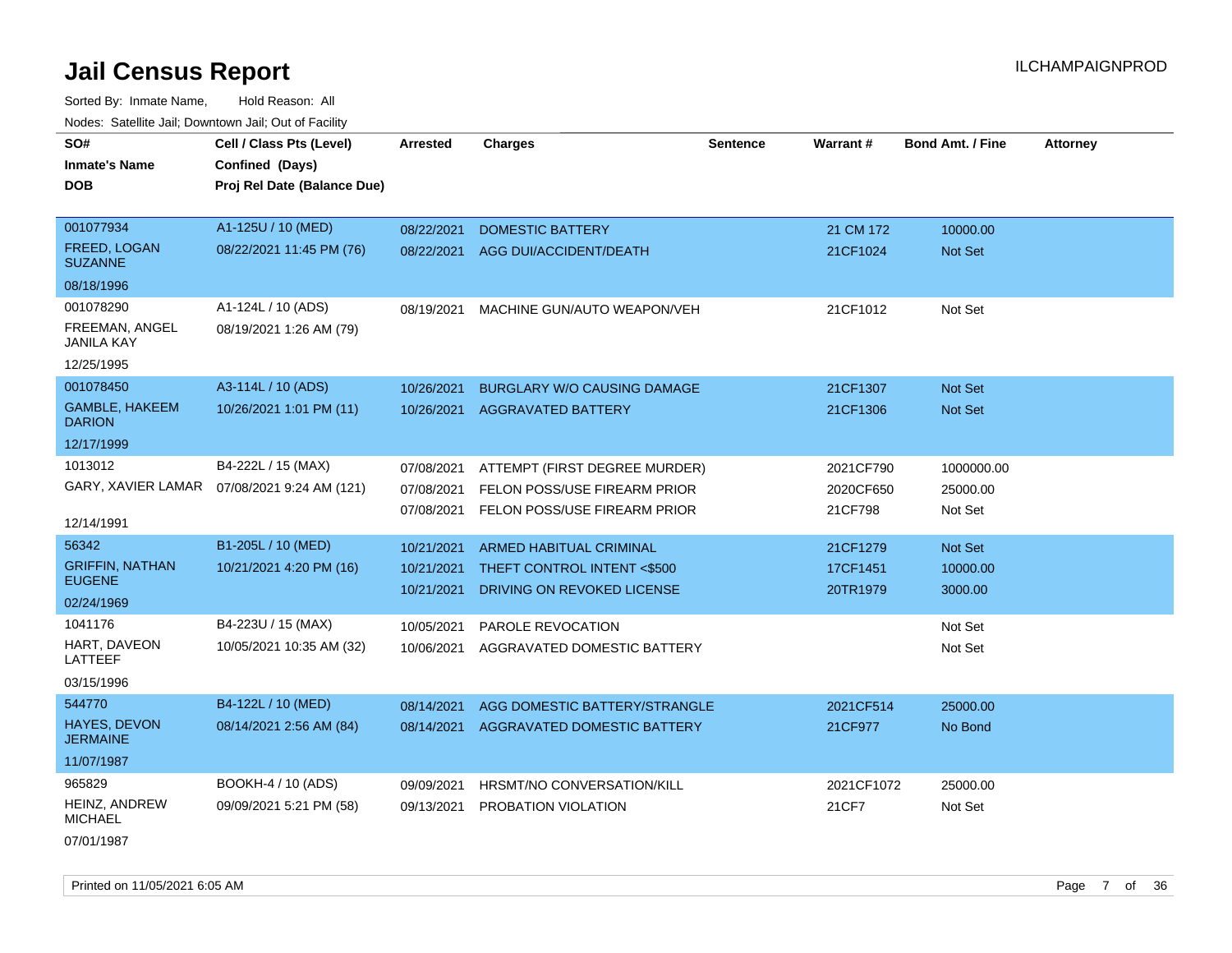# Jail Census Report

ILCHAMPAIGNPROD

Sorted By: Inmate Name, Hold Reason: All

Nodes: Satellite Jail; Downtown Jail; Out of Facility

| SO# / Inmate's Name / DOB | Cell / Class Pts (Level) / Confined (Days) / Proj Rel Date (Balance Due) | Arrested | Charges | Sentence | Warrant # | Bond Amt. / Fine | Attorney |
|---|---|---|---|---|---|---|---|
| 001077934 | A1-125U / 10 (MED) | 08/22/2021 | DOMESTIC BATTERY | | 21 CM 172 | 10000.00 | |
| FREED, LOGAN SUZANNE | 08/22/2021 11:45 PM (76) | 08/22/2021 | AGG DUI/ACCIDENT/DEATH | | 21CF1024 | Not Set | |
| 08/18/1996 | | | | | | | |
| 001078290 | A1-124L / 10 (ADS) | 08/19/2021 | MACHINE GUN/AUTO WEAPON/VEH | | 21CF1012 | Not Set | |
| FREEMAN, ANGEL JANILA KAY | 08/19/2021 1:26 AM (79) | | | | | | |
| 12/25/1995 | | | | | | | |
| 001078450 | A3-114L / 10 (ADS) | 10/26/2021 | BURGLARY W/O CAUSING DAMAGE | | 21CF1307 | Not Set | |
| GAMBLE, HAKEEM DARION | 10/26/2021 1:01 PM (11) | 10/26/2021 | AGGRAVATED BATTERY | | 21CF1306 | Not Set | |
| 12/17/1999 | | | | | | | |
| 1013012 | B4-222L / 15 (MAX) | 07/08/2021 | ATTEMPT (FIRST DEGREE MURDER) | | 2021CF790 | 1000000.00 | |
| GARY, XAVIER LAMAR | 07/08/2021 9:24 AM (121) | 07/08/2021 | FELON POSS/USE FIREARM PRIOR | | 2020CF650 | 25000.00 | |
| 12/14/1991 | | 07/08/2021 | FELON POSS/USE FIREARM PRIOR | | 21CF798 | Not Set | |
| 56342 | B1-205L / 10 (MED) | 10/21/2021 | ARMED HABITUAL CRIMINAL | | 21CF1279 | Not Set | |
| GRIFFIN, NATHAN EUGENE | 10/21/2021 4:20 PM (16) | 10/21/2021 | THEFT CONTROL INTENT <$500 | | 17CF1451 | 10000.00 | |
| 02/24/1969 | | 10/21/2021 | DRIVING ON REVOKED LICENSE | | 20TR1979 | 3000.00 | |
| 1041176 | B4-223U / 15 (MAX) | 10/05/2021 | PAROLE REVOCATION | | | Not Set | |
| HART, DAVEON LATTEEF | 10/05/2021 10:35 AM (32) | 10/06/2021 | AGGRAVATED DOMESTIC BATTERY | | | Not Set | |
| 03/15/1996 | | | | | | | |
| 544770 | B4-122L / 10 (MED) | 08/14/2021 | AGG DOMESTIC BATTERY/STRANGLE | | 2021CF514 | 25000.00 | |
| HAYES, DEVON JERMAINE | 08/14/2021 2:56 AM (84) | 08/14/2021 | AGGRAVATED DOMESTIC BATTERY | | 21CF977 | No Bond | |
| 11/07/1987 | | | | | | | |
| 965829 | BOOKH-4 / 10 (ADS) | 09/09/2021 | HRSMT/NO CONVERSATION/KILL | | 2021CF1072 | 25000.00 | |
| HEINZ, ANDREW MICHAEL | 09/09/2021 5:21 PM (58) | 09/13/2021 | PROBATION VIOLATION | | 21CF7 | Not Set | |
| 07/01/1987 | | | | | | | |

Printed on 11/05/2021 6:05 AM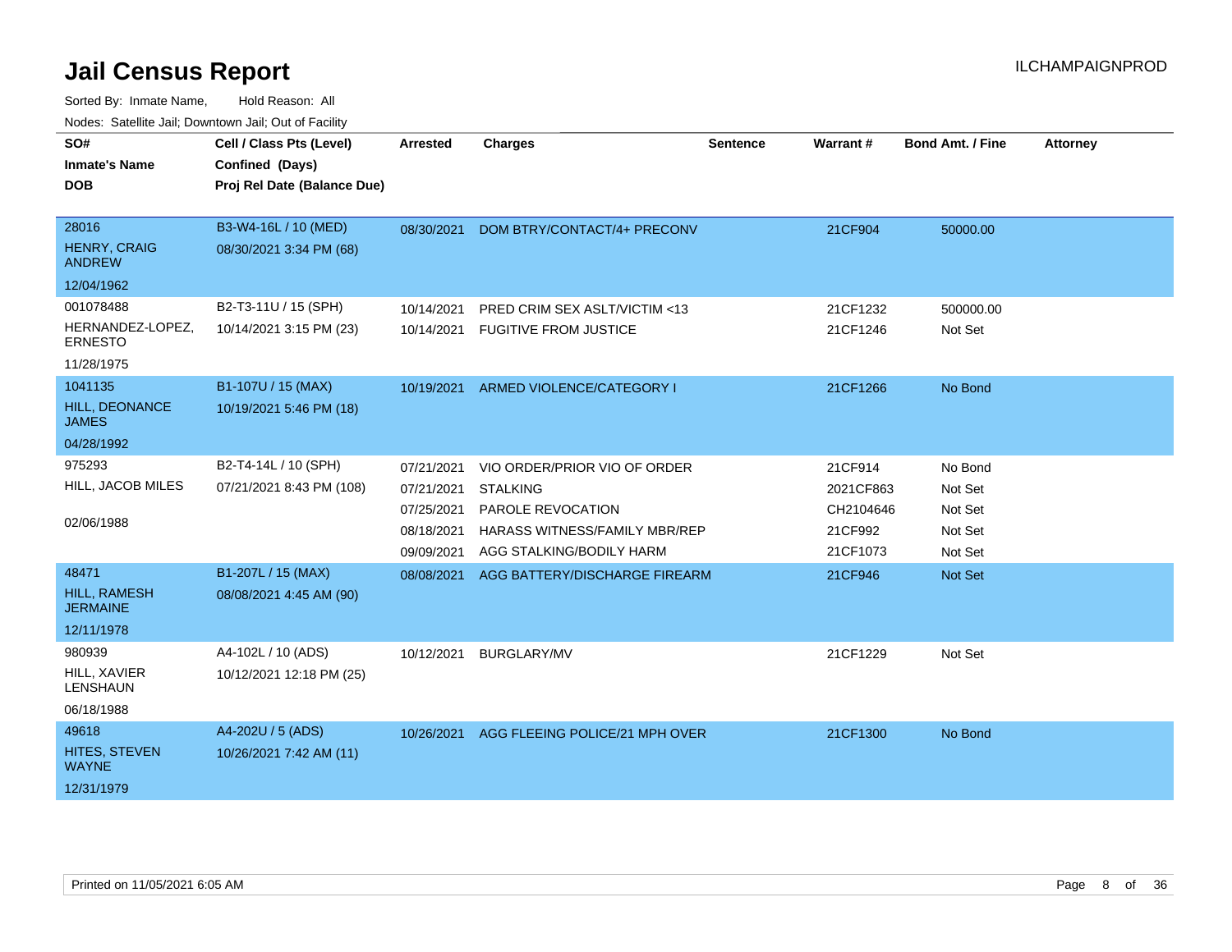# Jail Census Report

ILCHAMPAIGNPROD

Sorted By: Inmate Name, Hold Reason: All

Nodes: Satellite Jail; Downtown Jail; Out of Facility

| SO# / Inmate's Name / DOB | Cell / Class Pts (Level) / Confined (Days) / Proj Rel Date (Balance Due) | Arrested | Charges | Sentence | Warrant # | Bond Amt. / Fine | Attorney |
|---|---|---|---|---|---|---|---|
| 28016 HENRY, CRAIG ANDREW 12/04/1962 | B3-W4-16L / 10 (MED) 08/30/2021 3:34 PM (68) | 08/30/2021 | DOM BTRY/CONTACT/4+ PRECONV | | 21CF904 | 50000.00 | |
| 001078488 HERNANDEZ-LOPEZ, ERNESTO 11/28/1975 | B2-T3-11U / 15 (SPH) 10/14/2021 3:15 PM (23) | 10/14/2021 | PRED CRIM SEX ASLT/VICTIM <13 | | 21CF1232 | 500000.00 | |
| | | 10/14/2021 | FUGITIVE FROM JUSTICE | | 21CF1246 | Not Set | |
| 1041135 HILL, DEONANCE JAMES 04/28/1992 | B1-107U / 15 (MAX) 10/19/2021 5:46 PM (18) | 10/19/2021 | ARMED VIOLENCE/CATEGORY I | | 21CF1266 | No Bond | |
| 975293 HILL, JACOB MILES 02/06/1988 | B2-T4-14L / 10 (SPH) 07/21/2021 8:43 PM (108) | 07/21/2021 | VIO ORDER/PRIOR VIO OF ORDER | | 21CF914 | No Bond | |
| | | 07/21/2021 | STALKING | | 2021CF863 | Not Set | |
| | | 07/25/2021 | PAROLE REVOCATION | | CH2104646 | Not Set | |
| | | 08/18/2021 | HARASS WITNESS/FAMILY MBR/REP | | 21CF992 | Not Set | |
| | | 09/09/2021 | AGG STALKING/BODILY HARM | | 21CF1073 | Not Set | |
| 48471 HILL, RAMESH JERMAINE 12/11/1978 | B1-207L / 15 (MAX) 08/08/2021 4:45 AM (90) | 08/08/2021 | AGG BATTERY/DISCHARGE FIREARM | | 21CF946 | Not Set | |
| 980939 HILL, XAVIER LENSHAUN 06/18/1988 | A4-102L / 10 (ADS) 10/12/2021 12:18 PM (25) | 10/12/2021 | BURGLARY/MV | | 21CF1229 | Not Set | |
| 49618 HITES, STEVEN WAYNE 12/31/1979 | A4-202U / 5 (ADS) 10/26/2021 7:42 AM (11) | 10/26/2021 | AGG FLEEING POLICE/21 MPH OVER | | 21CF1300 | No Bond | |

Printed on 11/05/2021 6:05 AM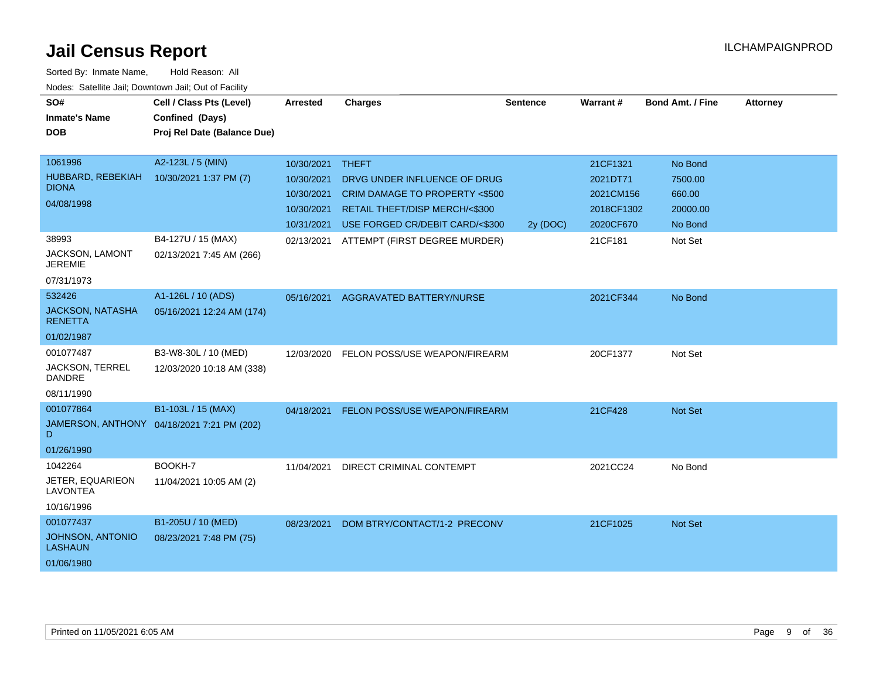# Jail Census Report

Sorted By: Inmate Name, Hold Reason: All

Nodes: Satellite Jail; Downtown Jail; Out of Facility

| SO# / Inmate's Name / DOB | Cell / Class Pts (Level) / Confined (Days) / Proj Rel Date (Balance Due) | Arrested | Charges | Sentence | Warrant # | Bond Amt. / Fine | Attorney |
|---|---|---|---|---|---|---|---|
| 1061996<br>HUBBARD, REBEKIAH DIONA<br>04/08/1998 | A2-123L / 5 (MIN)<br>10/30/2021 1:37 PM (7) | 10/30/2021 | THEFT | | 21CF1321 | No Bond | |
| | | 10/30/2021 | DRVG UNDER INFLUENCE OF DRUG | | 2021DT71 | 7500.00 | |
| | | 10/30/2021 | CRIM DAMAGE TO PROPERTY <$500 | | 2021CM156 | 660.00 | |
| | | 10/30/2021 | RETAIL THEFT/DISP MERCH/<$300 | | 2018CF1302 | 20000.00 | |
| | | 10/31/2021 | USE FORGED CR/DEBIT CARD/<$300 | 2y (DOC) | 2020CF670 | No Bond | |
| 38993<br>JACKSON, LAMONT JEREMIE<br>07/31/1973 | B4-127U / 15 (MAX)<br>02/13/2021 7:45 AM (266) | 02/13/2021 | ATTEMPT (FIRST DEGREE MURDER) | | 21CF181 | Not Set | |
| 532426<br>JACKSON, NATASHA RENETTA<br>01/02/1987 | A1-126L / 10 (ADS)<br>05/16/2021 12:24 AM (174) | 05/16/2021 | AGGRAVATED BATTERY/NURSE | | 2021CF344 | No Bond | |
| 001077487<br>JACKSON, TERREL DANDRE<br>08/11/1990 | B3-W8-30L / 10 (MED)<br>12/03/2020 10:18 AM (338) | 12/03/2020 | FELON POSS/USE WEAPON/FIREARM | | 20CF1377 | Not Set | |
| 001077864<br>JAMERSON, ANTHONY D<br>01/26/1990 | B1-103L / 15 (MAX)<br>04/18/2021 7:21 PM (202) | 04/18/2021 | FELON POSS/USE WEAPON/FIREARM | | 21CF428 | Not Set | |
| 1042264<br>JETER, EQUARIEON LAVONTEA<br>10/16/1996 | BOOKH-7<br>11/04/2021 10:05 AM (2) | 11/04/2021 | DIRECT CRIMINAL CONTEMPT | | 2021CC24 | No Bond | |
| 001077437<br>JOHNSON, ANTONIO LASHAUN<br>01/06/1980 | B1-205U / 10 (MED)<br>08/23/2021 7:48 PM (75) | 08/23/2021 | DOM BTRY/CONTACT/1-2 PRECONV | | 21CF1025 | Not Set | |

Printed on 11/05/2021 6:05 AM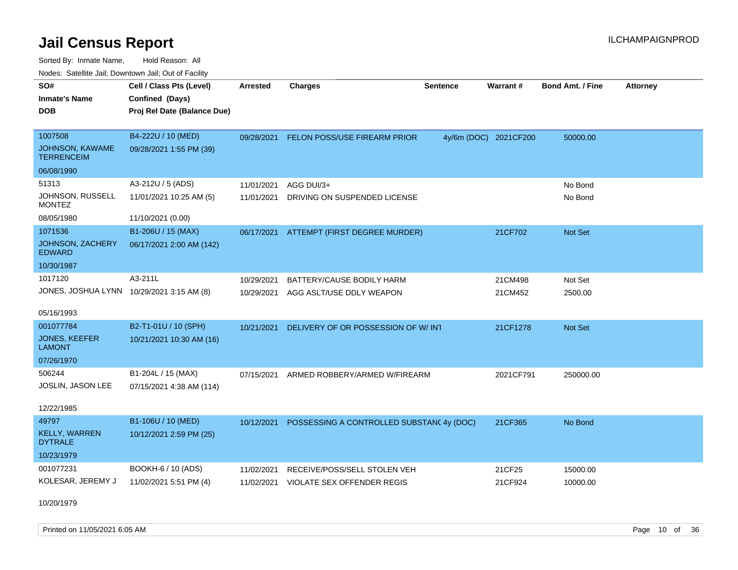# Jail Census Report

ILCHAMPAIGNPROD

Sorted By: Inmate Name, Hold Reason: All

Nodes: Satellite Jail; Downtown Jail; Out of Facility

| SO# / Inmate's Name / DOB | Cell / Class Pts (Level) / Confined (Days) / Proj Rel Date (Balance Due) | Arrested | Charges | Sentence | Warrant # | Bond Amt. / Fine | Attorney |
|---|---|---|---|---|---|---|---|
| 1007508<br>JOHNSON, KAWAME TERRENCEIM<br>06/08/1990 | B4-222U / 10 (MED)<br>09/28/2021 1:55 PM (39) | 09/28/2021 | FELON POSS/USE FIREARM PRIOR | 4y/6m (DOC) | 2021CF200 | 50000.00 | |
| 51313<br>JOHNSON, RUSSELL MONTEZ<br>08/05/1980 | A3-212U / 5 (ADS)<br>11/01/2021 10:25 AM (5)<br>11/10/2021 (0.00) | 11/01/2021<br>11/01/2021 | AGG DUI/3+<br>DRIVING ON SUSPENDED LICENSE | | | No Bond<br>No Bond | |
| 1071536<br>JOHNSON, ZACHERY EDWARD<br>10/30/1987 | B1-206U / 15 (MAX)<br>06/17/2021 2:00 AM (142) | 06/17/2021 | ATTEMPT (FIRST DEGREE MURDER) | | 21CF702 | Not Set | |
| 1017120<br>JONES, JOSHUA LYNN<br>05/16/1993 | A3-211L<br>10/29/2021 3:15 AM (8) | 10/29/2021<br>10/29/2021 | BATTERY/CAUSE BODILY HARM<br>AGG ASLT/USE DDLY WEAPON | | 21CM498<br>21CM452 | Not Set<br>2500.00 | |
| 001077784<br>JONES, KEEFER LAMONT<br>07/26/1970 | B2-T1-01U / 10 (SPH)<br>10/21/2021 10:30 AM (16) | 10/21/2021 | DELIVERY OF OR POSSESSION OF W/ INT | | 21CF1278 | Not Set | |
| 506244<br>JOSLIN, JASON LEE<br>12/22/1985 | B1-204L / 15 (MAX)<br>07/15/2021 4:38 AM (114) | 07/15/2021 | ARMED ROBBERY/ARMED W/FIREARM | | 2021CF791 | 250000.00 | |
| 49797<br>KELLY, WARREN DYTRALE<br>10/23/1979 | B1-106U / 10 (MED)<br>10/12/2021 2:59 PM (25) | 10/12/2021 | POSSESSING A CONTROLLED SUBSTANC | 4y (DOC) | 21CF365 | No Bond | |
| 001077231<br>KOLESAR, JEREMY J<br>10/20/1979 | BOOKH-6 / 10 (ADS)<br>11/02/2021 5:51 PM (4) | 11/02/2021<br>11/02/2021 | RECEIVE/POSS/SELL STOLEN VEH<br>VIOLATE SEX OFFENDER REGIS | | 21CF25<br>21CF924 | 15000.00<br>10000.00 | |

Printed on 11/05/2021 6:05 AM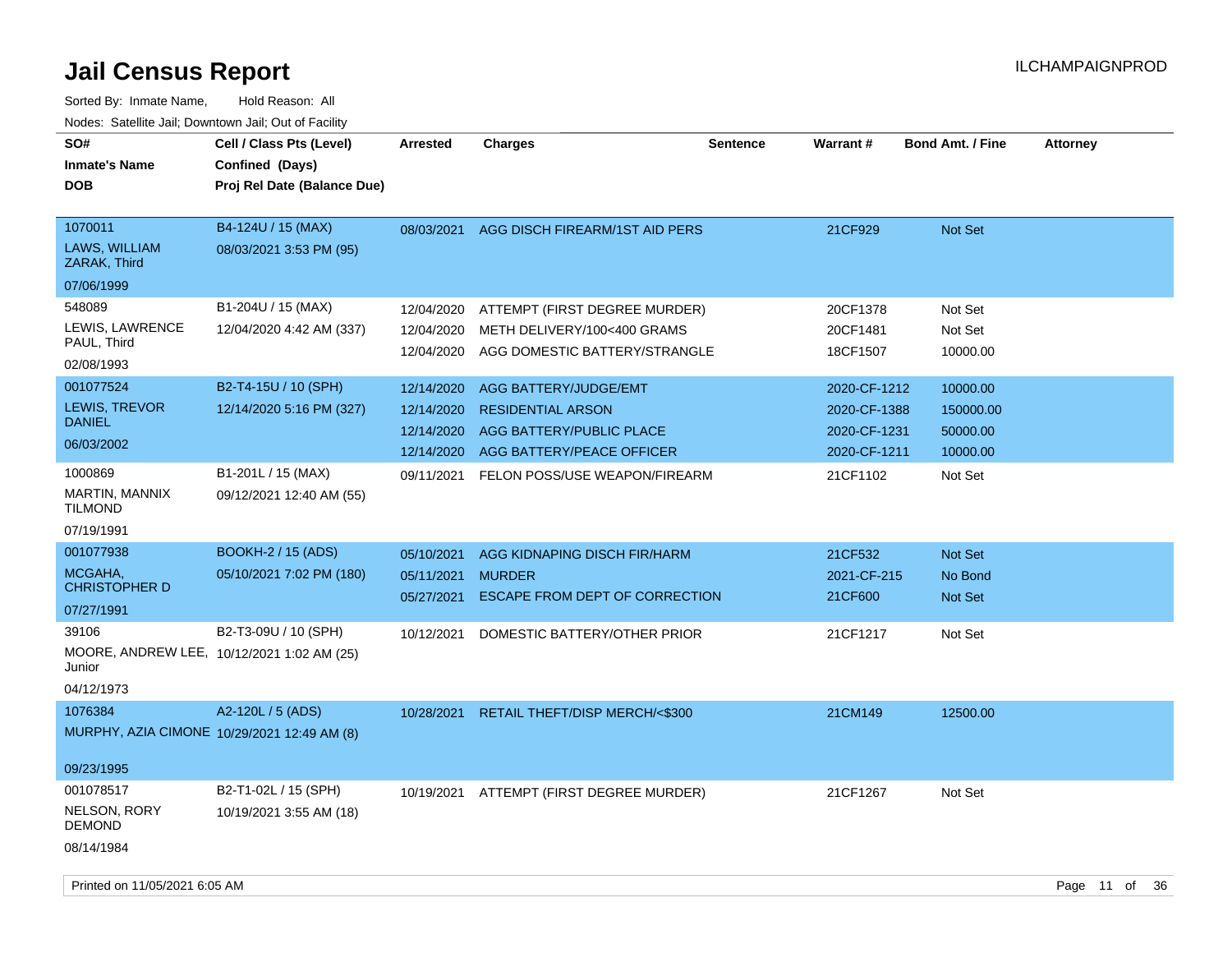# Jail Census Report

ILCHAMPAIGNPROD

Sorted By: Inmate Name, Hold Reason: All

Nodes: Satellite Jail; Downtown Jail; Out of Facility

| SO# / Inmate's Name / DOB | Cell / Class Pts (Level) / Confined (Days) / Proj Rel Date (Balance Due) | Arrested | Charges | Sentence | Warrant # | Bond Amt. / Fine | Attorney |
|---|---|---|---|---|---|---|---|
| 1070011<br>LAWS, WILLIAM ZARAK, Third<br>07/06/1999 | B4-124U / 15 (MAX)<br>08/03/2021 3:53 PM (95) | 08/03/2021 | AGG DISCH FIREARM/1ST AID PERS | | 21CF929 | Not Set | |
| 548089<br>LEWIS, LAWRENCE PAUL, Third<br>02/08/1993 | B1-204U / 15 (MAX)<br>12/04/2020 4:42 AM (337) | 12/04/2020<br>12/04/2020<br>12/04/2020 | ATTEMPT (FIRST DEGREE MURDER)<br>METH DELIVERY/100<400 GRAMS<br>AGG DOMESTIC BATTERY/STRANGLE | | 20CF1378<br>20CF1481<br>18CF1507 | Not Set<br>Not Set<br>10000.00 | |
| 001077524<br>LEWIS, TREVOR DANIEL<br>06/03/2002 | B2-T4-15U / 10 (SPH)<br>12/14/2020 5:16 PM (327) | 12/14/2020<br>12/14/2020<br>12/14/2020<br>12/14/2020 | AGG BATTERY/JUDGE/EMT<br>RESIDENTIAL ARSON<br>AGG BATTERY/PUBLIC PLACE<br>AGG BATTERY/PEACE OFFICER | | 2020-CF-1212<br>2020-CF-1388<br>2020-CF-1231<br>2020-CF-1211 | 10000.00<br>150000.00<br>50000.00<br>10000.00 | |
| 1000869<br>MARTIN, MANNIX TILMOND<br>07/19/1991 | B1-201L / 15 (MAX)<br>09/12/2021 12:40 AM (55) | 09/11/2021 | FELON POSS/USE WEAPON/FIREARM | | 21CF1102 | Not Set | |
| 001077938<br>MCGAHA, CHRISTOPHER D<br>07/27/1991 | BOOKH-2 / 15 (ADS)<br>05/10/2021 7:02 PM (180) | 05/10/2021<br>05/11/2021<br>05/27/2021 | AGG KIDNAPING DISCH FIR/HARM<br>MURDER<br>ESCAPE FROM DEPT OF CORRECTION | | 21CF532<br>2021-CF-215<br>21CF600 | Not Set<br>No Bond<br>Not Set | |
| 39106<br>MOORE, ANDREW LEE, Junior<br>04/12/1973 | B2-T3-09U / 10 (SPH)<br>10/12/2021 1:02 AM (25) | 10/12/2021 | DOMESTIC BATTERY/OTHER PRIOR | | 21CF1217 | Not Set | |
| 1076384<br>MURPHY, AZIA CIMONE<br>09/23/1995 | A2-120L / 5 (ADS)<br>10/29/2021 12:49 AM (8) | 10/28/2021 | RETAIL THEFT/DISP MERCH/<$300 | | 21CM149 | 12500.00 | |
| 001078517<br>NELSON, RORY DEMOND<br>08/14/1984 | B2-T1-02L / 15 (SPH)<br>10/19/2021 3:55 AM (18) | 10/19/2021 | ATTEMPT (FIRST DEGREE MURDER) | | 21CF1267 | Not Set | |

Printed on 11/05/2021 6:05 AM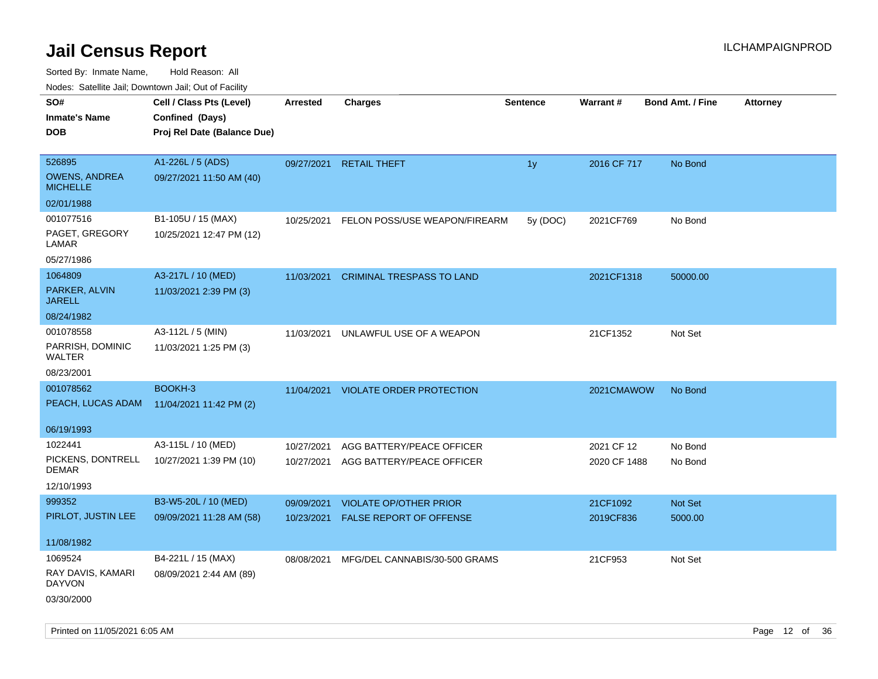# Jail Census Report

Sorted By: Inmate Name, Hold Reason: All

Nodes: Satellite Jail; Downtown Jail; Out of Facility

| SO# / Inmate's Name / DOB | Cell / Class Pts (Level) / Confined (Days) / Proj Rel Date (Balance Due) | Arrested | Charges | Sentence | Warrant # | Bond Amt. / Fine | Attorney |
|---|---|---|---|---|---|---|---|
| 526895<br>OWENS, ANDREA MICHELLE<br>02/01/1988 | A1-226L / 5 (ADS)<br>09/27/2021 11:50 AM (40) | 09/27/2021 | RETAIL THEFT | 1y | 2016 CF 717 | No Bond | |
| 001077516<br>PAGET, GREGORY LAMAR<br>05/27/1986 | B1-105U / 15 (MAX)<br>10/25/2021 12:47 PM (12) | 10/25/2021 | FELON POSS/USE WEAPON/FIREARM | 5y (DOC) | 2021CF769 | No Bond | |
| 1064809<br>PARKER, ALVIN JARELL<br>08/24/1982 | A3-217L / 10 (MED)<br>11/03/2021 2:39 PM (3) | 11/03/2021 | CRIMINAL TRESPASS TO LAND | | 2021CF1318 | 50000.00 | |
| 001078558<br>PARRISH, DOMINIC WALTER<br>08/23/2001 | A3-112L / 5 (MIN)<br>11/03/2021 1:25 PM (3) | 11/03/2021 | UNLAWFUL USE OF A WEAPON | | 21CF1352 | Not Set | |
| 001078562<br>PEACH, LUCAS ADAM<br>06/19/1993 | BOOKH-3<br>11/04/2021 11:42 PM (2) | 11/04/2021 | VIOLATE ORDER PROTECTION | | 2021CMAWOW | No Bond | |
| 1022441<br>PICKENS, DONTRELL DEMAR<br>12/10/1993 | A3-115L / 10 (MED)<br>10/27/2021 1:39 PM (10) | 10/27/2021<br>10/27/2021 | AGG BATTERY/PEACE OFFICER<br>AGG BATTERY/PEACE OFFICER | | 2021 CF 12<br>2020 CF 1488 | No Bond<br>No Bond | |
| 999352<br>PIRLOT, JUSTIN LEE<br>11/08/1982 | B3-W5-20L / 10 (MED)<br>09/09/2021 11:28 AM (58) | 09/09/2021<br>10/23/2021 | VIOLATE OP/OTHER PRIOR<br>FALSE REPORT OF OFFENSE | | 21CF1092<br>2019CF836 | Not Set<br>5000.00 | |
| 1069524<br>RAY DAVIS, KAMARI DAYVON<br>03/30/2000 | B4-221L / 15 (MAX)<br>08/09/2021 2:44 AM (89) | 08/08/2021 | MFG/DEL CANNABIS/30-500 GRAMS | | 21CF953 | Not Set | |

Printed on 11/05/2021 6:05 AM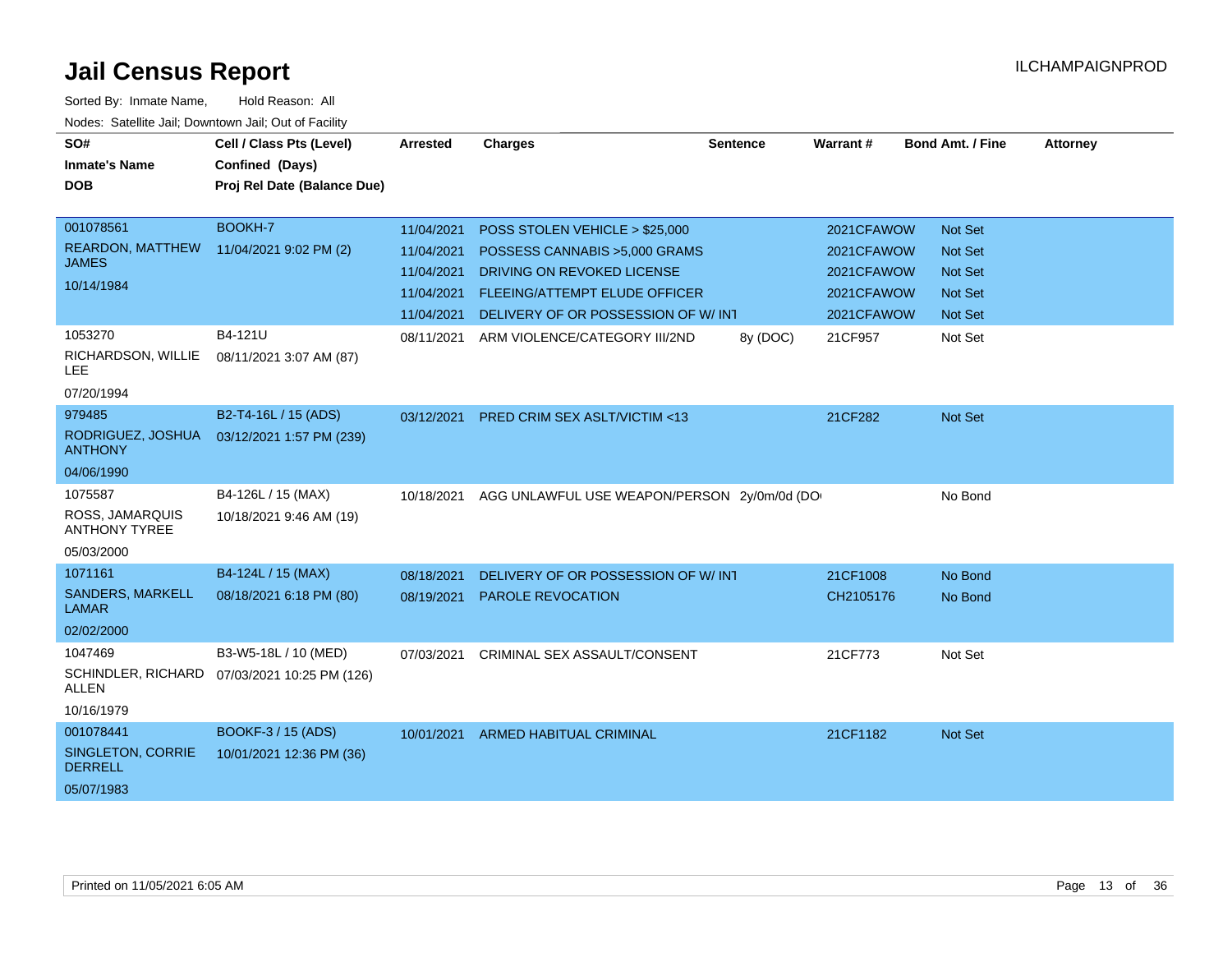# Jail Census Report

ILCHAMPAIGNPROD

Sorted By: Inmate Name, Hold Reason: All

Nodes: Satellite Jail; Downtown Jail; Out of Facility

| SO# / Inmate's Name / DOB | Cell / Class Pts (Level) / Confined (Days) / Proj Rel Date (Balance Due) | Arrested | Charges | Sentence | Warrant # | Bond Amt. / Fine | Attorney |
|---|---|---|---|---|---|---|---|
| 001078561<br>REARDON, MATTHEW JAMES<br>10/14/1984 | BOOKH-7<br>11/04/2021 9:02 PM (2) | 11/04/2021 | POSS STOLEN VEHICLE > $25,000 | | 2021CFAWOW | Not Set | |
| | | 11/04/2021 | POSSESS CANNABIS >5,000 GRAMS | | 2021CFAWOW | Not Set | |
| | | 11/04/2021 | DRIVING ON REVOKED LICENSE | | 2021CFAWOW | Not Set | |
| | | 11/04/2021 | FLEEING/ATTEMPT ELUDE OFFICER | | 2021CFAWOW | Not Set | |
| | | 11/04/2021 | DELIVERY OF OR POSSESSION OF W/ INT | | 2021CFAWOW | Not Set | |
| 1053270<br>RICHARDSON, WILLIE LEE<br>07/20/1994 | B4-121U<br>08/11/2021 3:07 AM (87) | 08/11/2021 | ARM VIOLENCE/CATEGORY III/2ND | 8y (DOC) | 21CF957 | Not Set | |
| 979485<br>RODRIGUEZ, JOSHUA ANTHONY<br>04/06/1990 | B2-T4-16L / 15 (ADS)<br>03/12/2021 1:57 PM (239) | 03/12/2021 | PRED CRIM SEX ASLT/VICTIM <13 | | 21CF282 | Not Set | |
| 1075587<br>ROSS, JAMARQUIS ANTHONY TYREE<br>05/03/2000 | B4-126L / 15 (MAX)<br>10/18/2021 9:46 AM (19) | 10/18/2021 | AGG UNLAWFUL USE WEAPON/PERSON | 2y/0m/0d (DOC | | No Bond | |
| 1071161<br>SANDERS, MARKELL LAMAR<br>02/02/2000 | B4-124L / 15 (MAX)<br>08/18/2021 6:18 PM (80) | 08/18/2021 | DELIVERY OF OR POSSESSION OF W/ INT | | 21CF1008 | No Bond | |
| | | 08/19/2021 | PAROLE REVOCATION | | CH2105176 | No Bond | |
| 1047469<br>SCHINDLER, RICHARD ALLEN<br>10/16/1979 | B3-W5-18L / 10 (MED)<br>07/03/2021 10:25 PM (126) | 07/03/2021 | CRIMINAL SEX ASSAULT/CONSENT | | 21CF773 | Not Set | |
| 001078441<br>SINGLETON, CORRIE DERRELL<br>05/07/1983 | BOOKF-3 / 15 (ADS)<br>10/01/2021 12:36 PM (36) | 10/01/2021 | ARMED HABITUAL CRIMINAL | | 21CF1182 | Not Set | |

Printed on 11/05/2021 6:05 AM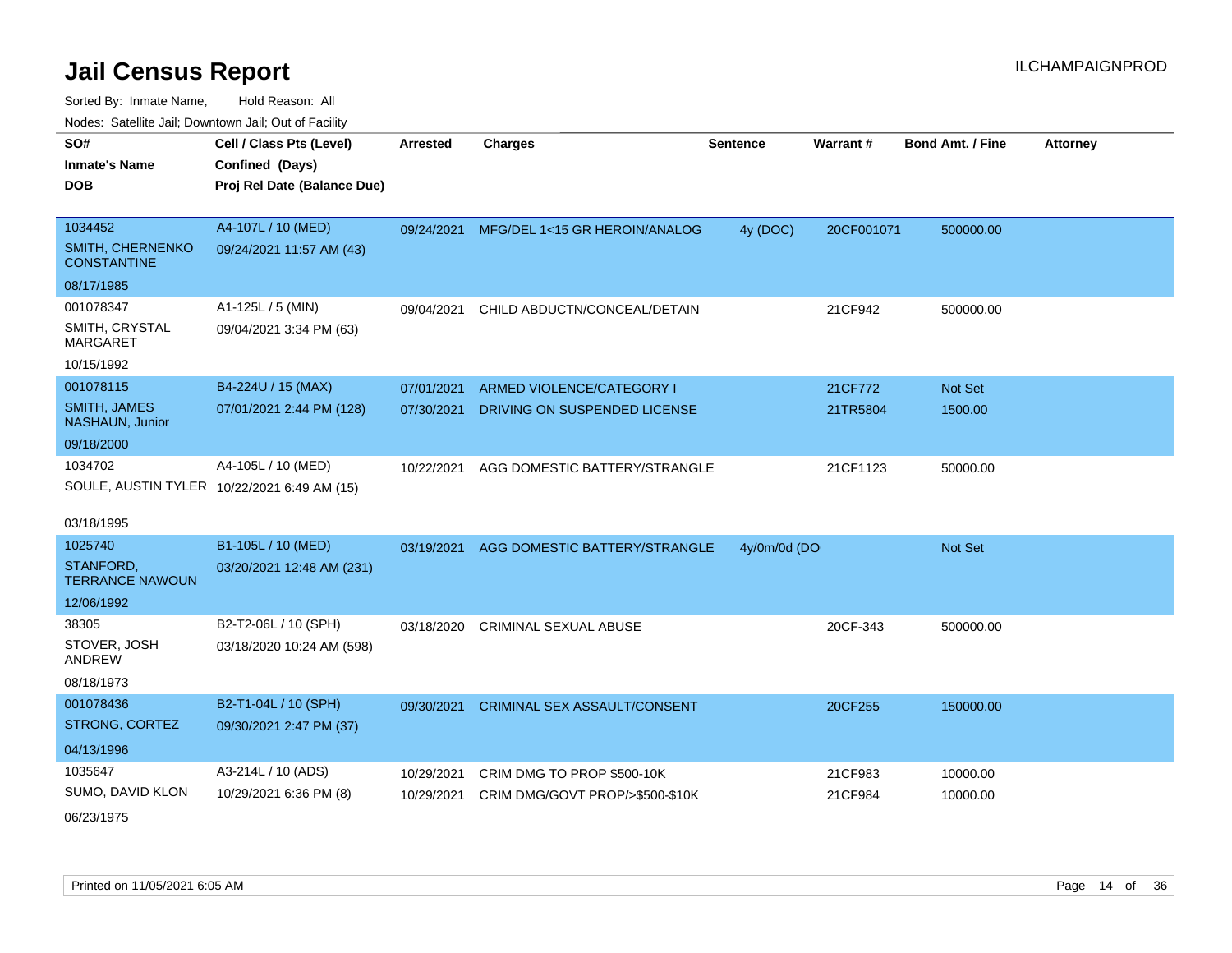# Jail Census Report

ILCHAMPAIGNPROD

Sorted By: Inmate Name, Hold Reason: All

Nodes: Satellite Jail; Downtown Jail; Out of Facility

| SO# / Inmate's Name / DOB | Cell / Class Pts (Level) / Confined (Days) / Proj Rel Date (Balance Due) | Arrested | Charges | Sentence | Warrant # | Bond Amt. / Fine | Attorney |
|---|---|---|---|---|---|---|---|
| 1034452<br>SMITH, CHERNENKO CONSTANTINE<br>08/17/1985 | A4-107L / 10 (MED)<br>09/24/2021 11:57 AM (43) | 09/24/2021 | MFG/DEL 1<15 GR HEROIN/ANALOG | 4y (DOC) | 20CF001071 | 500000.00 | |
| 001078347<br>SMITH, CRYSTAL MARGARET<br>10/15/1992 | A1-125L / 5 (MIN)<br>09/04/2021 3:34 PM (63) | 09/04/2021 | CHILD ABDUCTN/CONCEAL/DETAIN | | 21CF942 | 500000.00 | |
| 001078115<br>SMITH, JAMES NASHAUN, Junior<br>09/18/2000 | B4-224U / 15 (MAX)<br>07/01/2021 2:44 PM (128) | 07/01/2021<br>07/30/2021 | ARMED VIOLENCE/CATEGORY I<br>DRIVING ON SUSPENDED LICENSE | | 21CF772<br>21TR5804 | Not Set<br>1500.00 | |
| 1034702<br>SOULE, AUSTIN TYLER<br>03/18/1995 | A4-105L / 10 (MED)<br>10/22/2021 6:49 AM (15) | 10/22/2021 | AGG DOMESTIC BATTERY/STRANGLE | | 21CF1123 | 50000.00 | |
| 1025740<br>STANFORD, TERRANCE NAWOUN<br>12/06/1992 | B1-105L / 10 (MED)<br>03/20/2021 12:48 AM (231) | 03/19/2021 | AGG DOMESTIC BATTERY/STRANGLE | 4y/0m/0d (DO | | Not Set | |
| 38305<br>STOVER, JOSH ANDREW<br>08/18/1973 | B2-T2-06L / 10 (SPH)<br>03/18/2020 10:24 AM (598) | 03/18/2020 | CRIMINAL SEXUAL ABUSE | | 20CF-343 | 500000.00 | |
| 001078436<br>STRONG, CORTEZ<br>04/13/1996 | B2-T1-04L / 10 (SPH)<br>09/30/2021 2:47 PM (37) | 09/30/2021 | CRIMINAL SEX ASSAULT/CONSENT | | 20CF255 | 150000.00 | |
| 1035647<br>SUMO, DAVID KLON<br>06/23/1975 | A3-214L / 10 (ADS)<br>10/29/2021 6:36 PM (8) | 10/29/2021<br>10/29/2021 | CRIM DMG TO PROP $500-10K<br>CRIM DMG/GOVT PROP/>$500-$10K | | 21CF983<br>21CF984 | 10000.00<br>10000.00 | |

Printed on 11/05/2021 6:05 AM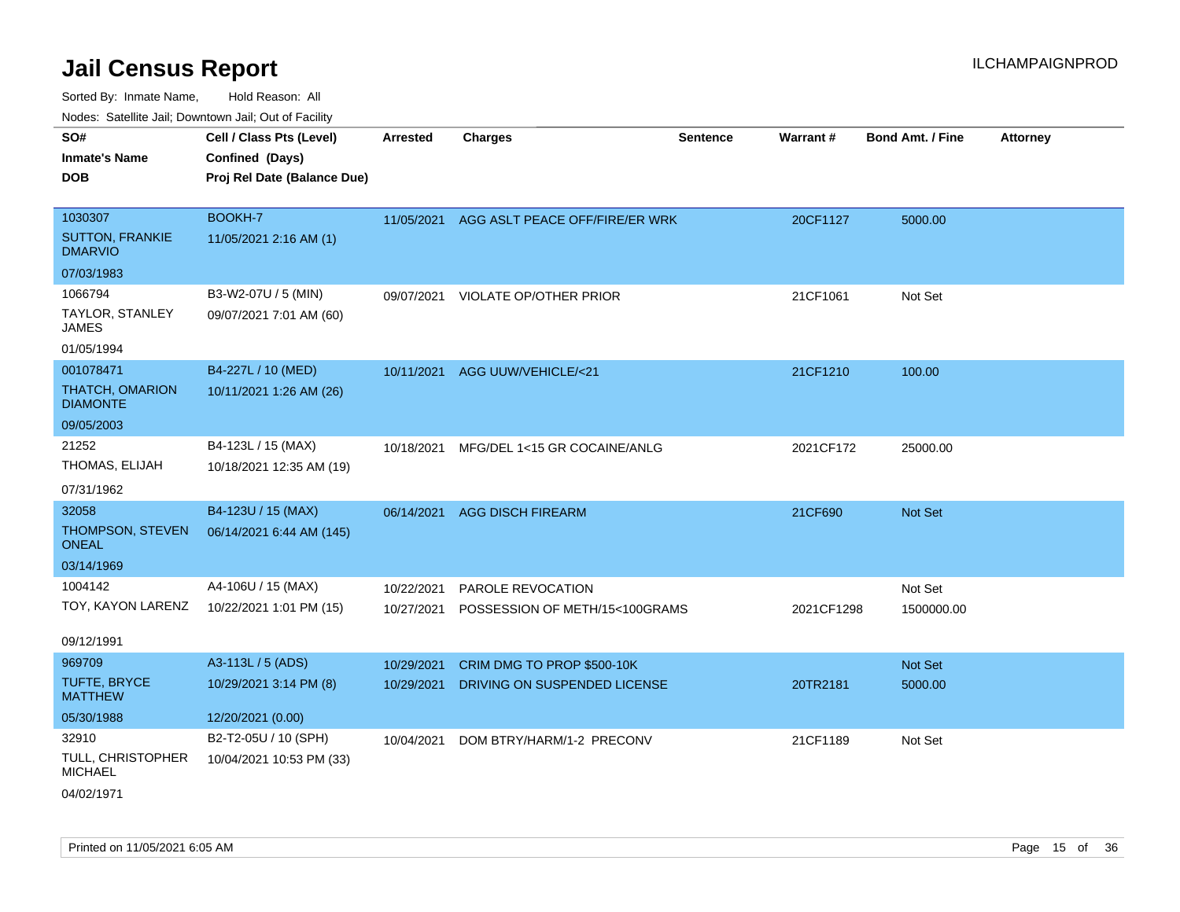# Jail Census Report

ILCHAMPAIGNPROD

Sorted By: Inmate Name, Hold Reason: All

Nodes: Satellite Jail; Downtown Jail; Out of Facility

| SO# / Inmate's Name / DOB | Cell / Class Pts (Level) / Confined (Days) / Proj Rel Date (Balance Due) | Arrested | Charges | Sentence | Warrant # | Bond Amt. / Fine | Attorney |
|---|---|---|---|---|---|---|---|
| 1030307<br>SUTTON, FRANKIE DMARVIO<br>07/03/1983 | BOOKH-7<br>11/05/2021 2:16 AM (1) | 11/05/2021 | AGG ASLT PEACE OFF/FIRE/ER WRK | | 20CF1127 | 5000.00 | |
| 1066794<br>TAYLOR, STANLEY JAMES<br>01/05/1994 | B3-W2-07U / 5 (MIN)<br>09/07/2021 7:01 AM (60) | 09/07/2021 | VIOLATE OP/OTHER PRIOR | | 21CF1061 | Not Set | |
| 001078471<br>THATCH, OMARION DIAMONTE<br>09/05/2003 | B4-227L / 10 (MED)<br>10/11/2021 1:26 AM (26) | 10/11/2021 | AGG UUW/VEHICLE/<21 | | 21CF1210 | 100.00 | |
| 21252<br>THOMAS, ELIJAH<br>07/31/1962 | B4-123L / 15 (MAX)<br>10/18/2021 12:35 AM (19) | 10/18/2021 | MFG/DEL 1<15 GR COCAINE/ANLG | | 2021CF172 | 25000.00 | |
| 32058<br>THOMPSON, STEVEN ONEAL<br>03/14/1969 | B4-123U / 15 (MAX)<br>06/14/2021 6:44 AM (145) | 06/14/2021 | AGG DISCH FIREARM | | 21CF690 | Not Set | |
| 1004142<br>TOY, KAYON LARENZ<br>09/12/1991 | A4-106U / 15 (MAX)<br>10/22/2021 1:01 PM (15) | 10/22/2021<br>10/27/2021 | PAROLE REVOCATION<br>POSSESSION OF METH/15<100GRAMS | | <br>2021CF1298 | Not Set<br>1500000.00 | |
| 969709<br>TUFTE, BRYCE MATTHEW<br>05/30/1988 | A3-113L / 5 (ADS)<br>10/29/2021 3:14 PM (8)<br>12/20/2021 (0.00) | 10/29/2021<br>10/29/2021 | CRIM DMG TO PROP $500-10K<br>DRIVING ON SUSPENDED LICENSE | | <br>20TR2181 | Not Set<br>5000.00 | |
| 32910<br>TULL, CHRISTOPHER MICHAEL<br>04/02/1971 | B2-T2-05U / 10 (SPH)<br>10/04/2021 10:53 PM (33) | 10/04/2021 | DOM BTRY/HARM/1-2 PRECONV | | 21CF1189 | Not Set | |

Printed on 11/05/2021 6:05 AM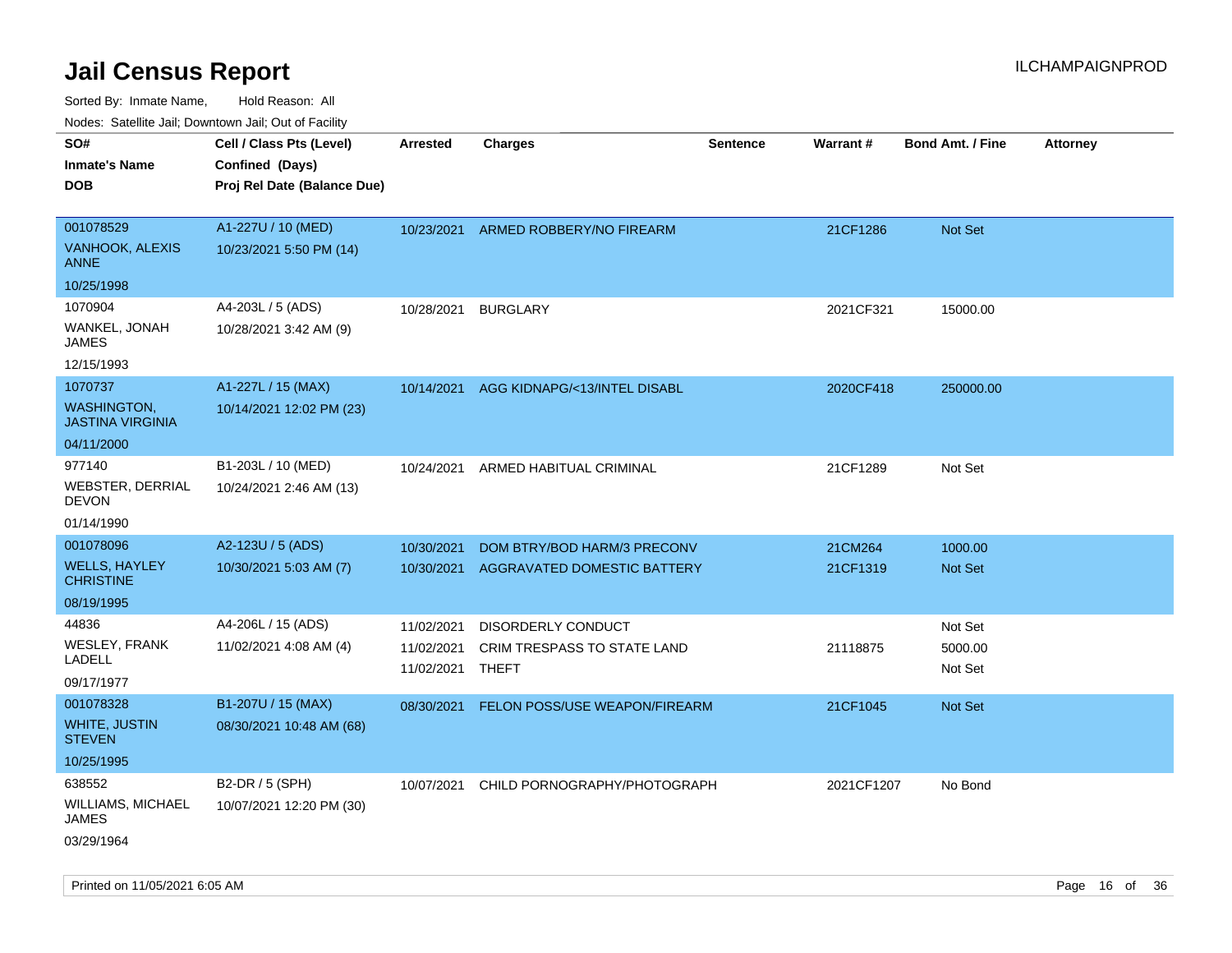# Jail Census Report

ILCHAMPAIGNPROD

Sorted By: Inmate Name, Hold Reason: All

Nodes: Satellite Jail; Downtown Jail; Out of Facility

| SO# / Inmate's Name / DOB | Cell / Class Pts (Level) / Confined (Days) / Proj Rel Date (Balance Due) | Arrested | Charges | Sentence | Warrant # | Bond Amt. / Fine | Attorney |
|---|---|---|---|---|---|---|---|
| 001078529<br>VANHOOK, ALEXIS ANNE<br>10/25/1998 | A1-227U / 10 (MED)<br>10/23/2021 5:50 PM (14) | 10/23/2021 | ARMED ROBBERY/NO FIREARM | | 21CF1286 | Not Set | |
| 1070904<br>WANKEL, JONAH JAMES<br>12/15/1993 | A4-203L / 5 (ADS)<br>10/28/2021 3:42 AM (9) | 10/28/2021 | BURGLARY | | 2021CF321 | 15000.00 | |
| 1070737<br>WASHINGTON, JASTINA VIRGINIA<br>04/11/2000 | A1-227L / 15 (MAX)<br>10/14/2021 12:02 PM (23) | 10/14/2021 | AGG KIDNAPG/<13/INTEL DISABL | | 2020CF418 | 250000.00 | |
| 977140<br>WEBSTER, DERRIAL DEVON<br>01/14/1990 | B1-203L / 10 (MED)<br>10/24/2021 2:46 AM (13) | 10/24/2021 | ARMED HABITUAL CRIMINAL | | 21CF1289 | Not Set | |
| 001078096<br>WELLS, HAYLEY CHRISTINE<br>08/19/1995 | A2-123U / 5 (ADS)<br>10/30/2021 5:03 AM (7) | 10/30/2021<br>10/30/2021 | DOM BTRY/BOD HARM/3 PRECONV<br>AGGRAVATED DOMESTIC BATTERY | | 21CM264<br>21CF1319 | 1000.00<br>Not Set | |
| 44836<br>WESLEY, FRANK LADELL<br>09/17/1977 | A4-206L / 15 (ADS)<br>11/02/2021 4:08 AM (4) | 11/02/2021<br>11/02/2021<br>11/02/2021 | DISORDERLY CONDUCT<br>CRIM TRESPASS TO STATE LAND<br>THEFT | | <br>21118875<br> | Not Set<br>5000.00<br>Not Set | |
| 001078328<br>WHITE, JUSTIN STEVEN<br>10/25/1995 | B1-207U / 15 (MAX)<br>08/30/2021 10:48 AM (68) | 08/30/2021 | FELON POSS/USE WEAPON/FIREARM | | 21CF1045 | Not Set | |
| 638552<br>WILLIAMS, MICHAEL JAMES<br>03/29/1964 | B2-DR / 5 (SPH)<br>10/07/2021 12:20 PM (30) | 10/07/2021 | CHILD PORNOGRAPHY/PHOTOGRAPH | | 2021CF1207 | No Bond | |

Printed on 11/05/2021 6:05 AM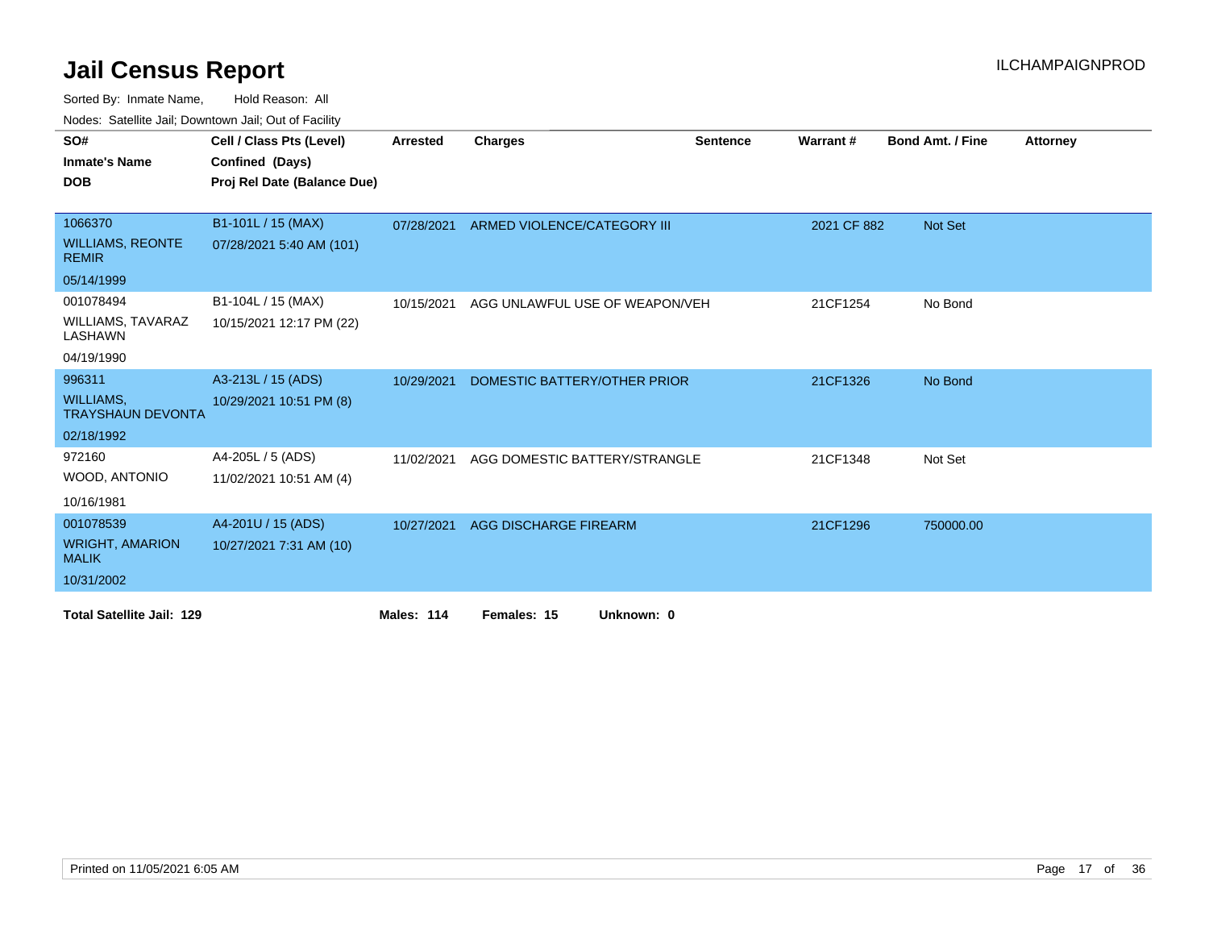# Jail Census Report

ILCHAMPAIGNPROD

Sorted By: Inmate Name, Hold Reason: All

Nodes: Satellite Jail; Downtown Jail; Out of Facility

| SO# / Inmate's Name / DOB | Cell / Class Pts (Level) / Confined (Days) / Proj Rel Date (Balance Due) | Arrested | Charges | Sentence | Warrant # | Bond Amt. / Fine | Attorney |
|---|---|---|---|---|---|---|---|
| 1066370<br>WILLIAMS, REONTE REMIR<br>05/14/1999 | B1-101L / 15 (MAX)<br>07/28/2021 5:40 AM (101) | 07/28/2021 | ARMED VIOLENCE/CATEGORY III | | 2021 CF 882 | Not Set | |
| 001078494<br>WILLIAMS, TAVARAZ LASHAWN<br>04/19/1990 | B1-104L / 15 (MAX)<br>10/15/2021 12:17 PM (22) | 10/15/2021 | AGG UNLAWFUL USE OF WEAPON/VEH | | 21CF1254 | No Bond | |
| 996311<br>WILLIAMS, TRAYSHAUN DEVONTA<br>02/18/1992 | A3-213L / 15 (ADS)<br>10/29/2021 10:51 PM (8) | 10/29/2021 | DOMESTIC BATTERY/OTHER PRIOR | | 21CF1326 | No Bond | |
| 972160<br>WOOD, ANTONIO<br>10/16/1981 | A4-205L / 5 (ADS)<br>11/02/2021 10:51 AM (4) | 11/02/2021 | AGG DOMESTIC BATTERY/STRANGLE | | 21CF1348 | Not Set | |
| 001078539<br>WRIGHT, AMARION MALIK<br>10/31/2002 | A4-201U / 15 (ADS)<br>10/27/2021 7:31 AM (10) | 10/27/2021 | AGG DISCHARGE FIREARM | | 21CF1296 | 750000.00 | |

**Total Satellite Jail: 129** **Males: 114** **Females: 15** **Unknown: 0**

Printed on 11/05/2021 6:05 AM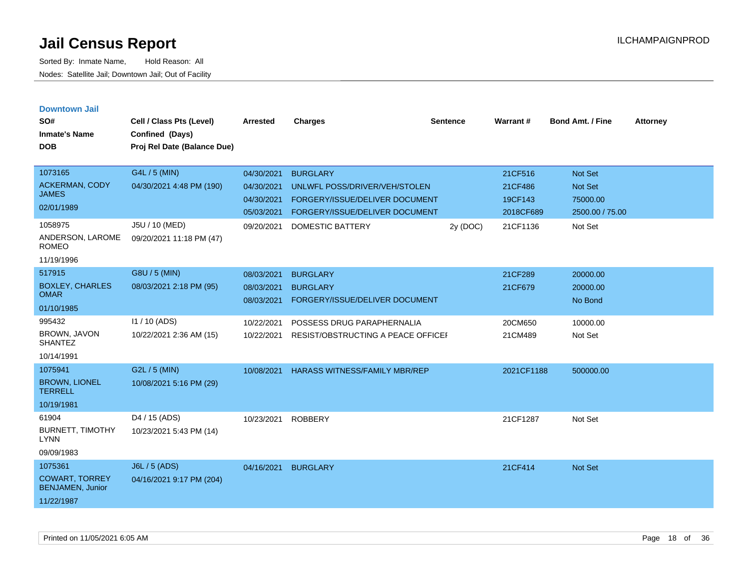# Jail Census Report

Sorted By: Inmate Name, Hold Reason: All

Nodes: Satellite Jail; Downtown Jail; Out of Facility

ILCHAMPAIGNPROD

## Downtown Jail

| SO# / Inmate's Name / DOB | Cell / Class Pts (Level) / Confined (Days) / Proj Rel Date (Balance Due) | Arrested | Charges | Sentence | Warrant # | Bond Amt. / Fine | Attorney |
|---|---|---|---|---|---|---|---|
| 1073165<br>ACKERMAN, CODY JAMES<br>02/01/1989 | G4L / 5 (MIN)<br>04/30/2021 4:48 PM (190) | 04/30/2021 | BURGLARY | | 21CF516 | Not Set | |
| | | 04/30/2021 | UNLWFL POSS/DRIVER/VEH/STOLEN | | 21CF486 | Not Set | |
| | | 04/30/2021 | FORGERY/ISSUE/DELIVER DOCUMENT | | 19CF143 | 75000.00 | |
| | | 05/03/2021 | FORGERY/ISSUE/DELIVER DOCUMENT | | 2018CF689 | 2500.00 / 75.00 | |
| 1058975<br>ANDERSON, LAROME ROMEO<br>11/19/1996 | J5U / 10 (MED)<br>09/20/2021 11:18 PM (47) | 09/20/2021 | DOMESTIC BATTERY | 2y (DOC) | 21CF1136 | Not Set | |
| 517915<br>BOXLEY, CHARLES OMAR<br>01/10/1985 | G8U / 5 (MIN)<br>08/03/2021 2:18 PM (95) | 08/03/2021 | BURGLARY | | 21CF289 | 20000.00 | |
| | | 08/03/2021 | BURGLARY | | 21CF679 | 20000.00 | |
| | | 08/03/2021 | FORGERY/ISSUE/DELIVER DOCUMENT | | | No Bond | |
| 995432<br>BROWN, JAVON SHANTEZ<br>10/14/1991 | I1 / 10 (ADS)<br>10/22/2021 2:36 AM (15) | 10/22/2021 | POSSESS DRUG PARAPHERNALIA | | 20CM650 | 10000.00 | |
| | | 10/22/2021 | RESIST/OBSTRUCTING A PEACE OFFICEI | | 21CM489 | Not Set | |
| 1075941<br>BROWN, LIONEL TERRELL<br>10/19/1981 | G2L / 5 (MIN)<br>10/08/2021 5:16 PM (29) | 10/08/2021 | HARASS WITNESS/FAMILY MBR/REP | | 2021CF1188 | 500000.00 | |
| 61904<br>BURNETT, TIMOTHY LYNN<br>09/09/1983 | D4 / 15 (ADS)<br>10/23/2021 5:43 PM (14) | 10/23/2021 | ROBBERY | | 21CF1287 | Not Set | |
| 1075361<br>COWART, TORREY BENJAMEN, Junior<br>11/22/1987 | J6L / 5 (ADS)<br>04/16/2021 9:17 PM (204) | 04/16/2021 | BURGLARY | | 21CF414 | Not Set | |

Printed on 11/05/2021 6:05 AM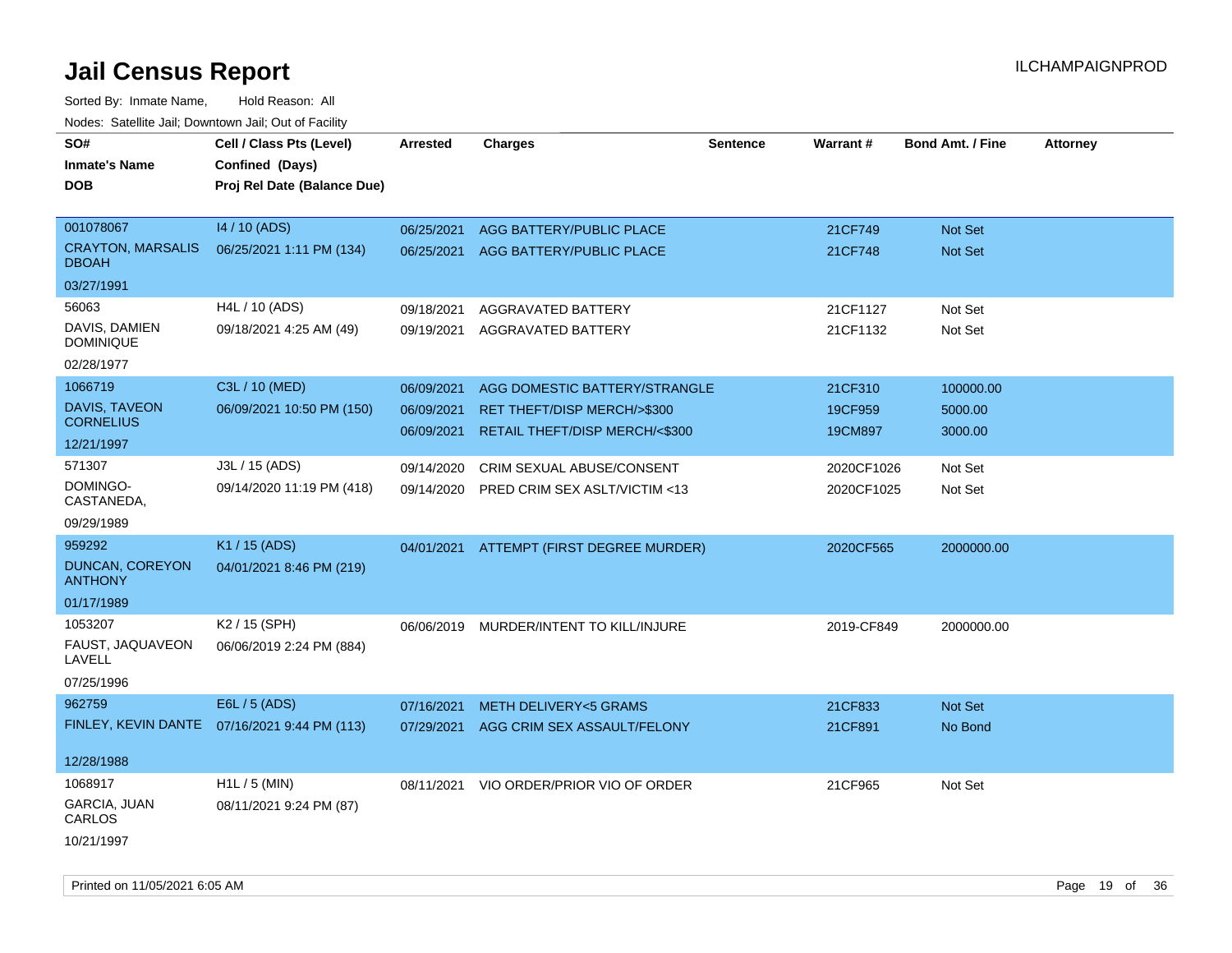# Jail Census Report

ILCHAMPAIGNPROD

Sorted By: Inmate Name, Hold Reason: All

Nodes: Satellite Jail; Downtown Jail; Out of Facility

| SO# / Inmate's Name / DOB | Cell / Class Pts (Level) / Confined (Days) / Proj Rel Date (Balance Due) | Arrested | Charges | Sentence | Warrant # | Bond Amt. / Fine | Attorney |
|---|---|---|---|---|---|---|---|
| 001078067<br>CRAYTON, MARSALIS DBOAH<br>03/27/1991 | I4 / 10 (ADS)<br>06/25/2021 1:11 PM (134) | 06/25/2021<br>06/25/2021 | AGG BATTERY/PUBLIC PLACE<br>AGG BATTERY/PUBLIC PLACE | | 21CF749<br>21CF748 | Not Set<br>Not Set | |
| 56063<br>DAVIS, DAMIEN DOMINIQUE<br>02/28/1977 | H4L / 10 (ADS)<br>09/18/2021 4:25 AM (49) | 09/18/2021<br>09/19/2021 | AGGRAVATED BATTERY<br>AGGRAVATED BATTERY | | 21CF1127<br>21CF1132 | Not Set<br>Not Set | |
| 1066719<br>DAVIS, TAVEON CORNELIUS<br>12/21/1997 | C3L / 10 (MED)<br>06/09/2021 10:50 PM (150) | 06/09/2021<br>06/09/2021<br>06/09/2021 | AGG DOMESTIC BATTERY/STRANGLE<br>RET THEFT/DISP MERCH/>$300<br>RETAIL THEFT/DISP MERCH/<$300 | | 21CF310<br>19CF959<br>19CM897 | 100000.00<br>5000.00<br>3000.00 | |
| 571307<br>DOMINGO-CASTANEDA,<br>09/29/1989 | J3L / 15 (ADS)<br>09/14/2020 11:19 PM (418) | 09/14/2020<br>09/14/2020 | CRIM SEXUAL ABUSE/CONSENT<br>PRED CRIM SEX ASLT/VICTIM <13 | | 2020CF1026<br>2020CF1025 | Not Set<br>Not Set | |
| 959292<br>DUNCAN, COREYON ANTHONY<br>01/17/1989 | K1 / 15 (ADS)<br>04/01/2021 8:46 PM (219) | 04/01/2021 | ATTEMPT (FIRST DEGREE MURDER) | | 2020CF565 | 2000000.00 | |
| 1053207<br>FAUST, JAQUAVEON LAVELL<br>07/25/1996 | K2 / 15 (SPH)<br>06/06/2019 2:24 PM (884) | 06/06/2019 | MURDER/INTENT TO KILL/INJURE | | 2019-CF849 | 2000000.00 | |
| 962759<br>FINLEY, KEVIN DANTE<br>12/28/1988 | E6L / 5 (ADS)<br>07/16/2021 9:44 PM (113) | 07/16/2021<br>07/29/2021 | METH DELIVERY<5 GRAMS<br>AGG CRIM SEX ASSAULT/FELONY | | 21CF833<br>21CF891 | Not Set<br>No Bond | |
| 1068917<br>GARCIA, JUAN CARLOS<br>10/21/1997 | H1L / 5 (MIN)<br>08/11/2021 9:24 PM (87) | 08/11/2021 | VIO ORDER/PRIOR VIO OF ORDER | | 21CF965 | Not Set | |

Printed on 11/05/2021 6:05 AM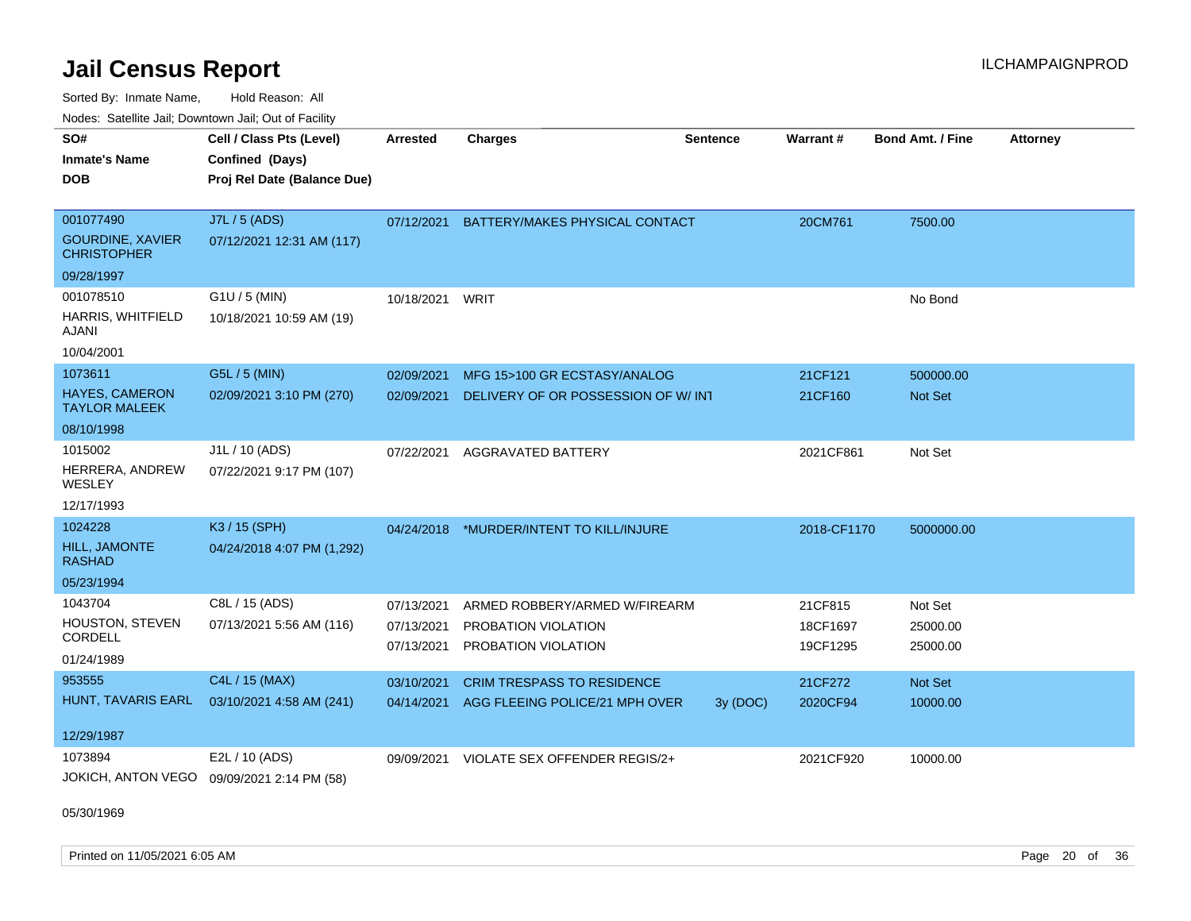# Jail Census Report

ILCHAMPAIGNPROD

Sorted By: Inmate Name, Hold Reason: All

Nodes: Satellite Jail; Downtown Jail; Out of Facility

| SO# / Inmate's Name / DOB | Cell / Class Pts (Level) / Confined (Days) / Proj Rel Date (Balance Due) | Arrested | Charges | Sentence | Warrant # | Bond Amt. / Fine | Attorney |
|---|---|---|---|---|---|---|---|
| 001077490<br>GOURDINE, XAVIER CHRISTOPHER<br>09/28/1997 | J7L / 5 (ADS)<br>07/12/2021 12:31 AM (117) | 07/12/2021 | BATTERY/MAKES PHYSICAL CONTACT | | 20CM761 | 7500.00 | |
| 001078510<br>HARRIS, WHITFIELD AJANI<br>10/04/2001 | G1U / 5 (MIN)<br>10/18/2021 10:59 AM (19) | 10/18/2021 | WRIT | | | No Bond | |
| 1073611<br>HAYES, CAMERON TAYLOR MALEEK<br>08/10/1998 | G5L / 5 (MIN)<br>02/09/2021 3:10 PM (270) | 02/09/2021 | MFG 15>100 GR ECSTASY/ANALOG | | 21CF121 | 500000.00 | |
| | | 02/09/2021 | DELIVERY OF OR POSSESSION OF W/ INT | | 21CF160 | Not Set | |
| 1015002<br>HERRERA, ANDREW WESLEY<br>12/17/1993 | J1L / 10 (ADS)<br>07/22/2021 9:17 PM (107) | 07/22/2021 | AGGRAVATED BATTERY | | 2021CF861 | Not Set | |
| 1024228<br>HILL, JAMONTE RASHAD<br>05/23/1994 | K3 / 15 (SPH)<br>04/24/2018 4:07 PM (1,292) | 04/24/2018 | *MURDER/INTENT TO KILL/INJURE | | 2018-CF1170 | 5000000.00 | |
| 1043704<br>HOUSTON, STEVEN CORDELL<br>01/24/1989 | C8L / 15 (ADS)<br>07/13/2021 5:56 AM (116) | 07/13/2021 | ARMED ROBBERY/ARMED W/FIREARM | | 21CF815 | Not Set | |
| | | 07/13/2021 | PROBATION VIOLATION | | 18CF1697 | 25000.00 | |
| | | 07/13/2021 | PROBATION VIOLATION | | 19CF1295 | 25000.00 | |
| 953555<br>HUNT, TAVARIS EARL<br>12/29/1987 | C4L / 15 (MAX)<br>03/10/2021 4:58 AM (241) | 03/10/2021 | CRIM TRESPASS TO RESIDENCE | | 21CF272 | Not Set | |
| | | 04/14/2021 | AGG FLEEING POLICE/21 MPH OVER | 3y (DOC) | 2020CF94 | 10000.00 | |
| 1073894<br>JOKICH, ANTON VEGO<br>05/30/1969 | E2L / 10 (ADS)<br>09/09/2021 2:14 PM (58) | 09/09/2021 | VIOLATE SEX OFFENDER REGIS/2+ | | 2021CF920 | 10000.00 | |

Printed on 11/05/2021 6:05 AM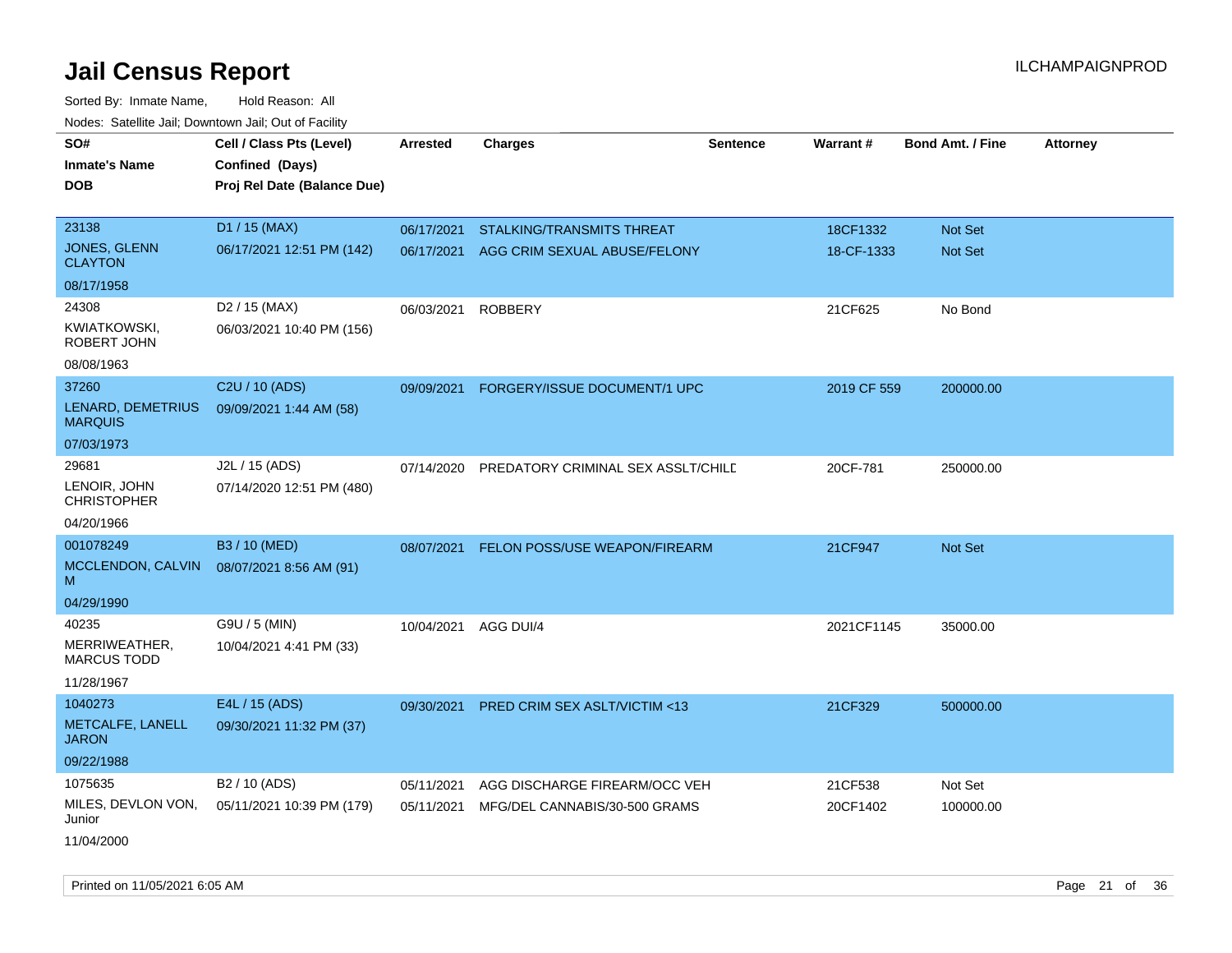# Jail Census Report

ILCHAMPAIGNPROD

Sorted By: Inmate Name, Hold Reason: All

Nodes: Satellite Jail; Downtown Jail; Out of Facility

| SO# / Inmate's Name / DOB | Cell / Class Pts (Level) / Confined (Days) / Proj Rel Date (Balance Due) | Arrested | Charges | Sentence | Warrant # | Bond Amt. / Fine | Attorney |
|---|---|---|---|---|---|---|---|
| 23138<br>JONES, GLENN CLAYTON<br>08/17/1958 | D1 / 15 (MAX)<br>06/17/2021 12:51 PM (142) | 06/17/2021<br>06/17/2021 | STALKING/TRANSMITS THREAT<br>AGG CRIM SEXUAL ABUSE/FELONY | | 18CF1332<br>18-CF-1333 | Not Set<br>Not Set | |
| 24308<br>KWIATKOWSKI, ROBERT JOHN<br>08/08/1963 | D2 / 15 (MAX)<br>06/03/2021 10:40 PM (156) | 06/03/2021 | ROBBERY | | 21CF625 | No Bond | |
| 37260<br>LENARD, DEMETRIUS MARQUIS<br>07/03/1973 | C2U / 10 (ADS)<br>09/09/2021 1:44 AM (58) | 09/09/2021 | FORGERY/ISSUE DOCUMENT/1 UPC | | 2019 CF 559 | 200000.00 | |
| 29681<br>LENOIR, JOHN CHRISTOPHER<br>04/20/1966 | J2L / 15 (ADS)<br>07/14/2020 12:51 PM (480) | 07/14/2020 | PREDATORY CRIMINAL SEX ASSLT/CHILD | | 20CF-781 | 250000.00 | |
| 001078249<br>MCCLENDON, CALVIN M<br>04/29/1990 | B3 / 10 (MED)<br>08/07/2021 8:56 AM (91) | 08/07/2021 | FELON POSS/USE WEAPON/FIREARM | | 21CF947 | Not Set | |
| 40235<br>MERRIWEATHER, MARCUS TODD<br>11/28/1967 | G9U / 5 (MIN)<br>10/04/2021 4:41 PM (33) | 10/04/2021 | AGG DUI/4 | | 2021CF1145 | 35000.00 | |
| 1040273<br>METCALFE, LANELL JARON<br>09/22/1988 | E4L / 15 (ADS)<br>09/30/2021 11:32 PM (37) | 09/30/2021 | PRED CRIM SEX ASLT/VICTIM <13 | | 21CF329 | 500000.00 | |
| 1075635<br>MILES, DEVLON VON, Junior<br>11/04/2000 | B2 / 10 (ADS)<br>05/11/2021 10:39 PM (179) | 05/11/2021<br>05/11/2021 | AGG DISCHARGE FIREARM/OCC VEH<br>MFG/DEL CANNABIS/30-500 GRAMS | | 21CF538<br>20CF1402 | Not Set<br>100000.00 | |

Printed on 11/05/2021 6:05 AM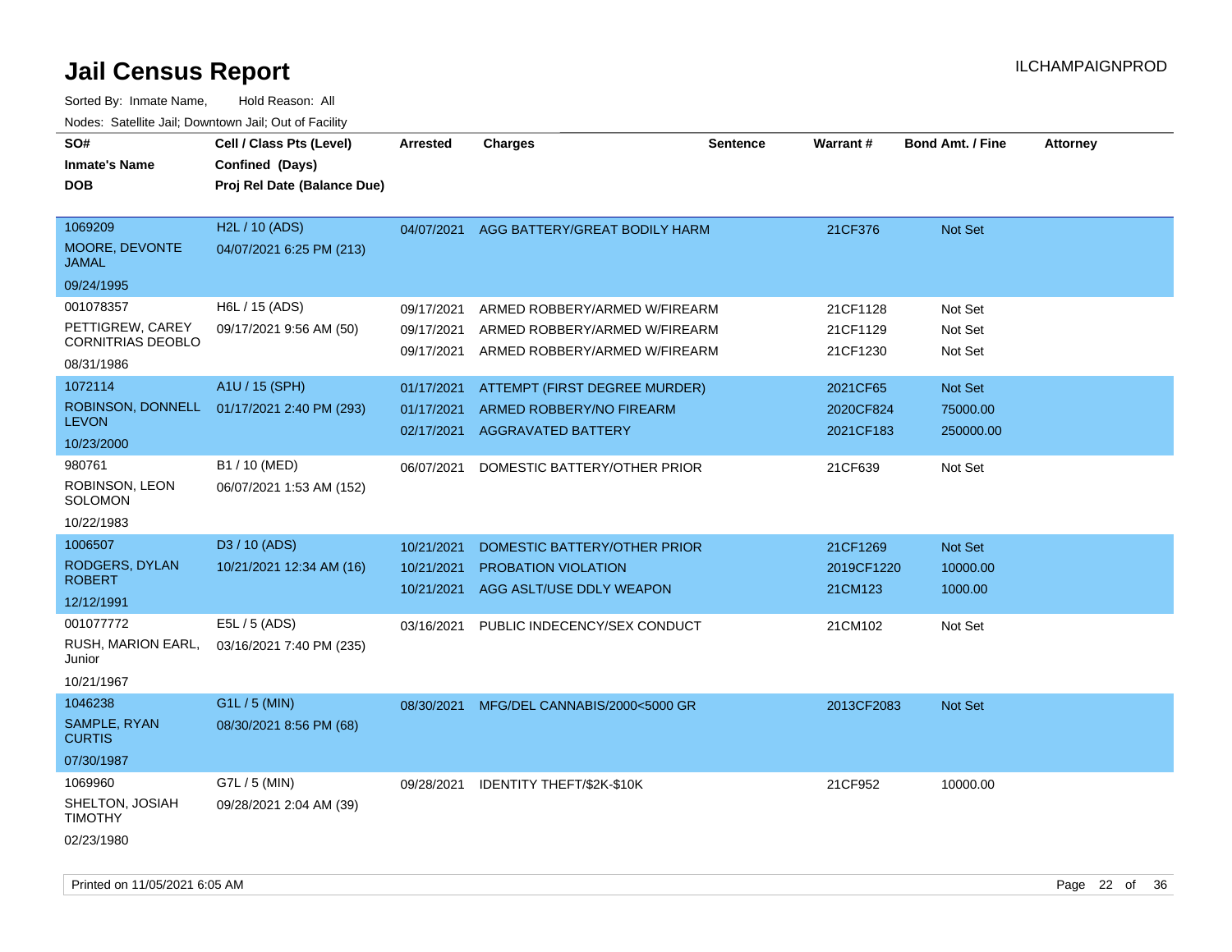# Jail Census Report

ILCHAMPAIGNPROD

Sorted By: Inmate Name, Hold Reason: All

Nodes: Satellite Jail; Downtown Jail; Out of Facility

| SO#<br>Inmate's Name<br>DOB | Cell / Class Pts (Level)<br>Confined (Days)<br>Proj Rel Date (Balance Due) | Arrested | Charges | Sentence | Warrant # | Bond Amt. / Fine | Attorney |
|---|---|---|---|---|---|---|---|
| 1069209<br>MOORE, DEVONTE JAMAL<br>09/24/1995 | H2L / 10 (ADS)<br>04/07/2021 6:25 PM (213) | 04/07/2021 | AGG BATTERY/GREAT BODILY HARM | | 21CF376 | Not Set | |
| 001078357<br>PETTIGREW, CAREY CORNITRIAS DEOBLO<br>08/31/1986 | H6L / 15 (ADS)<br>09/17/2021 9:56 AM (50) | 09/17/2021<br>09/17/2021<br>09/17/2021 | ARMED ROBBERY/ARMED W/FIREARM<br>ARMED ROBBERY/ARMED W/FIREARM<br>ARMED ROBBERY/ARMED W/FIREARM | | 21CF1128<br>21CF1129<br>21CF1230 | Not Set<br>Not Set<br>Not Set | |
| 1072114<br>ROBINSON, DONNELL LEVON<br>10/23/2000 | A1U / 15 (SPH)<br>01/17/2021 2:40 PM (293) | 01/17/2021<br>01/17/2021<br>02/17/2021 | ATTEMPT (FIRST DEGREE MURDER)<br>ARMED ROBBERY/NO FIREARM<br>AGGRAVATED BATTERY | | 2021CF65<br>2020CF824<br>2021CF183 | Not Set<br>75000.00<br>250000.00 | |
| 980761<br>ROBINSON, LEON SOLOMON<br>10/22/1983 | B1 / 10 (MED)<br>06/07/2021 1:53 AM (152) | 06/07/2021 | DOMESTIC BATTERY/OTHER PRIOR | | 21CF639 | Not Set | |
| 1006507<br>RODGERS, DYLAN ROBERT<br>12/12/1991 | D3 / 10 (ADS)<br>10/21/2021 12:34 AM (16) | 10/21/2021<br>10/21/2021<br>10/21/2021 | DOMESTIC BATTERY/OTHER PRIOR<br>PROBATION VIOLATION<br>AGG ASLT/USE DDLY WEAPON | | 21CF1269<br>2019CF1220<br>21CM123 | Not Set<br>10000.00<br>1000.00 | |
| 001077772<br>RUSH, MARION EARL, Junior<br>10/21/1967 | E5L / 5 (ADS)<br>03/16/2021 7:40 PM (235) | 03/16/2021 | PUBLIC INDECENCY/SEX CONDUCT | | 21CM102 | Not Set | |
| 1046238<br>SAMPLE, RYAN CURTIS<br>07/30/1987 | G1L / 5 (MIN)<br>08/30/2021 8:56 PM (68) | 08/30/2021 | MFG/DEL CANNABIS/2000<5000 GR | | 2013CF2083 | Not Set | |
| 1069960<br>SHELTON, JOSIAH TIMOTHY<br>02/23/1980 | G7L / 5 (MIN)<br>09/28/2021 2:04 AM (39) | 09/28/2021 | IDENTITY THEFT/$2K-$10K | | 21CF952 | 10000.00 | |

Printed on 11/05/2021 6:05 AM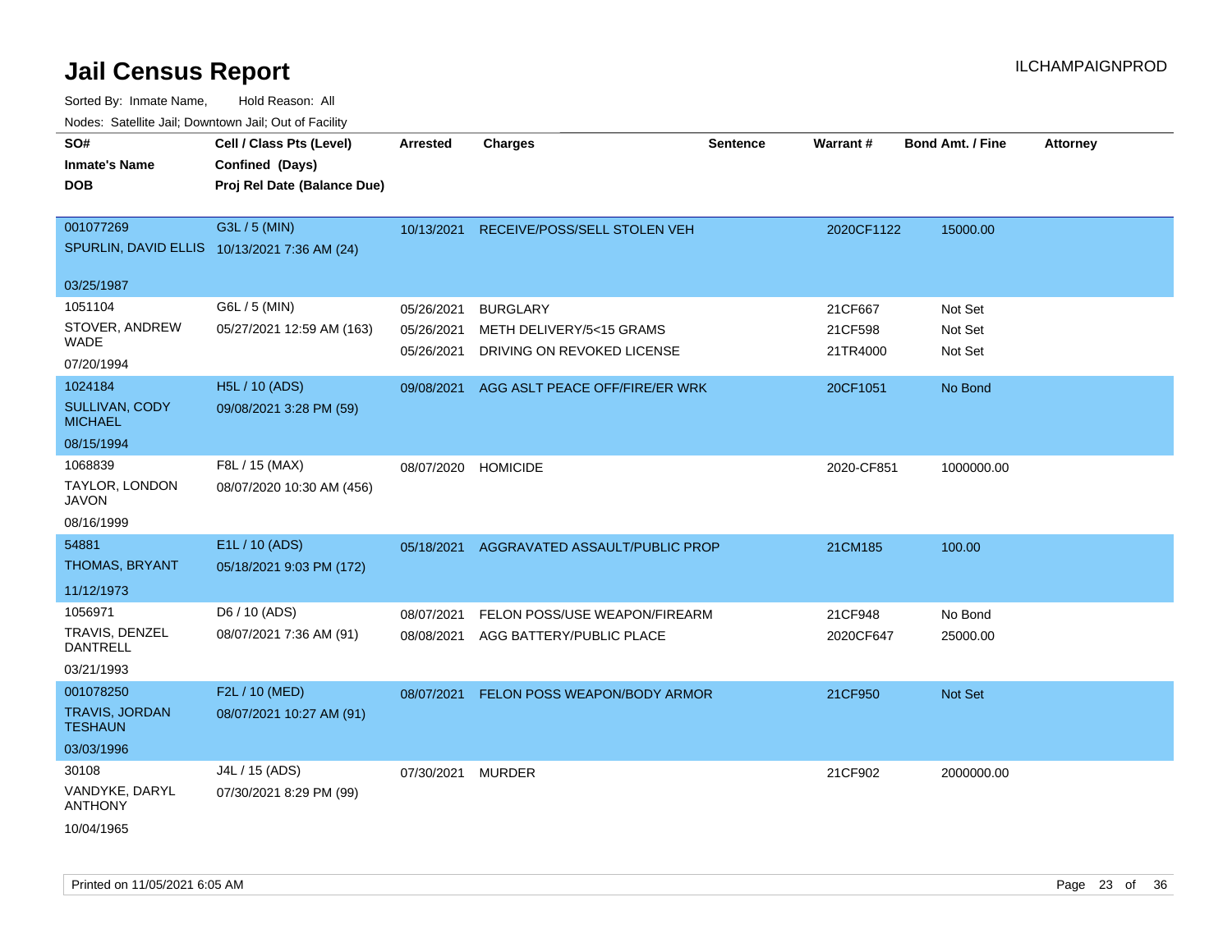# Jail Census Report

ILCHAMPAIGNPROD

Sorted By: Inmate Name, Hold Reason: All

Nodes: Satellite Jail; Downtown Jail; Out of Facility

| SO# / Inmate's Name / DOB | Cell / Class Pts (Level) / Confined (Days) / Proj Rel Date (Balance Due) | Arrested | Charges | Sentence | Warrant # | Bond Amt. / Fine | Attorney |
|---|---|---|---|---|---|---|---|
| 001077269<br>SPURLIN, DAVID ELLIS<br>03/25/1987 | G3L / 5 (MIN)<br>10/13/2021 7:36 AM (24) | 10/13/2021 | RECEIVE/POSS/SELL STOLEN VEH | | 2020CF1122 | 15000.00 | |
| 1051104<br>STOVER, ANDREW WADE<br>07/20/1994 | G6L / 5 (MIN)<br>05/27/2021 12:59 AM (163) | 05/26/2021 | BURGLARY | | 21CF667 | Not Set | |
| | | 05/26/2021 | METH DELIVERY/5<15 GRAMS | | 21CF598 | Not Set | |
| | | 05/26/2021 | DRIVING ON REVOKED LICENSE | | 21TR4000 | Not Set | |
| 1024184<br>SULLIVAN, CODY MICHAEL<br>08/15/1994 | H5L / 10 (ADS)<br>09/08/2021 3:28 PM (59) | 09/08/2021 | AGG ASLT PEACE OFF/FIRE/ER WRK | | 20CF1051 | No Bond | |
| 1068839<br>TAYLOR, LONDON JAVON<br>08/16/1999 | F8L / 15 (MAX)<br>08/07/2020 10:30 AM (456) | 08/07/2020 | HOMICIDE | | 2020-CF851 | 1000000.00 | |
| 54881<br>THOMAS, BRYANT<br>11/12/1973 | E1L / 10 (ADS)<br>05/18/2021 9:03 PM (172) | 05/18/2021 | AGGRAVATED ASSAULT/PUBLIC PROP | | 21CM185 | 100.00 | |
| 1056971<br>TRAVIS, DENZEL DANTRELL<br>03/21/1993 | D6 / 10 (ADS)<br>08/07/2021 7:36 AM (91) | 08/07/2021 | FELON POSS/USE WEAPON/FIREARM | | 21CF948 | No Bond | |
| | | 08/08/2021 | AGG BATTERY/PUBLIC PLACE | | 2020CF647 | 25000.00 | |
| 001078250<br>TRAVIS, JORDAN TESHAUN<br>03/03/1996 | F2L / 10 (MED)<br>08/07/2021 10:27 AM (91) | 08/07/2021 | FELON POSS WEAPON/BODY ARMOR | | 21CF950 | Not Set | |
| 30108<br>VANDYKE, DARYL ANTHONY<br>10/04/1965 | J4L / 15 (ADS)<br>07/30/2021 8:29 PM (99) | 07/30/2021 | MURDER | | 21CF902 | 2000000.00 | |

Printed on 11/05/2021 6:05 AM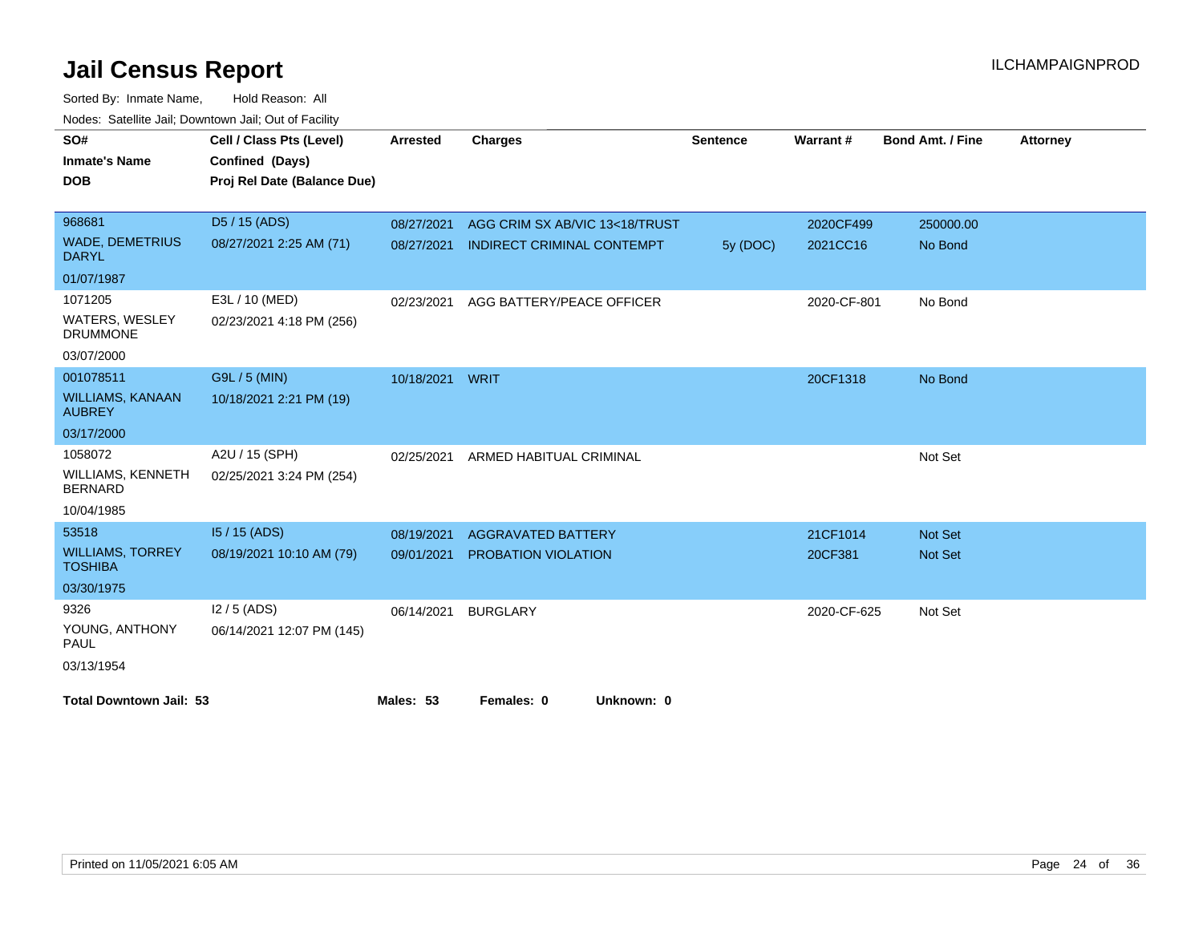# Jail Census Report

ILCHAMPAIGNPROD

Sorted By: Inmate Name, Hold Reason: All

Nodes: Satellite Jail; Downtown Jail; Out of Facility

| SO# / Inmate's Name / DOB | Cell / Class Pts (Level) / Confined (Days) / Proj Rel Date (Balance Due) | Arrested | Charges | Sentence | Warrant # | Bond Amt. / Fine | Attorney |
|---|---|---|---|---|---|---|---|
| 968681<br>WADE, DEMETRIUS DARYL<br>01/07/1987 | D5 / 15 (ADS)<br>08/27/2021 2:25 AM (71) | 08/27/2021 | AGG CRIM SX AB/VIC 13<18/TRUST | | 2020CF499 | 250000.00 | |
| | | 08/27/2021 | INDIRECT CRIMINAL CONTEMPT | 5y (DOC) | 2021CC16 | No Bond | |
| 1071205<br>WATERS, WESLEY DRUMMONE<br>03/07/2000 | E3L / 10 (MED)<br>02/23/2021 4:18 PM (256) | 02/23/2021 | AGG BATTERY/PEACE OFFICER | | 2020-CF-801 | No Bond | |
| 001078511<br>WILLIAMS, KANAAN AUBREY<br>03/17/2000 | G9L / 5 (MIN)<br>10/18/2021 2:21 PM (19) | 10/18/2021 | WRIT | | 20CF1318 | No Bond | |
| 1058072<br>WILLIAMS, KENNETH BERNARD<br>10/04/1985 | A2U / 15 (SPH)<br>02/25/2021 3:24 PM (254) | 02/25/2021 | ARMED HABITUAL CRIMINAL | | | Not Set | |
| 53518<br>WILLIAMS, TORREY TOSHIBA<br>03/30/1975 | I5 / 15 (ADS)<br>08/19/2021 10:10 AM (79) | 08/19/2021 | AGGRAVATED BATTERY | | 21CF1014 | Not Set | |
| | | 09/01/2021 | PROBATION VIOLATION | | 20CF381 | Not Set | |
| 9326<br>YOUNG, ANTHONY PAUL<br>03/13/1954 | I2 / 5 (ADS)<br>06/14/2021 12:07 PM (145) | 06/14/2021 | BURGLARY | | 2020-CF-625 | Not Set | |

**Total Downtown Jail: 53** **Males: 53** **Females: 0** **Unknown: 0**

Printed on 11/05/2021 6:05 AM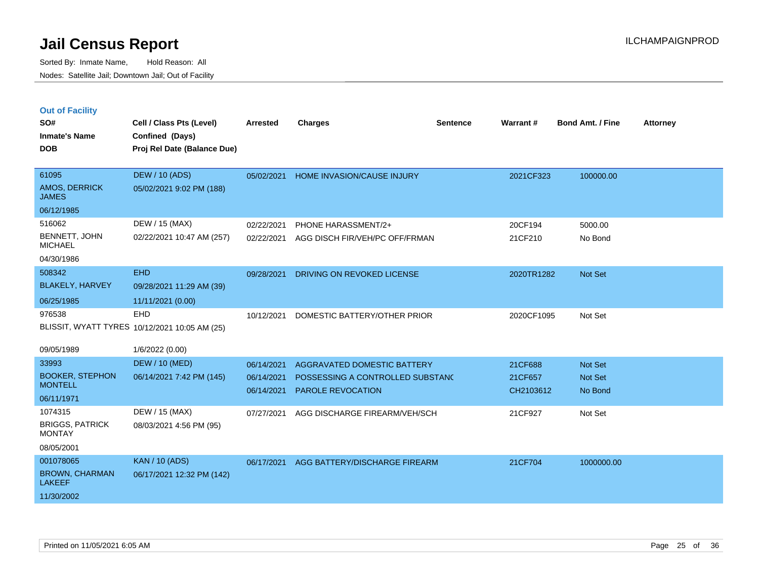# Jail Census Report

Sorted By: Inmate Name, Hold Reason: All

Nodes: Satellite Jail; Downtown Jail; Out of Facility

ILCHAMPAIGNPROD

## Out of Facility

| SO# / Inmate's Name / DOB | Cell / Class Pts (Level) / Confined (Days) / Proj Rel Date (Balance Due) | Arrested | Charges | Sentence | Warrant # | Bond Amt. / Fine | Attorney |
|---|---|---|---|---|---|---|---|
| 61095<br>AMOS, DERRICK JAMES<br>06/12/1985 | DEW / 10 (ADS)<br>05/02/2021 9:02 PM (188) | 05/02/2021 | HOME INVASION/CAUSE INJURY | | 2021CF323 | 100000.00 | |
| 516062<br>BENNETT, JOHN MICHAEL<br>04/30/1986 | DEW / 15 (MAX)<br>02/22/2021 10:47 AM (257) | 02/22/2021<br>02/22/2021 | PHONE HARASSMENT/2+<br>AGG DISCH FIR/VEH/PC OFF/FRMAN | | 20CF194<br>21CF210 | 5000.00<br>No Bond | |
| 508342<br>BLAKELY, HARVEY<br>06/25/1985 | EHD<br>09/28/2021 11:29 AM (39)<br>11/11/2021 (0.00) | 09/28/2021 | DRIVING ON REVOKED LICENSE | | 2020TR1282 | Not Set | |
| 976538<br>BLISSIT, WYATT TYRES<br>09/05/1989 | EHD<br>10/12/2021 10:05 AM (25)<br>1/6/2022 (0.00) | 10/12/2021 | DOMESTIC BATTERY/OTHER PRIOR | | 2020CF1095 | Not Set | |
| 33993<br>BOOKER, STEPHON MONTELL<br>06/11/1971 | DEW / 10 (MED)<br>06/14/2021 7:42 PM (145) | 06/14/2021<br>06/14/2021<br>06/14/2021 | AGGRAVATED DOMESTIC BATTERY<br>POSSESSING A CONTROLLED SUBSTANC<br>PAROLE REVOCATION | | 21CF688<br>21CF657<br>CH2103612 | Not Set<br>Not Set<br>No Bond | |
| 1074315<br>BRIGGS, PATRICK MONTAY<br>08/05/2001 | DEW / 15 (MAX)<br>08/03/2021 4:56 PM (95) | 07/27/2021 | AGG DISCHARGE FIREARM/VEH/SCH | | 21CF927 | Not Set | |
| 001078065<br>BROWN, CHARMAN LAKEEF<br>11/30/2002 | KAN / 10 (ADS)<br>06/17/2021 12:32 PM (142) | 06/17/2021 | AGG BATTERY/DISCHARGE FIREARM | | 21CF704 | 1000000.00 | |

Printed on 11/05/2021 6:05 AM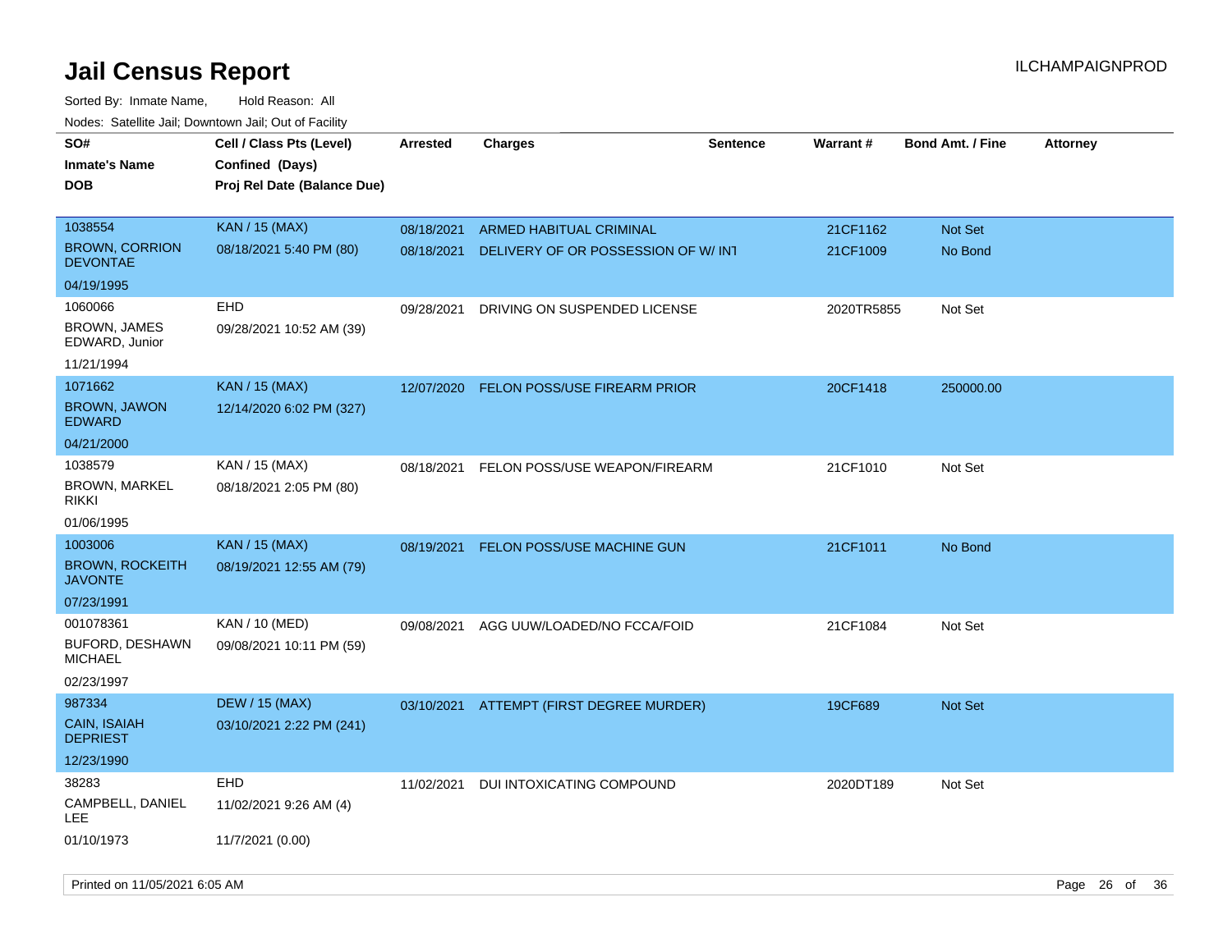# Jail Census Report

ILCHAMPAIGNPROD

Sorted By: Inmate Name, Hold Reason: All

Nodes: Satellite Jail; Downtown Jail; Out of Facility

| SO# / Inmate's Name / DOB | Cell / Class Pts (Level) / Confined (Days) / Proj Rel Date (Balance Due) | Arrested | Charges | Sentence | Warrant # | Bond Amt. / Fine | Attorney |
|---|---|---|---|---|---|---|---|
| 1038554<br>BROWN, CORRION DEVONTAE<br>04/19/1995 | KAN / 15 (MAX)<br>08/18/2021 5:40 PM (80) | 08/18/2021<br>08/18/2021 | ARMED HABITUAL CRIMINAL<br>DELIVERY OF OR POSSESSION OF W/ INT | | 21CF1162<br>21CF1009 | Not Set<br>No Bond | |
| 1060066<br>BROWN, JAMES EDWARD, Junior<br>11/21/1994 | EHD<br>09/28/2021 10:52 AM (39) | 09/28/2021 | DRIVING ON SUSPENDED LICENSE | | 2020TR5855 | Not Set | |
| 1071662<br>BROWN, JAWON EDWARD<br>04/21/2000 | KAN / 15 (MAX)<br>12/14/2020 6:02 PM (327) | 12/07/2020 | FELON POSS/USE FIREARM PRIOR | | 20CF1418 | 250000.00 | |
| 1038579<br>BROWN, MARKEL RIKKI<br>01/06/1995 | KAN / 15 (MAX)<br>08/18/2021 2:05 PM (80) | 08/18/2021 | FELON POSS/USE WEAPON/FIREARM | | 21CF1010 | Not Set | |
| 1003006<br>BROWN, ROCKEITH JAVONTE<br>07/23/1991 | KAN / 15 (MAX)<br>08/19/2021 12:55 AM (79) | 08/19/2021 | FELON POSS/USE MACHINE GUN | | 21CF1011 | No Bond | |
| 001078361<br>BUFORD, DESHAWN MICHAEL<br>02/23/1997 | KAN / 10 (MED)<br>09/08/2021 10:11 PM (59) | 09/08/2021 | AGG UUW/LOADED/NO FCCA/FOID | | 21CF1084 | Not Set | |
| 987334<br>CAIN, ISAIAH DEPRIEST<br>12/23/1990 | DEW / 15 (MAX)<br>03/10/2021 2:22 PM (241) | 03/10/2021 | ATTEMPT (FIRST DEGREE MURDER) | | 19CF689 | Not Set | |
| 38283<br>CAMPBELL, DANIEL LEE<br>01/10/1973 | EHD<br>11/02/2021 9:26 AM (4)<br>11/7/2021 (0.00) | 11/02/2021 | DUI INTOXICATING COMPOUND | | 2020DT189 | Not Set | |

Printed on 11/05/2021 6:05 AM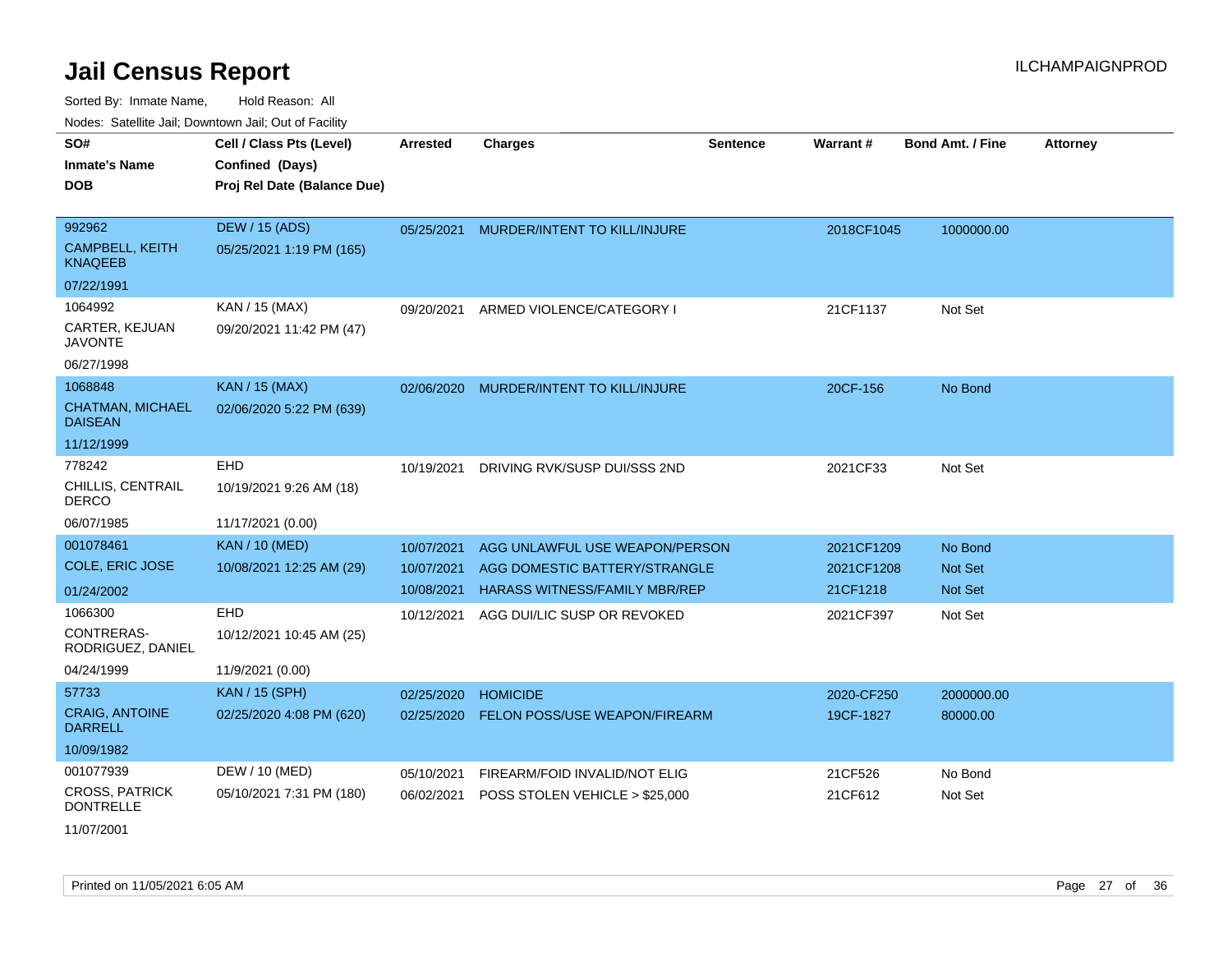# Jail Census Report

ILCHAMPAIGNPROD

Sorted By: Inmate Name, Hold Reason: All

Nodes: Satellite Jail; Downtown Jail; Out of Facility

| SO# / Inmate's Name / DOB | Cell / Class Pts (Level) / Confined (Days) / Proj Rel Date (Balance Due) | Arrested | Charges | Sentence | Warrant # | Bond Amt. / Fine | Attorney |
|---|---|---|---|---|---|---|---|
| 992962<br>CAMPBELL, KEITH KNAQEEB<br>07/22/1991 | DEW / 15 (ADS)<br>05/25/2021 1:19 PM (165) | 05/25/2021 | MURDER/INTENT TO KILL/INJURE | | 2018CF1045 | 1000000.00 | |
| 1064992<br>CARTER, KEJUAN JAVONTE<br>06/27/1998 | KAN / 15 (MAX)<br>09/20/2021 11:42 PM (47) | 09/20/2021 | ARMED VIOLENCE/CATEGORY I | | 21CF1137 | Not Set | |
| 1068848<br>CHATMAN, MICHAEL DAISEAN<br>11/12/1999 | KAN / 15 (MAX)<br>02/06/2020 5:22 PM (639) | 02/06/2020 | MURDER/INTENT TO KILL/INJURE | | 20CF-156 | No Bond | |
| 778242<br>CHILLIS, CENTRAIL DERCO<br>06/07/1985 | EHD<br>10/19/2021 9:26 AM (18)<br>11/17/2021 (0.00) | 10/19/2021 | DRIVING RVK/SUSP DUI/SSS 2ND | | 2021CF33 | Not Set | |
| 001078461<br>COLE, ERIC JOSE<br>01/24/2002 | KAN / 10 (MED)<br>10/08/2021 12:25 AM (29) | 10/07/2021<br>10/07/2021<br>10/08/2021 | AGG UNLAWFUL USE WEAPON/PERSON<br>AGG DOMESTIC BATTERY/STRANGLE<br>HARASS WITNESS/FAMILY MBR/REP | | 2021CF1209<br>2021CF1208<br>21CF1218 | No Bond<br>Not Set<br>Not Set | |
| 1066300<br>CONTRERAS-RODRIGUEZ, DANIEL<br>04/24/1999 | EHD<br>10/12/2021 10:45 AM (25)<br>11/9/2021 (0.00) | 10/12/2021 | AGG DUI/LIC SUSP OR REVOKED | | 2021CF397 | Not Set | |
| 57733<br>CRAIG, ANTOINE DARRELL<br>10/09/1982 | KAN / 15 (SPH)<br>02/25/2020 4:08 PM (620) | 02/25/2020<br>02/25/2020 | HOMICIDE<br>FELON POSS/USE WEAPON/FIREARM | | 2020-CF250<br>19CF-1827 | 2000000.00<br>80000.00 | |
| 001077939<br>CROSS, PATRICK DONTRELLE<br>11/07/2001 | DEW / 10 (MED)<br>05/10/2021 7:31 PM (180) | 05/10/2021<br>06/02/2021 | FIREARM/FOID INVALID/NOT ELIG<br>POSS STOLEN VEHICLE > $25,000 | | 21CF526<br>21CF612 | No Bond<br>Not Set | |

Printed on 11/05/2021 6:05 AM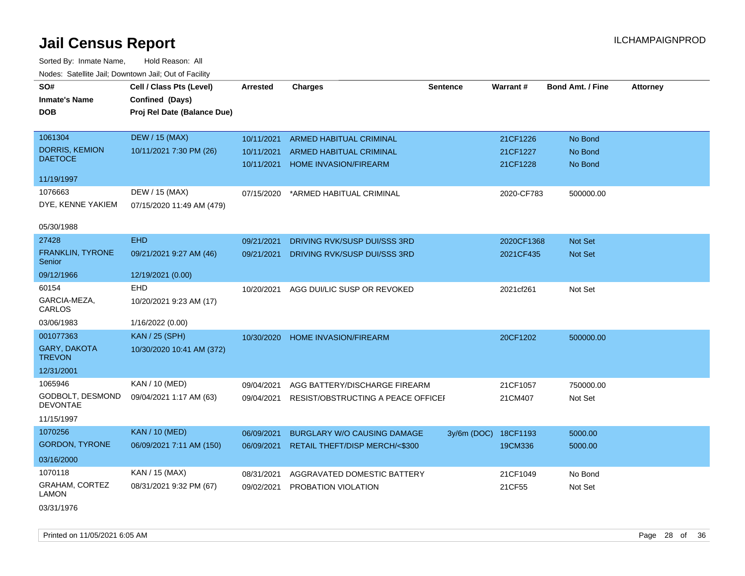# Jail Census Report

Sorted By: Inmate Name, Hold Reason: All

Nodes: Satellite Jail; Downtown Jail; Out of Facility

ILCHAMPAIGNPROD

| SO# / Inmate's Name / DOB | Cell / Class Pts (Level) / Confined (Days) / Proj Rel Date (Balance Due) | Arrested | Charges | Sentence | Warrant # | Bond Amt. / Fine | Attorney |
|---|---|---|---|---|---|---|---|
| 1061304 | DEW / 15 (MAX) | 10/11/2021 | ARMED HABITUAL CRIMINAL | | 21CF1226 | No Bond | |
| DORRIS, KEMION DAETOCE | 10/11/2021 7:30 PM (26) | 10/11/2021 | ARMED HABITUAL CRIMINAL | | 21CF1227 | No Bond | |
| 11/19/1997 | | 10/11/2021 | HOME INVASION/FIREARM | | 21CF1228 | No Bond | |
| 1076663 | DEW / 15 (MAX) | 07/15/2020 | *ARMED HABITUAL CRIMINAL | | 2020-CF783 | 500000.00 | |
| DYE, KENNE YAKIEM | 07/15/2020 11:49 AM (479) | | | | | | |
| 05/30/1988 | | | | | | | |
| 27428 | EHD | 09/21/2021 | DRIVING RVK/SUSP DUI/SSS 3RD | | 2020CF1368 | Not Set | |
| FRANKLIN, TYRONE Senior | 09/21/2021 9:27 AM (46) | 09/21/2021 | DRIVING RVK/SUSP DUI/SSS 3RD | | 2021CF435 | Not Set | |
| 09/12/1966 | 12/19/2021 (0.00) | | | | | | |
| 60154 | EHD | 10/20/2021 | AGG DUI/LIC SUSP OR REVOKED | | 2021cf261 | Not Set | |
| GARCIA-MEZA, CARLOS | 10/20/2021 9:23 AM (17) | | | | | | |
| 03/06/1983 | 1/16/2022 (0.00) | | | | | | |
| 001077363 | KAN / 25 (SPH) | 10/30/2020 | HOME INVASION/FIREARM | | 20CF1202 | 500000.00 | |
| GARY, DAKOTA TREVON | 10/30/2020 10:41 AM (372) | | | | | | |
| 12/31/2001 | | | | | | | |
| 1065946 | KAN / 10 (MED) | 09/04/2021 | AGG BATTERY/DISCHARGE FIREARM | | 21CF1057 | 750000.00 | |
| GODBOLT, DESMOND DEVONTAE | 09/04/2021 1:17 AM (63) | 09/04/2021 | RESIST/OBSTRUCTING A PEACE OFFICEI | | 21CM407 | Not Set | |
| 11/15/1997 | | | | | | | |
| 1070256 | KAN / 10 (MED) | 06/09/2021 | BURGLARY W/O CAUSING DAMAGE | 3y/6m (DOC) | 18CF1193 | 5000.00 | |
| GORDON, TYRONE | 06/09/2021 7:11 AM (150) | 06/09/2021 | RETAIL THEFT/DISP MERCH/<$300 | | 19CM336 | 5000.00 | |
| 03/16/2000 | | | | | | | |
| 1070118 | KAN / 15 (MAX) | 08/31/2021 | AGGRAVATED DOMESTIC BATTERY | | 21CF1049 | No Bond | |
| GRAHAM, CORTEZ LAMON | 08/31/2021 9:32 PM (67) | 09/02/2021 | PROBATION VIOLATION | | 21CF55 | Not Set | |
| 03/31/1976 | | | | | | | |

Printed on 11/05/2021 6:05 AM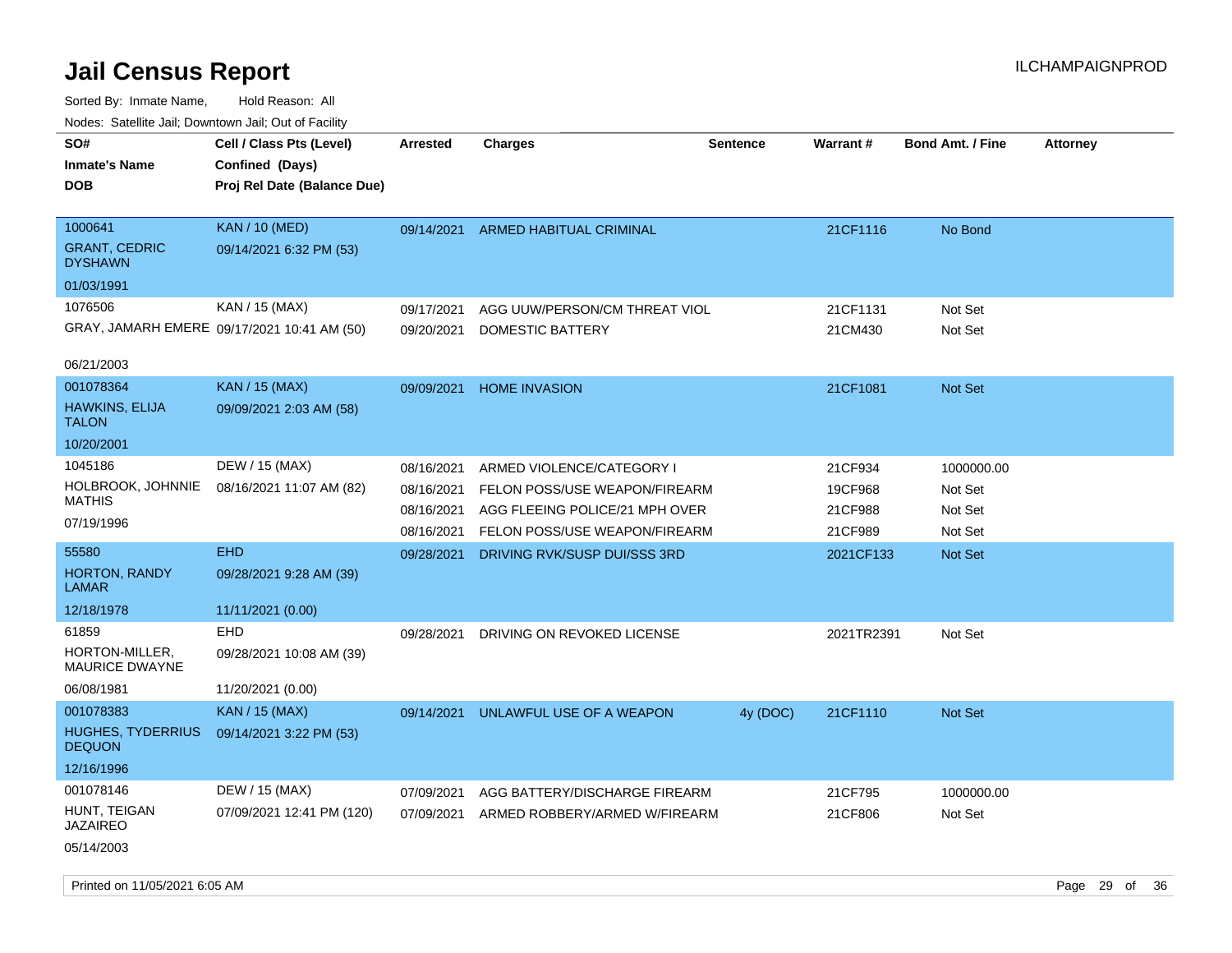# Jail Census Report

ILCHAMPAIGNPROD

Sorted By: Inmate Name, Hold Reason: All

Nodes: Satellite Jail; Downtown Jail; Out of Facility

| SO# / Inmate's Name / DOB | Cell / Class Pts (Level) / Confined (Days) / Proj Rel Date (Balance Due) | Arrested | Charges | Sentence | Warrant # | Bond Amt. / Fine | Attorney |
|---|---|---|---|---|---|---|---|
| 1000641<br>GRANT, CEDRIC DYSHAWN<br>01/03/1991 | KAN / 10 (MED)<br>09/14/2021 6:32 PM (53) | 09/14/2021 | ARMED HABITUAL CRIMINAL | | 21CF1116 | No Bond | |
| 1076506<br>GRAY, JAMARH EMERE<br>06/21/2003 | KAN / 15 (MAX)<br>09/17/2021 10:41 AM (50) | 09/17/2021 | AGG UUW/PERSON/CM THREAT VIOL | | 21CF1131 | Not Set | |
| | | 09/20/2021 | DOMESTIC BATTERY | | 21CM430 | Not Set | |
| 001078364<br>HAWKINS, ELIJA TALON<br>10/20/2001 | KAN / 15 (MAX)<br>09/09/2021 2:03 AM (58) | 09/09/2021 | HOME INVASION | | 21CF1081 | Not Set | |
| 1045186<br>HOLBROOK, JOHNNIE MATHIS<br>07/19/1996 | DEW / 15 (MAX)<br>08/16/2021 11:07 AM (82) | 08/16/2021 | ARMED VIOLENCE/CATEGORY I | | 21CF934 | 1000000.00 | |
| | | 08/16/2021 | FELON POSS/USE WEAPON/FIREARM | | 19CF968 | Not Set | |
| | | 08/16/2021 | AGG FLEEING POLICE/21 MPH OVER | | 21CF988 | Not Set | |
| | | 08/16/2021 | FELON POSS/USE WEAPON/FIREARM | | 21CF989 | Not Set | |
| 55580<br>HORTON, RANDY LAMAR<br>12/18/1978 | EHD<br>09/28/2021 9:28 AM (39)<br>11/11/2021 (0.00) | 09/28/2021 | DRIVING RVK/SUSP DUI/SSS 3RD | | 2021CF133 | Not Set | |
| 61859<br>HORTON-MILLER, MAURICE DWAYNE<br>06/08/1981 | EHD<br>09/28/2021 10:08 AM (39)<br>11/20/2021 (0.00) | 09/28/2021 | DRIVING ON REVOKED LICENSE | | 2021TR2391 | Not Set | |
| 001078383<br>HUGHES, TYDERRIUS DEQUON<br>12/16/1996 | KAN / 15 (MAX)<br>09/14/2021 3:22 PM (53) | 09/14/2021 | UNLAWFUL USE OF A WEAPON | 4y (DOC) | 21CF1110 | Not Set | |
| 001078146<br>HUNT, TEIGAN JAZAIREO<br>05/14/2003 | DEW / 15 (MAX)<br>07/09/2021 12:41 PM (120) | 07/09/2021 | AGG BATTERY/DISCHARGE FIREARM | | 21CF795 | 1000000.00 | |
| | | 07/09/2021 | ARMED ROBBERY/ARMED W/FIREARM | | 21CF806 | Not Set | |

Printed on 11/05/2021 6:05 AM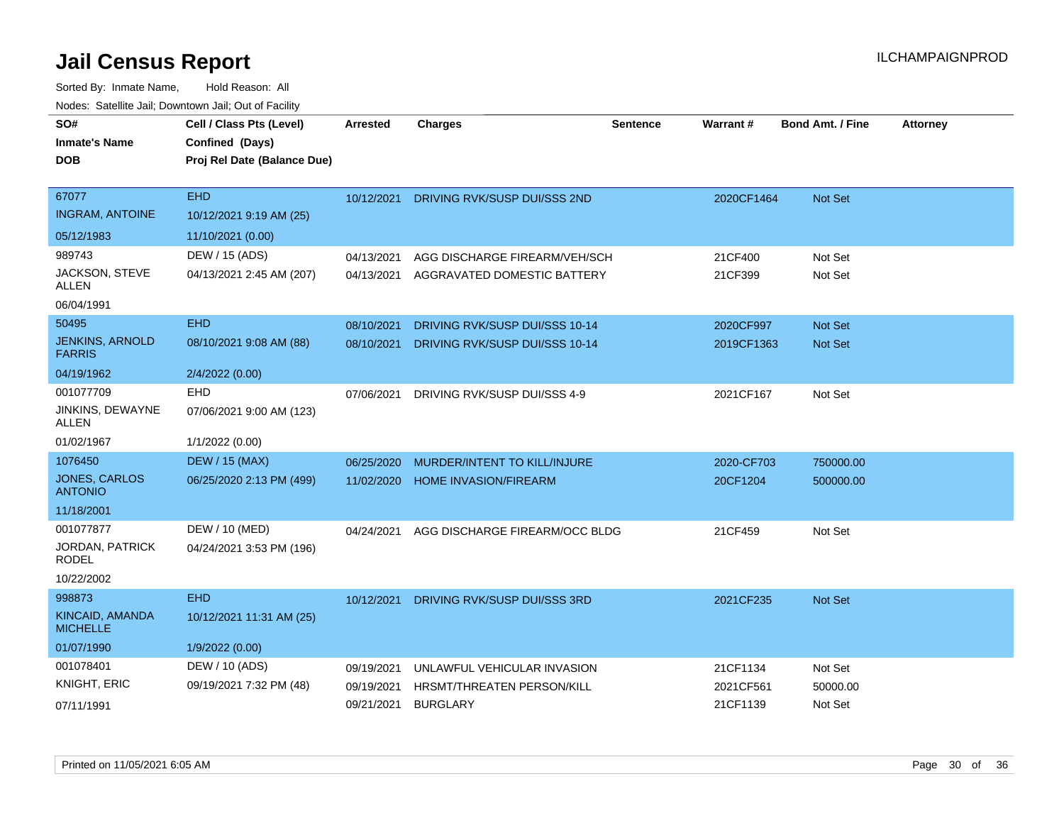# Jail Census Report

ILCHAMPAIGNPROD

Sorted By: Inmate Name, Hold Reason: All

Nodes: Satellite Jail; Downtown Jail; Out of Facility

| SO# / Inmate's Name / DOB | Cell / Class Pts (Level) / Confined (Days) / Proj Rel Date (Balance Due) | Arrested | Charges | Sentence | Warrant # | Bond Amt. / Fine | Attorney |
|---|---|---|---|---|---|---|---|
| 67077<br>INGRAM, ANTOINE<br>05/12/1983 | EHD<br>10/12/2021 9:19 AM (25)<br>11/10/2021 (0.00) | 10/12/2021 | DRIVING RVK/SUSP DUI/SSS 2ND | | 2020CF1464 | Not Set | |
| 989743<br>JACKSON, STEVE ALLEN<br>06/04/1991 | DEW / 15 (ADS)<br>04/13/2021 2:45 AM (207) | 04/13/2021<br>04/13/2021 | AGG DISCHARGE FIREARM/VEH/SCH<br>AGGRAVATED DOMESTIC BATTERY | | 21CF400<br>21CF399 | Not Set<br>Not Set | |
| 50495<br>JENKINS, ARNOLD FARRIS<br>04/19/1962 | EHD<br>08/10/2021 9:08 AM (88)<br>2/4/2022 (0.00) | 08/10/2021<br>08/10/2021 | DRIVING RVK/SUSP DUI/SSS 10-14<br>DRIVING RVK/SUSP DUI/SSS 10-14 | | 2020CF997<br>2019CF1363 | Not Set<br>Not Set | |
| 001077709<br>JINKINS, DEWAYNE ALLEN<br>01/02/1967 | EHD<br>07/06/2021 9:00 AM (123)<br>1/1/2022 (0.00) | 07/06/2021 | DRIVING RVK/SUSP DUI/SSS 4-9 | | 2021CF167 | Not Set | |
| 1076450<br>JONES, CARLOS ANTONIO<br>11/18/2001 | DEW / 15 (MAX)<br>06/25/2020 2:13 PM (499) | 06/25/2020<br>11/02/2020 | MURDER/INTENT TO KILL/INJURE<br>HOME INVASION/FIREARM | | 2020-CF703<br>20CF1204 | 750000.00<br>500000.00 | |
| 001077877<br>JORDAN, PATRICK RODEL<br>10/22/2002 | DEW / 10 (MED)<br>04/24/2021 3:53 PM (196) | 04/24/2021 | AGG DISCHARGE FIREARM/OCC BLDG | | 21CF459 | Not Set | |
| 998873<br>KINCAID, AMANDA MICHELLE<br>01/07/1990 | EHD<br>10/12/2021 11:31 AM (25)<br>1/9/2022 (0.00) | 10/12/2021 | DRIVING RVK/SUSP DUI/SSS 3RD | | 2021CF235 | Not Set | |
| 001078401<br>KNIGHT, ERIC<br>07/11/1991 | DEW / 10 (ADS)<br>09/19/2021 7:32 PM (48) | 09/19/2021<br>09/19/2021<br>09/21/2021 | UNLAWFUL VEHICULAR INVASION<br>HRSMT/THREATEN PERSON/KILL<br>BURGLARY | | 21CF1134<br>2021CF561<br>21CF1139 | Not Set<br>50000.00<br>Not Set | |

Printed on 11/05/2021 6:05 AM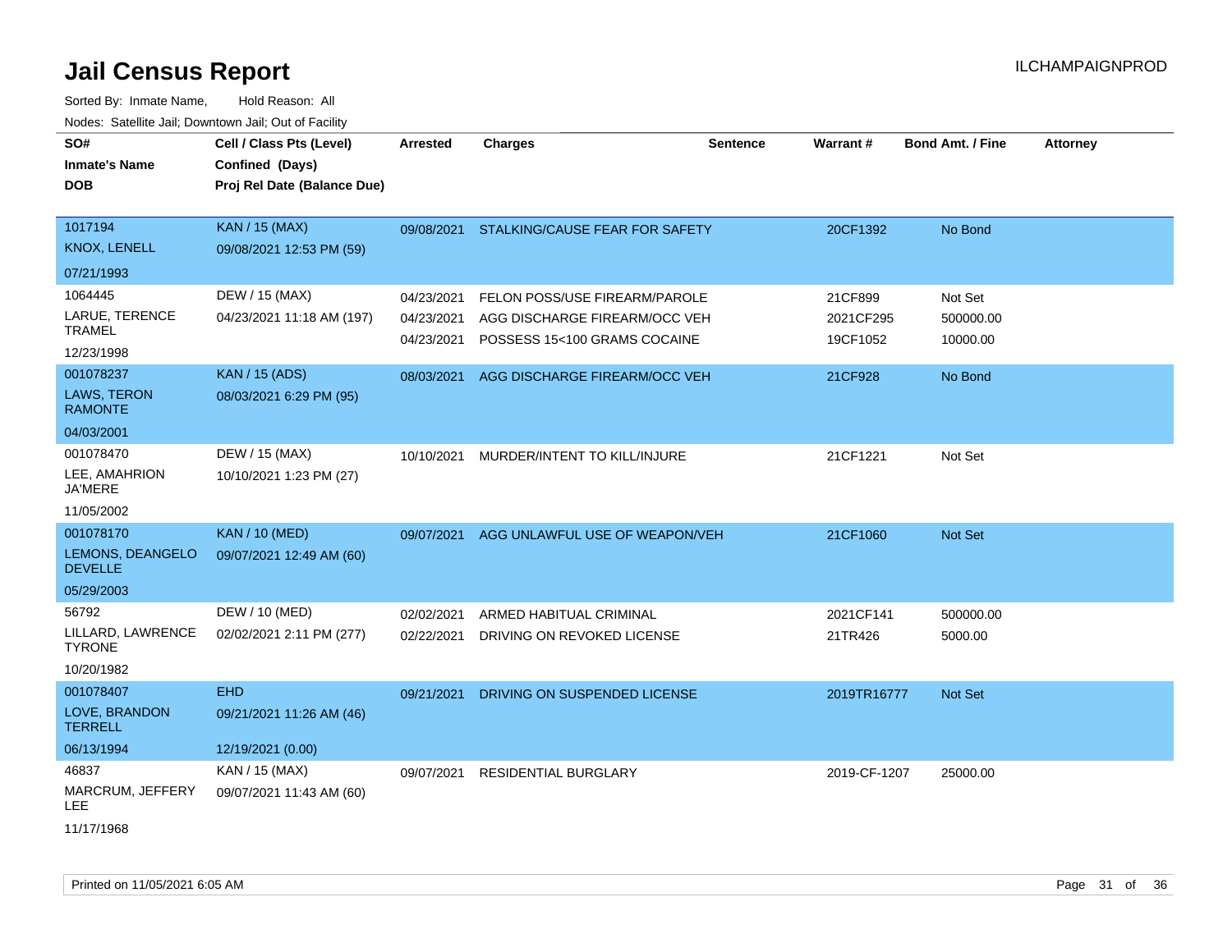# Jail Census Report

Sorted By: Inmate Name, Hold Reason: All

Nodes: Satellite Jail; Downtown Jail; Out of Facility

ILCHAMPAIGNPROD

| SO# / Inmate's Name / DOB | Cell / Class Pts (Level) / Confined (Days) / Proj Rel Date (Balance Due) | Arrested | Charges | Sentence | Warrant # | Bond Amt. / Fine | Attorney |
|---|---|---|---|---|---|---|---|
| 1017194<br>KNOX, LENELL<br>07/21/1993 | KAN / 15 (MAX)<br>09/08/2021 12:53 PM (59) | 09/08/2021 | STALKING/CAUSE FEAR FOR SAFETY | | 20CF1392 | No Bond | |
| 1064445<br>LARUE, TERENCE TRAMEL<br>12/23/1998 | DEW / 15 (MAX)<br>04/23/2021 11:18 AM (197) | 04/23/2021<br>04/23/2021<br>04/23/2021 | FELON POSS/USE FIREARM/PAROLE<br>AGG DISCHARGE FIREARM/OCC VEH<br>POSSESS 15<100 GRAMS COCAINE | | 21CF899<br>2021CF295<br>19CF1052 | Not Set<br>500000.00<br>10000.00 | |
| 001078237<br>LAWS, TERON RAMONTE<br>04/03/2001 | KAN / 15 (ADS)<br>08/03/2021 6:29 PM (95) | 08/03/2021 | AGG DISCHARGE FIREARM/OCC VEH | | 21CF928 | No Bond | |
| 001078470<br>LEE, AMAHRION JA'MERE<br>11/05/2002 | DEW / 15 (MAX)<br>10/10/2021 1:23 PM (27) | 10/10/2021 | MURDER/INTENT TO KILL/INJURE | | 21CF1221 | Not Set | |
| 001078170<br>LEMONS, DEANGELO DEVELLE<br>05/29/2003 | KAN / 10 (MED)<br>09/07/2021 12:49 AM (60) | 09/07/2021 | AGG UNLAWFUL USE OF WEAPON/VEH | | 21CF1060 | Not Set | |
| 56792<br>LILLARD, LAWRENCE TYRONE<br>10/20/1982 | DEW / 10 (MED)<br>02/02/2021 2:11 PM (277) | 02/02/2021<br>02/22/2021 | ARMED HABITUAL CRIMINAL<br>DRIVING ON REVOKED LICENSE | | 2021CF141<br>21TR426 | 500000.00<br>5000.00 | |
| 001078407<br>LOVE, BRANDON TERRELL<br>06/13/1994 | EHD<br>09/21/2021 11:26 AM (46)<br>12/19/2021 (0.00) | 09/21/2021 | DRIVING ON SUSPENDED LICENSE | | 2019TR16777 | Not Set | |
| 46837<br>MARCRUM, JEFFERY LEE<br>11/17/1968 | KAN / 15 (MAX)<br>09/07/2021 11:43 AM (60) | 09/07/2021 | RESIDENTIAL BURGLARY | | 2019-CF-1207 | 25000.00 | |

Printed on 11/05/2021 6:05 AM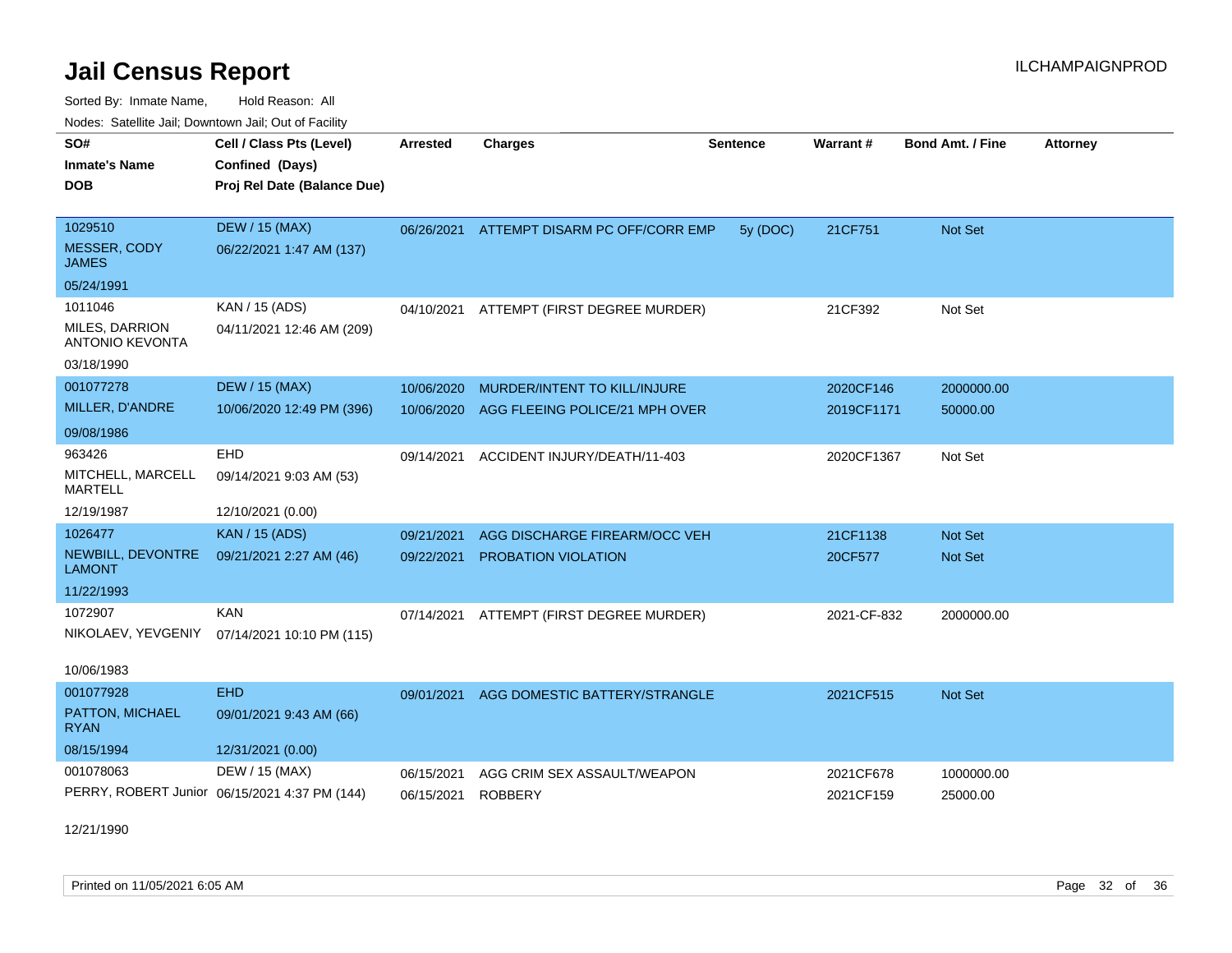# Jail Census Report

Sorted By: Inmate Name, Hold Reason: All

Nodes: Satellite Jail; Downtown Jail; Out of Facility

| SO# / Inmate's Name / DOB | Cell / Class Pts (Level) / Confined (Days) / Proj Rel Date (Balance Due) | Arrested | Charges | Sentence | Warrant # | Bond Amt. / Fine | Attorney |
|---|---|---|---|---|---|---|---|
| 1029510<br>MESSER, CODY JAMES<br>05/24/1991 | DEW / 15 (MAX)<br>06/22/2021 1:47 AM (137) | 06/26/2021 | ATTEMPT DISARM PC OFF/CORR EMP | 5y (DOC) | 21CF751 | Not Set | |
| 1011046<br>MILES, DARRION ANTONIO KEVONTA<br>03/18/1990 | KAN / 15 (ADS)<br>04/11/2021 12:46 AM (209) | 04/10/2021 | ATTEMPT (FIRST DEGREE MURDER) | | 21CF392 | Not Set | |
| 001077278<br>MILLER, D'ANDRE<br>09/08/1986 | DEW / 15 (MAX)<br>10/06/2020 12:49 PM (396) | 10/06/2020 | MURDER/INTENT TO KILL/INJURE | | 2020CF146 | 2000000.00 | |
| | | 10/06/2020 | AGG FLEEING POLICE/21 MPH OVER | | 2019CF1171 | 50000.00 | |
| 963426<br>MITCHELL, MARCELL MARTELL<br>12/19/1987 | EHD<br>09/14/2021 9:03 AM (53)<br>12/10/2021 (0.00) | 09/14/2021 | ACCIDENT INJURY/DEATH/11-403 | | 2020CF1367 | Not Set | |
| 1026477<br>NEWBILL, DEVONTRE LAMONT<br>11/22/1993 | KAN / 15 (ADS)<br>09/21/2021 2:27 AM (46) | 09/21/2021 | AGG DISCHARGE FIREARM/OCC VEH | | 21CF1138 | Not Set | |
| | | 09/22/2021 | PROBATION VIOLATION | | 20CF577 | Not Set | |
| 1072907<br>NIKOLAEV, YEVGENIY<br>10/06/1983 | KAN<br>07/14/2021 10:10 PM (115) | 07/14/2021 | ATTEMPT (FIRST DEGREE MURDER) | | 2021-CF-832 | 2000000.00 | |
| 001077928<br>PATTON, MICHAEL RYAN<br>08/15/1994 | EHD<br>09/01/2021 9:43 AM (66)<br>12/31/2021 (0.00) | 09/01/2021 | AGG DOMESTIC BATTERY/STRANGLE | | 2021CF515 | Not Set | |
| 001078063<br>PERRY, ROBERT Junior<br>12/21/1990 | DEW / 15 (MAX)<br>06/15/2021 4:37 PM (144) | 06/15/2021 | AGG CRIM SEX ASSAULT/WEAPON | | 2021CF678 | 1000000.00 | |
| | | 06/15/2021 | ROBBERY | | 2021CF159 | 25000.00 | |

Printed on 11/05/2021 6:05 AM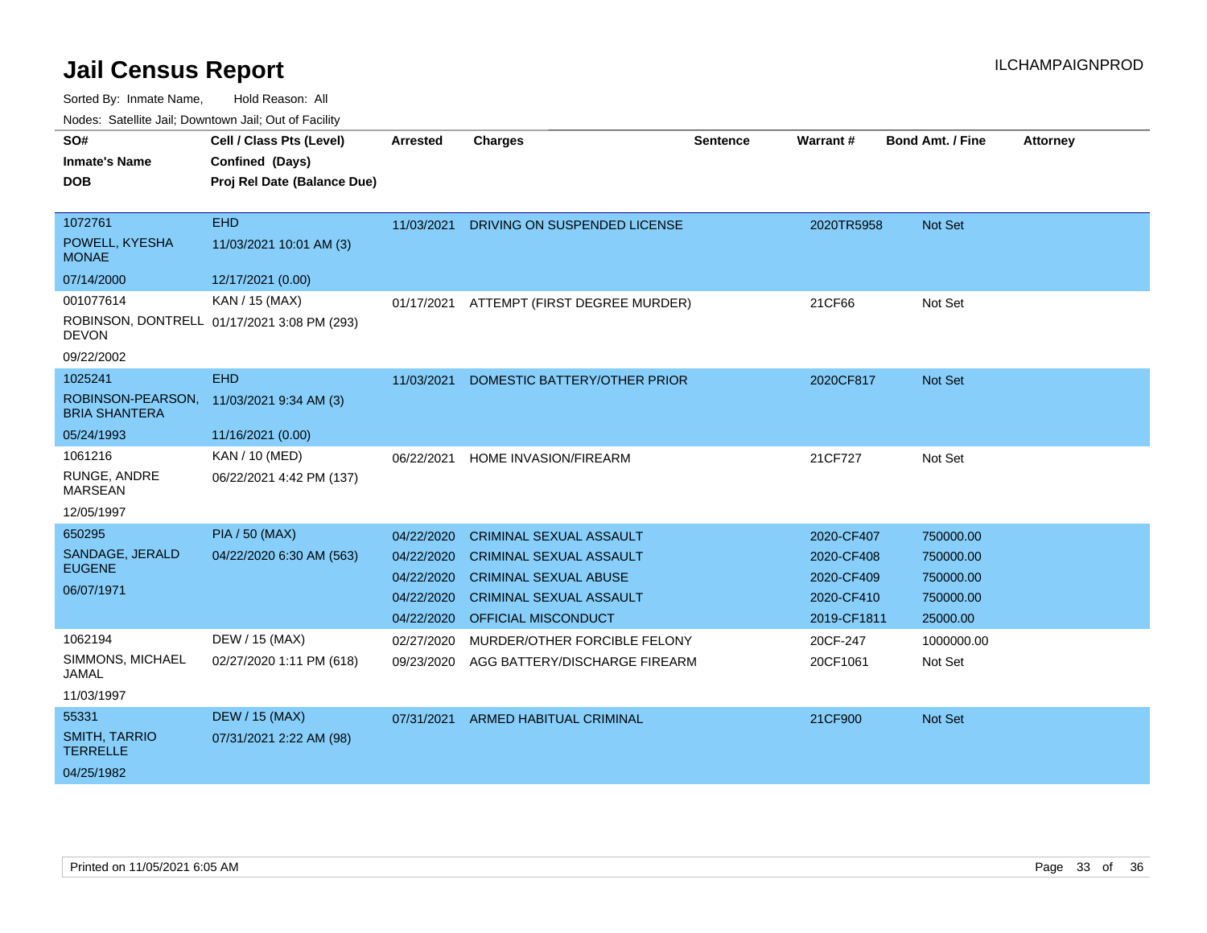# Jail Census Report

ILCHAMPAIGNPROD

Sorted By: Inmate Name, Hold Reason: All

Nodes: Satellite Jail; Downtown Jail; Out of Facility

| SO# / Inmate's Name / DOB | Cell / Class Pts (Level) / Confined (Days) / Proj Rel Date (Balance Due) | Arrested | Charges | Sentence | Warrant # | Bond Amt. / Fine | Attorney |
|---|---|---|---|---|---|---|---|
| 1072761<br>POWELL, KYESHA MONAE<br>07/14/2000 | EHD<br>11/03/2021 10:01 AM (3)<br>12/17/2021 (0.00) | 11/03/2021 | DRIVING ON SUSPENDED LICENSE | | 2020TR5958 | Not Set | |
| 001077614<br>ROBINSON, DONTRELL DEVON<br>09/22/2002 | KAN / 15 (MAX)<br>01/17/2021 3:08 PM (293) | 01/17/2021 | ATTEMPT (FIRST DEGREE MURDER) | | 21CF66 | Not Set | |
| 1025241<br>ROBINSON-PEARSON, BRIA SHANTERA<br>05/24/1993 | EHD<br>11/03/2021 9:34 AM (3)<br>11/16/2021 (0.00) | 11/03/2021 | DOMESTIC BATTERY/OTHER PRIOR | | 2020CF817 | Not Set | |
| 1061216<br>RUNGE, ANDRE MARSEAN<br>12/05/1997 | KAN / 10 (MED)<br>06/22/2021 4:42 PM (137) | 06/22/2021 | HOME INVASION/FIREARM | | 21CF727 | Not Set | |
| 650295<br>SANDAGE, JERALD EUGENE<br>06/07/1971 | PIA / 50 (MAX)<br>04/22/2020 6:30 AM (563) | 04/22/2020 | CRIMINAL SEXUAL ASSAULT | | 2020-CF407 | 750000.00 | |
| | | 04/22/2020 | CRIMINAL SEXUAL ASSAULT | | 2020-CF408 | 750000.00 | |
| | | 04/22/2020 | CRIMINAL SEXUAL ABUSE | | 2020-CF409 | 750000.00 | |
| | | 04/22/2020 | CRIMINAL SEXUAL ASSAULT | | 2020-CF410 | 750000.00 | |
| | | 04/22/2020 | OFFICIAL MISCONDUCT | | 2019-CF1811 | 25000.00 | |
| 1062194<br>SIMMONS, MICHAEL JAMAL<br>11/03/1997 | DEW / 15 (MAX)<br>02/27/2020 1:11 PM (618) | 02/27/2020 | MURDER/OTHER FORCIBLE FELONY | | 20CF-247 | 1000000.00 | |
| | | 09/23/2020 | AGG BATTERY/DISCHARGE FIREARM | | 20CF1061 | Not Set | |
| 55331<br>SMITH, TARRIO TERRELLE<br>04/25/1982 | DEW / 15 (MAX)<br>07/31/2021 2:22 AM (98) | 07/31/2021 | ARMED HABITUAL CRIMINAL | | 21CF900 | Not Set | |

Printed on 11/05/2021 6:05 AM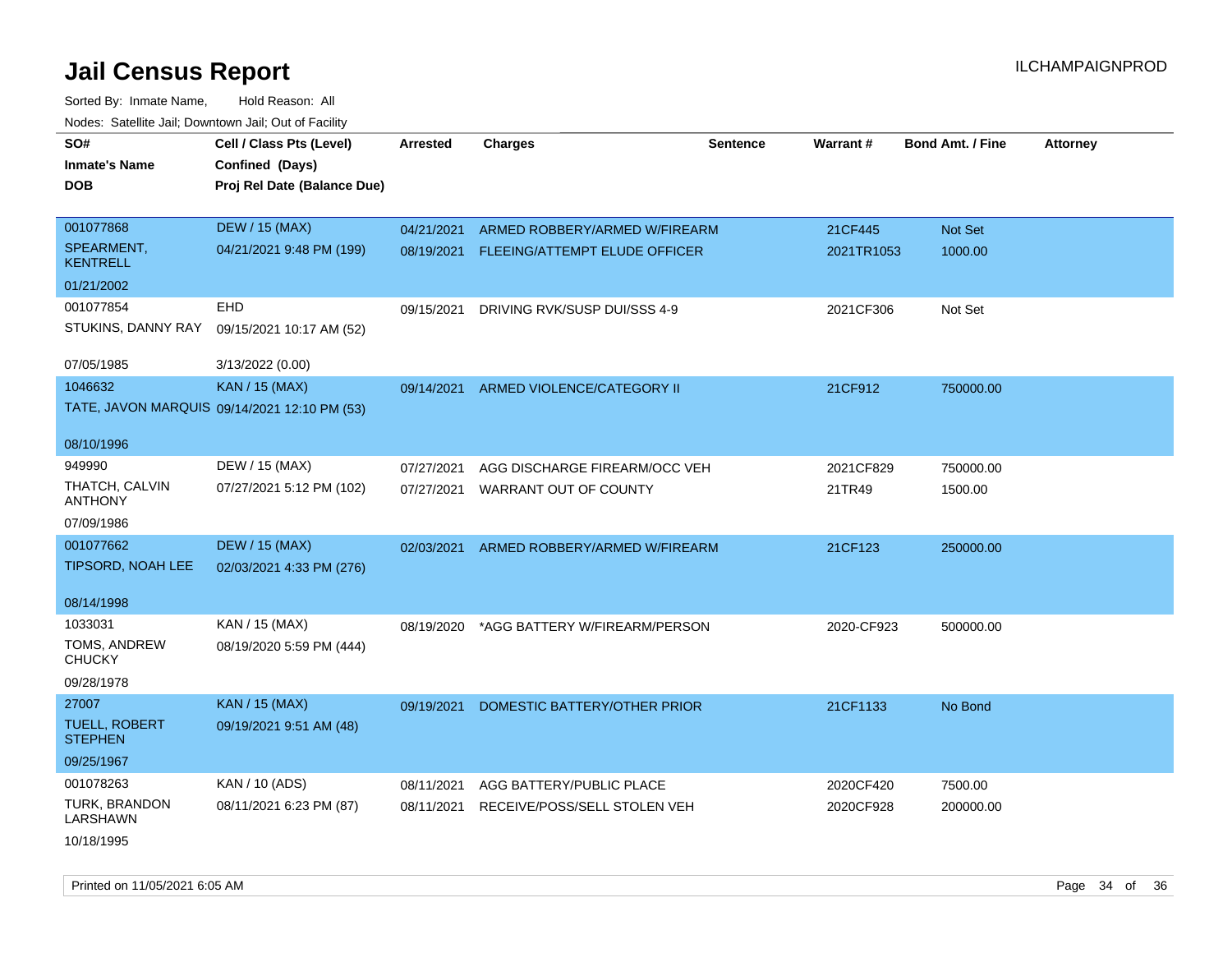# Jail Census Report

Sorted By: Inmate Name, Hold Reason: All

Nodes: Satellite Jail; Downtown Jail; Out of Facility

| SO# / Inmate's Name / DOB | Cell / Class Pts (Level) / Confined (Days) / Proj Rel Date (Balance Due) | Arrested | Charges | Sentence | Warrant # | Bond Amt. / Fine | Attorney |
|---|---|---|---|---|---|---|---|
| 001077868<br>SPEARMENT, KENTRELL<br>01/21/2002 | DEW / 15 (MAX)<br>04/21/2021 9:48 PM (199) | 04/21/2021<br>08/19/2021 | ARMED ROBBERY/ARMED W/FIREARM<br>FLEEING/ATTEMPT ELUDE OFFICER | | 21CF445<br>2021TR1053 | Not Set<br>1000.00 | |
| 001077854<br>STUKINS, DANNY RAY<br>07/05/1985 | EHD<br>09/15/2021 10:17 AM (52)<br>3/13/2022 (0.00) | 09/15/2021 | DRIVING RVK/SUSP DUI/SSS 4-9 | | 2021CF306 | Not Set | |
| 1046632<br>TATE, JAVON MARQUIS<br>08/10/1996 | KAN / 15 (MAX)<br>09/14/2021 12:10 PM (53) | 09/14/2021 | ARMED VIOLENCE/CATEGORY II | | 21CF912 | 750000.00 | |
| 949990<br>THATCH, CALVIN ANTHONY<br>07/09/1986 | DEW / 15 (MAX)<br>07/27/2021 5:12 PM (102) | 07/27/2021<br>07/27/2021 | AGG DISCHARGE FIREARM/OCC VEH<br>WARRANT OUT OF COUNTY | | 2021CF829<br>21TR49 | 750000.00<br>1500.00 | |
| 001077662<br>TIPSORD, NOAH LEE<br>08/14/1998 | DEW / 15 (MAX)<br>02/03/2021 4:33 PM (276) | 02/03/2021 | ARMED ROBBERY/ARMED W/FIREARM | | 21CF123 | 250000.00 | |
| 1033031<br>TOMS, ANDREW CHUCKY<br>09/28/1978 | KAN / 15 (MAX)<br>08/19/2020 5:59 PM (444) | 08/19/2020 | *AGG BATTERY W/FIREARM/PERSON | | 2020-CF923 | 500000.00 | |
| 27007<br>TUELL, ROBERT STEPHEN<br>09/25/1967 | KAN / 15 (MAX)<br>09/19/2021 9:51 AM (48) | 09/19/2021 | DOMESTIC BATTERY/OTHER PRIOR | | 21CF1133 | No Bond | |
| 001078263<br>TURK, BRANDON LARSHAWN<br>10/18/1995 | KAN / 10 (ADS)<br>08/11/2021 6:23 PM (87) | 08/11/2021<br>08/11/2021 | AGG BATTERY/PUBLIC PLACE<br>RECEIVE/POSS/SELL STOLEN VEH | | 2020CF420<br>2020CF928 | 7500.00<br>200000.00 | |

Printed on 11/05/2021 6:05 AM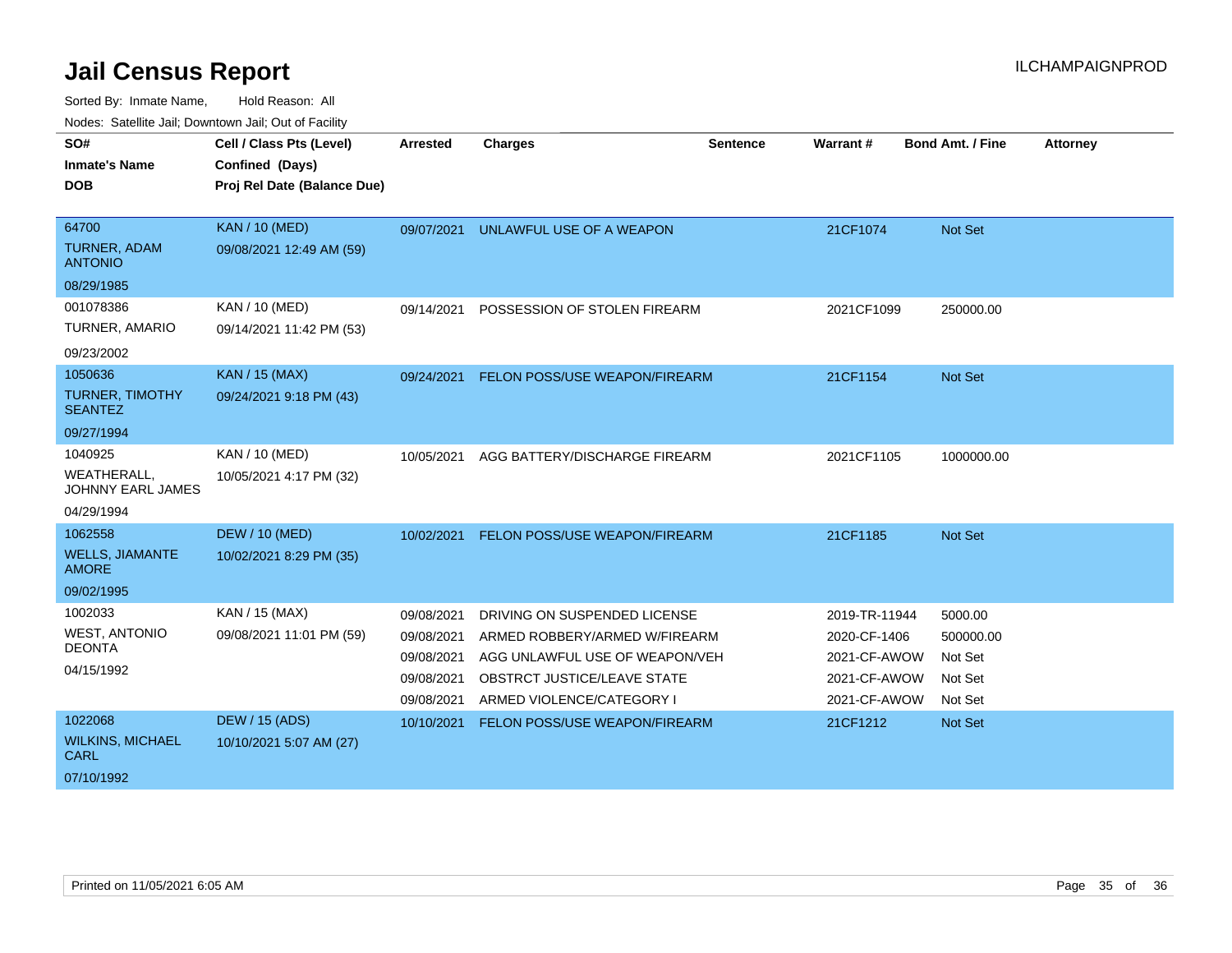# Jail Census Report

Sorted By: Inmate Name, Hold Reason: All

Nodes: Satellite Jail; Downtown Jail; Out of Facility

ILCHAMPAIGNPROD

| SO# / Inmate's Name / DOB | Cell / Class Pts (Level) / Confined (Days) / Proj Rel Date (Balance Due) | Arrested | Charges | Sentence | Warrant # | Bond Amt. / Fine | Attorney |
|---|---|---|---|---|---|---|---|
| 64700<br>TURNER, ADAM ANTONIO<br>08/29/1985 | KAN / 10 (MED)<br>09/08/2021 12:49 AM (59) | 09/07/2021 | UNLAWFUL USE OF A WEAPON | | 21CF1074 | Not Set | |
| 001078386<br>TURNER, AMARIO<br>09/23/2002 | KAN / 10 (MED)<br>09/14/2021 11:42 PM (53) | 09/14/2021 | POSSESSION OF STOLEN FIREARM | | 2021CF1099 | 250000.00 | |
| 1050636<br>TURNER, TIMOTHY SEANTEZ<br>09/27/1994 | KAN / 15 (MAX)<br>09/24/2021 9:18 PM (43) | 09/24/2021 | FELON POSS/USE WEAPON/FIREARM | | 21CF1154 | Not Set | |
| 1040925<br>WEATHERALL, JOHNNY EARL JAMES<br>04/29/1994 | KAN / 10 (MED)<br>10/05/2021 4:17 PM (32) | 10/05/2021 | AGG BATTERY/DISCHARGE FIREARM | | 2021CF1105 | 1000000.00 | |
| 1062558<br>WELLS, JIAMANTE AMORE<br>09/02/1995 | DEW / 10 (MED)<br>10/02/2021 8:29 PM (35) | 10/02/2021 | FELON POSS/USE WEAPON/FIREARM | | 21CF1185 | Not Set | |
| 1002033<br>WEST, ANTONIO DEONTA<br>04/15/1992 | KAN / 15 (MAX)<br>09/08/2021 11:01 PM (59) | 09/08/2021 | DRIVING ON SUSPENDED LICENSE | | 2019-TR-11944 | 5000.00 | |
| | | 09/08/2021 | ARMED ROBBERY/ARMED W/FIREARM | | 2020-CF-1406 | 500000.00 | |
| | | 09/08/2021 | AGG UNLAWFUL USE OF WEAPON/VEH | | 2021-CF-AWOW | Not Set | |
| | | 09/08/2021 | OBSTRCT JUSTICE/LEAVE STATE | | 2021-CF-AWOW | Not Set | |
| | | 09/08/2021 | ARMED VIOLENCE/CATEGORY I | | 2021-CF-AWOW | Not Set | |
| 1022068<br>WILKINS, MICHAEL CARL<br>07/10/1992 | DEW / 15 (ADS)<br>10/10/2021 5:07 AM (27) | 10/10/2021 | FELON POSS/USE WEAPON/FIREARM | | 21CF1212 | Not Set | |

Printed on 11/05/2021 6:05 AM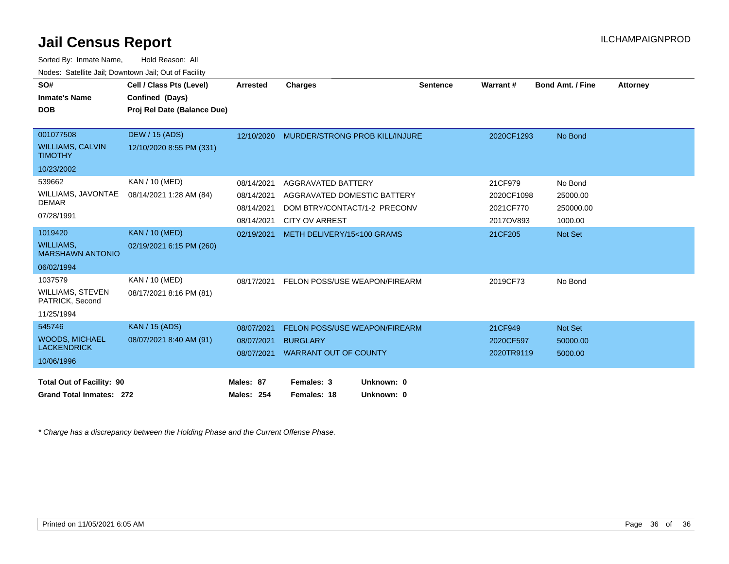# Jail Census Report

ILCHAMPAIGNPROD

Sorted By: Inmate Name, Hold Reason: All

Nodes: Satellite Jail; Downtown Jail; Out of Facility

| SO# / Inmate's Name / DOB | Cell / Class Pts (Level) / Confined (Days) / Proj Rel Date (Balance Due) | Arrested | Charges | Sentence | Warrant # | Bond Amt. / Fine | Attorney |
|---|---|---|---|---|---|---|---|
| 001077508<br>WILLIAMS, CALVIN TIMOTHY<br>10/23/2002 | DEW / 15 (ADS)<br>12/10/2020 8:55 PM (331) | 12/10/2020 | MURDER/STRONG PROB KILL/INJURE | | 2020CF1293 | No Bond | |
| 539662<br>WILLIAMS, JAVONTAE DEMAR<br>07/28/1991 | KAN / 10 (MED)<br>08/14/2021 1:28 AM (84) | 08/14/2021<br>08/14/2021<br>08/14/2021<br>08/14/2021 | AGGRAVATED BATTERY<br>AGGRAVATED DOMESTIC BATTERY<br>DOM BTRY/CONTACT/1-2 PRECONV<br>CITY OV ARREST | | 21CF979<br>2020CF1098<br>2021CF770<br>2017OV893 | No Bond<br>25000.00<br>250000.00<br>1000.00 | |
| 1019420<br>WILLIAMS, MARSHAWN ANTONIO<br>06/02/1994 | KAN / 10 (MED)<br>02/19/2021 6:15 PM (260) | 02/19/2021 | METH DELIVERY/15<100 GRAMS | | 21CF205 | Not Set | |
| 1037579<br>WILLIAMS, STEVEN PATRICK, Second<br>11/25/1994 | KAN / 10 (MED)<br>08/17/2021 8:16 PM (81) | 08/17/2021 | FELON POSS/USE WEAPON/FIREARM | | 2019CF73 | No Bond | |
| 545746<br>WOODS, MICHAEL LACKENDRICK<br>10/06/1996 | KAN / 15 (ADS)<br>08/07/2021 8:40 AM (91) | 08/07/2021<br>08/07/2021<br>08/07/2021 | FELON POSS/USE WEAPON/FIREARM<br>BURGLARY<br>WARRANT OUT OF COUNTY | | 21CF949<br>2020CF597<br>2020TR9119 | Not Set<br>50000.00<br>5000.00 | |

| | | | |
|---|---|---|---|
| **Total Out of Facility: 90** | **Males: 87** | **Females: 3** | **Unknown: 0** |
| **Grand Total Inmates: 272** | **Males: 254** | **Females: 18** | **Unknown: 0** |

*\* Charge has a discrepancy between the Holding Phase and the Current Offense Phase.*

Printed on 11/05/2021 6:05 AM